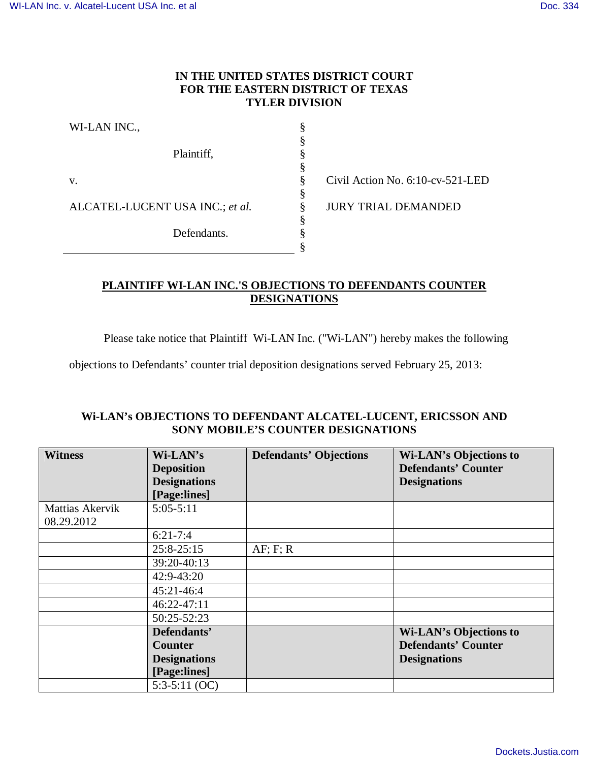**IN THE UNITED STATES DISTRICT COURT**
**FOR THE EASTERN DISTRICT OF TEXAS**
**TYLER DIVISION**

| | | |
|---|---|---|
| WI-LAN INC., | § | |
| | § | |
| Plaintiff, | § | |
| | § | |
| v. | § | Civil Action No. 6:10-cv-521-LED |
| | § | |
| ALCATEL-LUCENT USA INC.; *et al.* | § | JURY TRIAL DEMANDED |
| | § | |
| Defendants. | § | |
| | § | |

## PLAINTIFF WI-LAN INC.'S OBJECTIONS TO DEFENDANTS COUNTER DESIGNATIONS

Please take notice that Plaintiff Wi-LAN Inc. ("Wi-LAN") hereby makes the following objections to Defendants' counter trial deposition designations served February 25, 2013:

### Wi-LAN's OBJECTIONS TO DEFENDANT ALCATEL-LUCENT, ERICSSON AND SONY MOBILE'S COUNTER DESIGNATIONS

| Witness | Wi-LAN's Deposition Designations [Page:lines] | Defendants' Objections | Wi-LAN's Objections to Defendants' Counter Designations |
|---|---|---|---|
| Mattias Akervik 08.29.2012 | 5:05-5:11 | | |
| | 6:21-7:4 | | |
| | 25:8-25:15 | AF; F; R | |
| | 39:20-40:13 | | |
| | 42:9-43:20 | | |
| | 45:21-46:4 | | |
| | 46:22-47:11 | | |
| | 50:25-52:23 | | |
| | **Defendants' Counter Designations [Page:lines]** | | **Wi-LAN's Objections to Defendants' Counter Designations** |
| | 5:3-5:11 (OC) | | |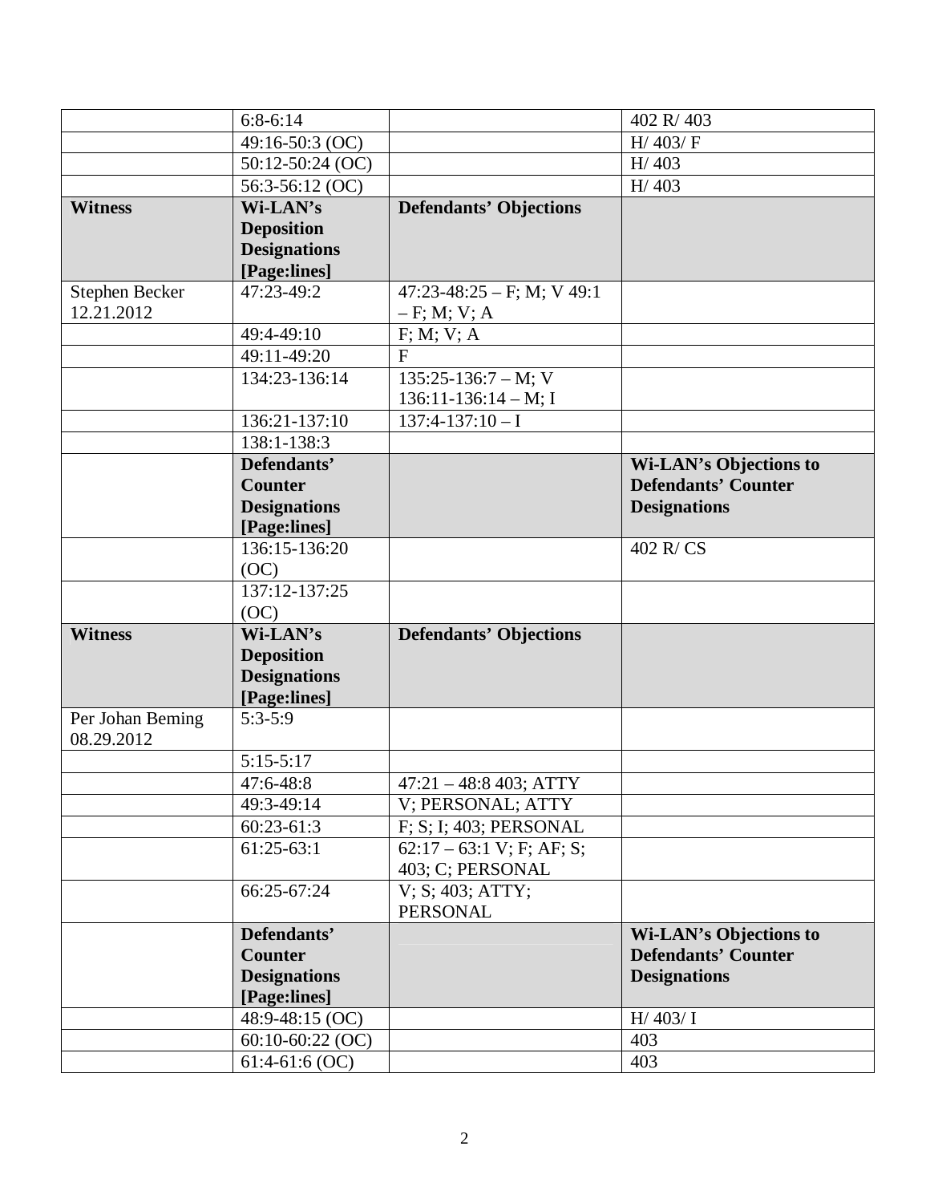| | | | |
|---|---|---|---|
| | 6:8-6:14 | | 402 R/ 403 |
| | 49:16-50:3 (OC) | | H/ 403/ F |
| | 50:12-50:24 (OC) | | H/ 403 |
| | 56:3-56:12 (OC) | | H/ 403 |
| **Witness** | **Wi-LAN's Deposition Designations [Page:lines]** | **Defendants' Objections** | |
| Stephen Becker 12.21.2012 | 47:23-49:2 | 47:23-48:25 – F; M; V 49:1 – F; M; V; A | |
| | 49:4-49:10 | F; M; V; A | |
| | 49:11-49:20 | F | |
| | 134:23-136:14 | 135:25-136:7 – M; V 136:11-136:14 – M; I | |
| | 136:21-137:10 | 137:4-137:10 – I | |
| | 138:1-138:3 | | |
| | **Defendants' Counter Designations [Page:lines]** | | **Wi-LAN's Objections to Defendants' Counter Designations** |
| | 136:15-136:20 (OC) | | 402 R/ CS |
| | 137:12-137:25 (OC) | | |
| **Witness** | **Wi-LAN's Deposition Designations [Page:lines]** | **Defendants' Objections** | |
| Per Johan Beming 08.29.2012 | 5:3-5:9 | | |
| | 5:15-5:17 | | |
| | 47:6-48:8 | 47:21 – 48:8 403; ATTY | |
| | 49:3-49:14 | V; PERSONAL; ATTY | |
| | 60:23-61:3 | F; S; I; 403; PERSONAL | |
| | 61:25-63:1 | 62:17 – 63:1 V; F; AF; S; 403; C; PERSONAL | |
| | 66:25-67:24 | V; S; 403; ATTY; PERSONAL | |
| | **Defendants' Counter Designations [Page:lines]** | | **Wi-LAN's Objections to Defendants' Counter Designations** |
| | 48:9-48:15 (OC) | | H/ 403/ I |
| | 60:10-60:22 (OC) | | 403 |
| | 61:4-61:6 (OC) | | 403 |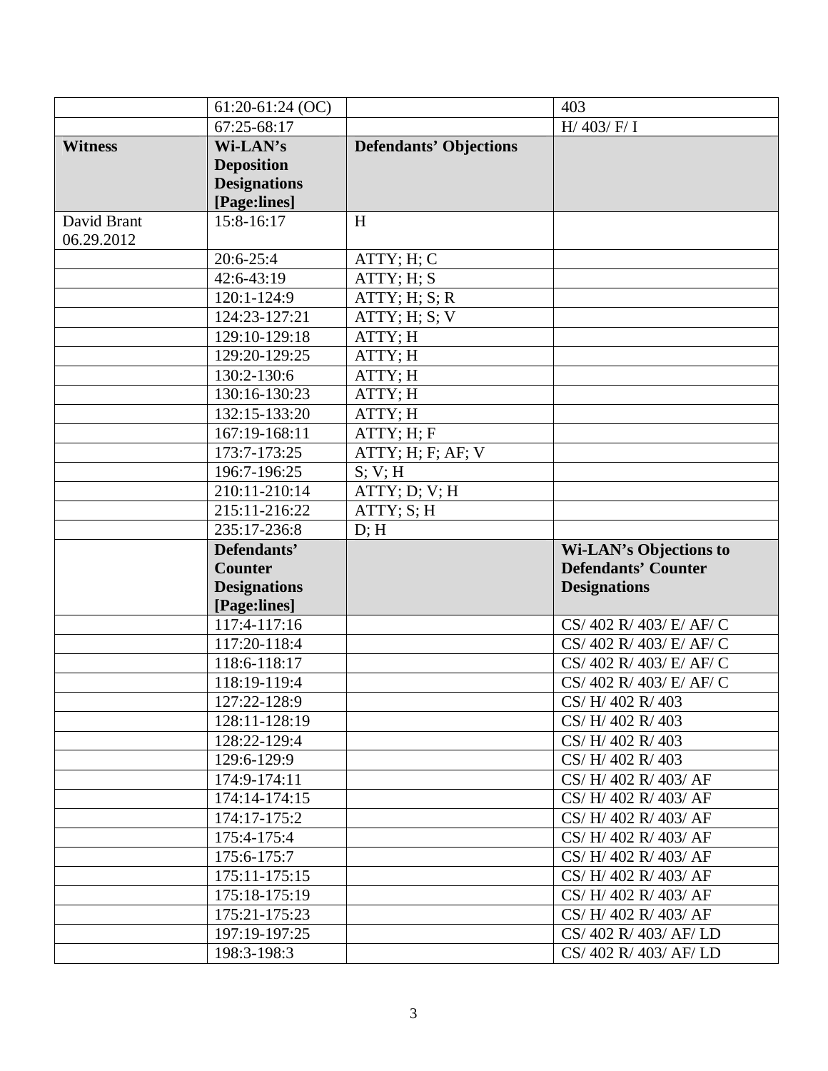| | | | |
|---|---|---|---|
| | 61:20-61:24 (OC) | | 403 |
| | 67:25-68:17 | | H/ 403/ F/ I |
| **Witness** | **Wi-LAN's Deposition Designations [Page:lines]** | **Defendants' Objections** | |
| David Brant 06.29.2012 | 15:8-16:17 | H | |
| | 20:6-25:4 | ATTY; H; C | |
| | 42:6-43:19 | ATTY; H; S | |
| | 120:1-124:9 | ATTY; H; S; R | |
| | 124:23-127:21 | ATTY; H; S; V | |
| | 129:10-129:18 | ATTY; H | |
| | 129:20-129:25 | ATTY; H | |
| | 130:2-130:6 | ATTY; H | |
| | 130:16-130:23 | ATTY; H | |
| | 132:15-133:20 | ATTY; H | |
| | 167:19-168:11 | ATTY; H; F | |
| | 173:7-173:25 | ATTY; H; F; AF; V | |
| | 196:7-196:25 | S; V; H | |
| | 210:11-210:14 | ATTY; D; V; H | |
| | 215:11-216:22 | ATTY; S; H | |
| | 235:17-236:8 | D; H | |
| | **Defendants' Counter Designations [Page:lines]** | | **Wi-LAN's Objections to Defendants' Counter Designations** |
| | 117:4-117:16 | | CS/ 402 R/ 403/ E/ AF/ C |
| | 117:20-118:4 | | CS/ 402 R/ 403/ E/ AF/ C |
| | 118:6-118:17 | | CS/ 402 R/ 403/ E/ AF/ C |
| | 118:19-119:4 | | CS/ 402 R/ 403/ E/ AF/ C |
| | 127:22-128:9 | | CS/ H/ 402 R/ 403 |
| | 128:11-128:19 | | CS/ H/ 402 R/ 403 |
| | 128:22-129:4 | | CS/ H/ 402 R/ 403 |
| | 129:6-129:9 | | CS/ H/ 402 R/ 403 |
| | 174:9-174:11 | | CS/ H/ 402 R/ 403/ AF |
| | 174:14-174:15 | | CS/ H/ 402 R/ 403/ AF |
| | 174:17-175:2 | | CS/ H/ 402 R/ 403/ AF |
| | 175:4-175:4 | | CS/ H/ 402 R/ 403/ AF |
| | 175:6-175:7 | | CS/ H/ 402 R/ 403/ AF |
| | 175:11-175:15 | | CS/ H/ 402 R/ 403/ AF |
| | 175:18-175:19 | | CS/ H/ 402 R/ 403/ AF |
| | 175:21-175:23 | | CS/ H/ 402 R/ 403/ AF |
| | 197:19-197:25 | | CS/ 402 R/ 403/ AF/ LD |
| | 198:3-198:3 | | CS/ 402 R/ 403/ AF/ LD |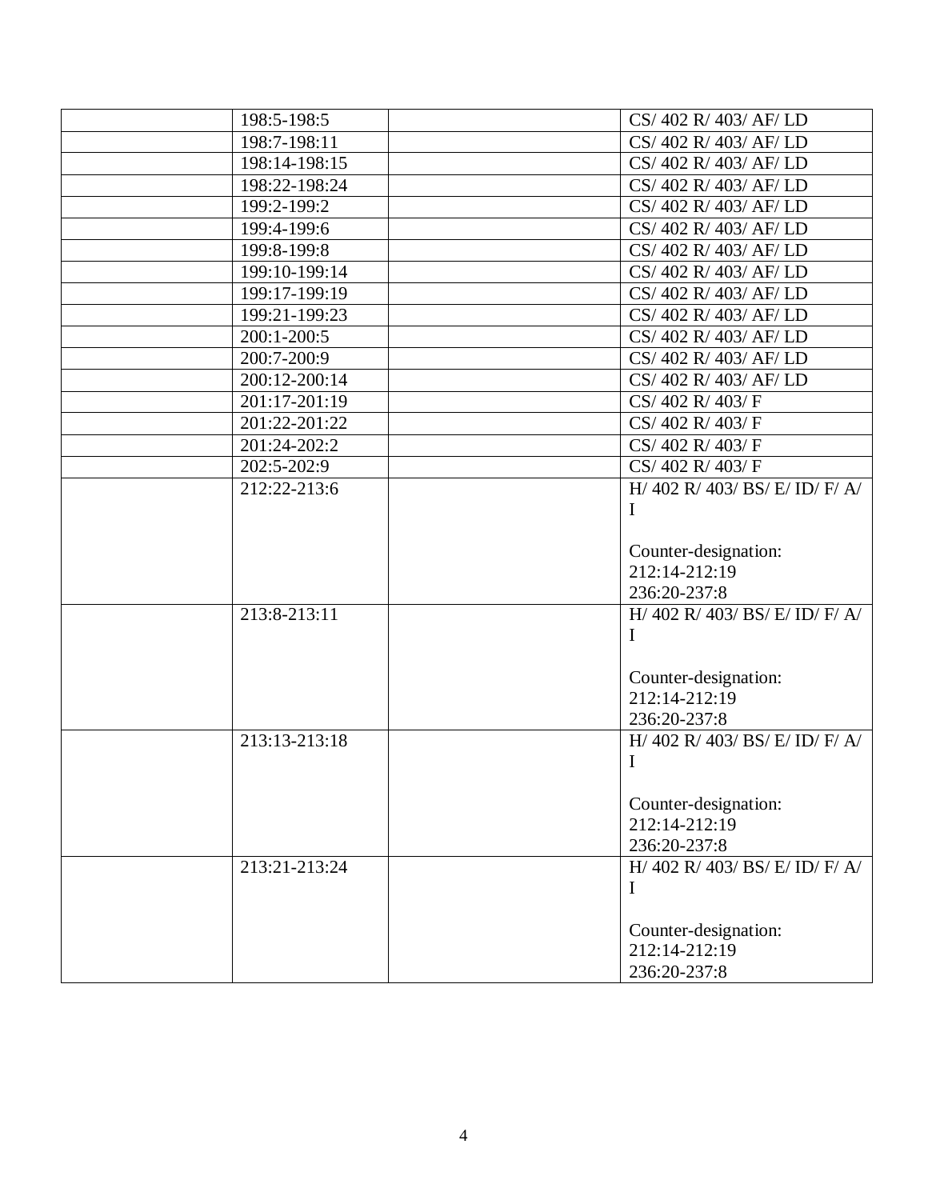| | | | |
|---|---|---|---|
| | 198:5-198:5 | | CS/ 402 R/ 403/ AF/ LD |
| | 198:7-198:11 | | CS/ 402 R/ 403/ AF/ LD |
| | 198:14-198:15 | | CS/ 402 R/ 403/ AF/ LD |
| | 198:22-198:24 | | CS/ 402 R/ 403/ AF/ LD |
| | 199:2-199:2 | | CS/ 402 R/ 403/ AF/ LD |
| | 199:4-199:6 | | CS/ 402 R/ 403/ AF/ LD |
| | 199:8-199:8 | | CS/ 402 R/ 403/ AF/ LD |
| | 199:10-199:14 | | CS/ 402 R/ 403/ AF/ LD |
| | 199:17-199:19 | | CS/ 402 R/ 403/ AF/ LD |
| | 199:21-199:23 | | CS/ 402 R/ 403/ AF/ LD |
| | 200:1-200:5 | | CS/ 402 R/ 403/ AF/ LD |
| | 200:7-200:9 | | CS/ 402 R/ 403/ AF/ LD |
| | 200:12-200:14 | | CS/ 402 R/ 403/ AF/ LD |
| | 201:17-201:19 | | CS/ 402 R/ 403/ F |
| | 201:22-201:22 | | CS/ 402 R/ 403/ F |
| | 201:24-202:2 | | CS/ 402 R/ 403/ F |
| | 202:5-202:9 | | CS/ 402 R/ 403/ F |
| | 212:22-213:6 | | H/ 402 R/ 403/ BS/ E/ ID/ F/ A/ I<br><br>Counter-designation:<br>212:14-212:19<br>236:20-237:8 |
| | 213:8-213:11 | | H/ 402 R/ 403/ BS/ E/ ID/ F/ A/ I<br><br>Counter-designation:<br>212:14-212:19<br>236:20-237:8 |
| | 213:13-213:18 | | H/ 402 R/ 403/ BS/ E/ ID/ F/ A/ I<br><br>Counter-designation:<br>212:14-212:19<br>236:20-237:8 |
| | 213:21-213:24 | | H/ 402 R/ 403/ BS/ E/ ID/ F/ A/ I<br><br>Counter-designation:<br>212:14-212:19<br>236:20-237:8 |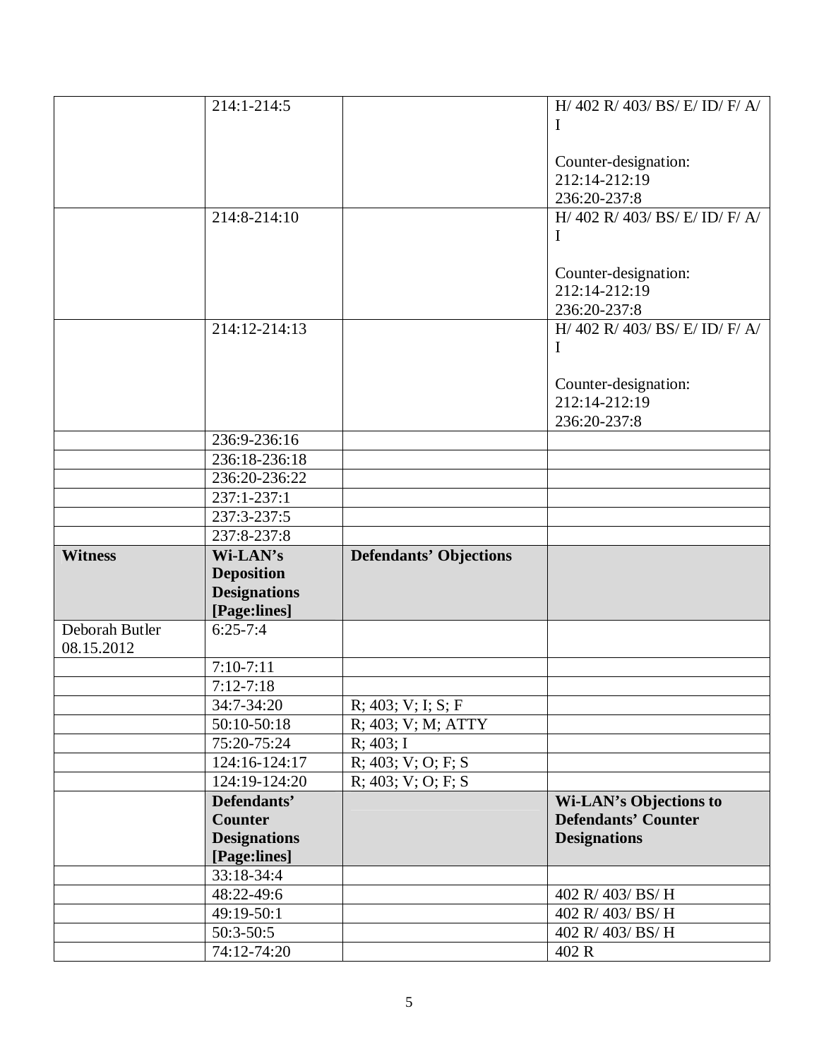| | | | |
|---|---|---|---|
| | 214:1-214:5 | | H/ 402 R/ 403/ BS/ E/ ID/ F/ A/ I<br><br>Counter-designation:<br>212:14-212:19<br>236:20-237:8 |
| | 214:8-214:10 | | H/ 402 R/ 403/ BS/ E/ ID/ F/ A/ I<br><br>Counter-designation:<br>212:14-212:19<br>236:20-237:8 |
| | 214:12-214:13 | | H/ 402 R/ 403/ BS/ E/ ID/ F/ A/ I<br><br>Counter-designation:<br>212:14-212:19<br>236:20-237:8 |
| | 236:9-236:16 | | |
| | 236:18-236:18 | | |
| | 236:20-236:22 | | |
| | 237:1-237:1 | | |
| | 237:3-237:5 | | |
| | 237:8-237:8 | | |
| **Witness** | **Wi-LAN's Deposition Designations [Page:lines]** | **Defendants' Objections** | |
| Deborah Butler 08.15.2012 | 6:25-7:4 | | |
| | 7:10-7:11 | | |
| | 7:12-7:18 | | |
| | 34:7-34:20 | R; 403; V; I; S; F | |
| | 50:10-50:18 | R; 403; V; M; ATTY | |
| | 75:20-75:24 | R; 403; I | |
| | 124:16-124:17 | R; 403; V; O; F; S | |
| | 124:19-124:20 | R; 403; V; O; F; S | |
| | **Defendants' Counter Designations [Page:lines]** | | **Wi-LAN's Objections to Defendants' Counter Designations** |
| | 33:18-34:4 | | |
| | 48:22-49:6 | | 402 R/ 403/ BS/ H |
| | 49:19-50:1 | | 402 R/ 403/ BS/ H |
| | 50:3-50:5 | | 402 R/ 403/ BS/ H |
| | 74:12-74:20 | | 402 R |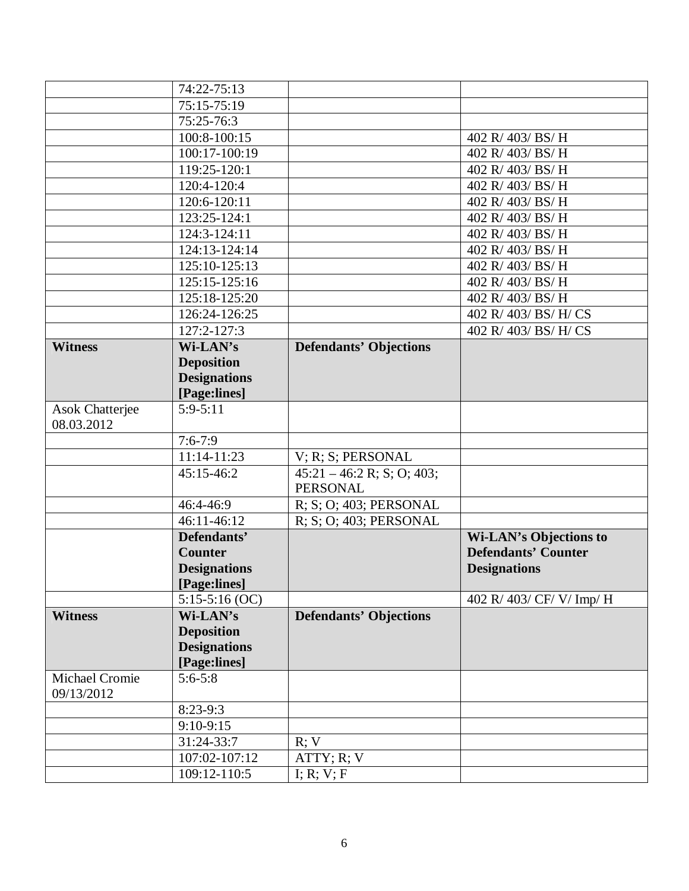| | | | |
|---|---|---|---|
| | 74:22-75:13 | | |
| | 75:15-75:19 | | |
| | 75:25-76:3 | | |
| | 100:8-100:15 | | 402 R/ 403/ BS/ H |
| | 100:17-100:19 | | 402 R/ 403/ BS/ H |
| | 119:25-120:1 | | 402 R/ 403/ BS/ H |
| | 120:4-120:4 | | 402 R/ 403/ BS/ H |
| | 120:6-120:11 | | 402 R/ 403/ BS/ H |
| | 123:25-124:1 | | 402 R/ 403/ BS/ H |
| | 124:3-124:11 | | 402 R/ 403/ BS/ H |
| | 124:13-124:14 | | 402 R/ 403/ BS/ H |
| | 125:10-125:13 | | 402 R/ 403/ BS/ H |
| | 125:15-125:16 | | 402 R/ 403/ BS/ H |
| | 125:18-125:20 | | 402 R/ 403/ BS/ H |
| | 126:24-126:25 | | 402 R/ 403/ BS/ H/ CS |
| | 127:2-127:3 | | 402 R/ 403/ BS/ H/ CS |
| **Witness** | **Wi-LAN's Deposition Designations [Page:lines]** | **Defendants' Objections** | |
| Asok Chatterjee 08.03.2012 | 5:9-5:11 | | |
| | 7:6-7:9 | | |
| | 11:14-11:23 | V; R; S; PERSONAL | |
| | 45:15-46:2 | 45:21 – 46:2 R; S; O; 403; PERSONAL | |
| | 46:4-46:9 | R; S; O; 403; PERSONAL | |
| | 46:11-46:12 | R; S; O; 403; PERSONAL | |
| | **Defendants' Counter Designations [Page:lines]** | | **Wi-LAN's Objections to Defendants' Counter Designations** |
| | 5:15-5:16 (OC) | | 402 R/ 403/ CF/ V/ Imp/ H |
| **Witness** | **Wi-LAN's Deposition Designations [Page:lines]** | **Defendants' Objections** | |
| Michael Cromie 09/13/2012 | 5:6-5:8 | | |
| | 8:23-9:3 | | |
| | 9:10-9:15 | | |
| | 31:24-33:7 | R; V | |
| | 107:02-107:12 | ATTY; R; V | |
| | 109:12-110:5 | I; R; V; F | |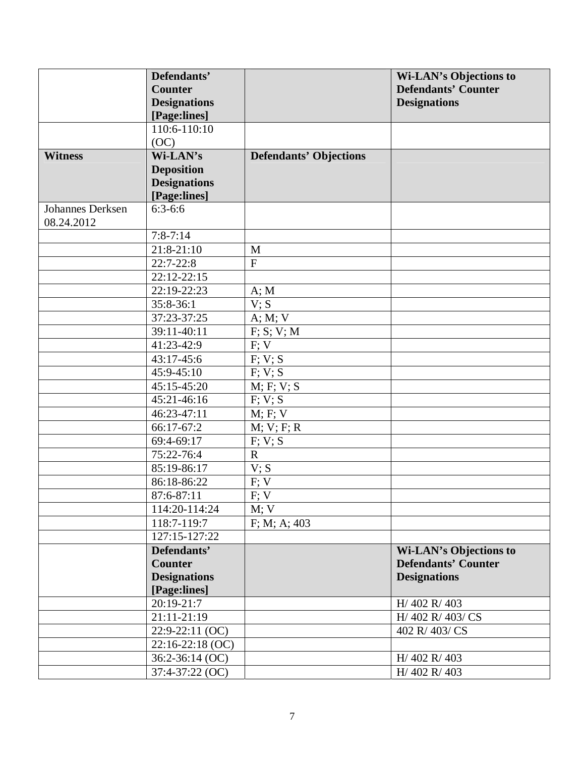| | Defendants' Counter Designations [Page:lines] | | Wi-LAN's Objections to Defendants' Counter Designations |
|---|---|---|---|
| | 110:6-110:10 (OC) | | |
| **Witness** | **Wi-LAN's Deposition Designations [Page:lines]** | **Defendants' Objections** | |
| Johannes Derksen 08.24.2012 | 6:3-6:6 | | |
| | 7:8-7:14 | | |
| | 21:8-21:10 | M | |
| | 22:7-22:8 | F | |
| | 22:12-22:15 | | |
| | 22:19-22:23 | A; M | |
| | 35:8-36:1 | V; S | |
| | 37:23-37:25 | A; M; V | |
| | 39:11-40:11 | F; S; V; M | |
| | 41:23-42:9 | F; V | |
| | 43:17-45:6 | F; V; S | |
| | 45:9-45:10 | F; V; S | |
| | 45:15-45:20 | M; F; V; S | |
| | 45:21-46:16 | F; V; S | |
| | 46:23-47:11 | M; F; V | |
| | 66:17-67:2 | M; V; F; R | |
| | 69:4-69:17 | F; V; S | |
| | 75:22-76:4 | R | |
| | 85:19-86:17 | V; S | |
| | 86:18-86:22 | F; V | |
| | 87:6-87:11 | F; V | |
| | 114:20-114:24 | M; V | |
| | 118:7-119:7 | F; M; A; 403 | |
| | 127:15-127:22 | | |
| | **Defendants' Counter Designations [Page:lines]** | | **Wi-LAN's Objections to Defendants' Counter Designations** |
| | 20:19-21:7 | | H/ 402 R/ 403 |
| | 21:11-21:19 | | H/ 402 R/ 403/ CS |
| | 22:9-22:11 (OC) | | 402 R/ 403/ CS |
| | 22:16-22:18 (OC) | | |
| | 36:2-36:14 (OC) | | H/ 402 R/ 403 |
| | 37:4-37:22 (OC) | | H/ 402 R/ 403 |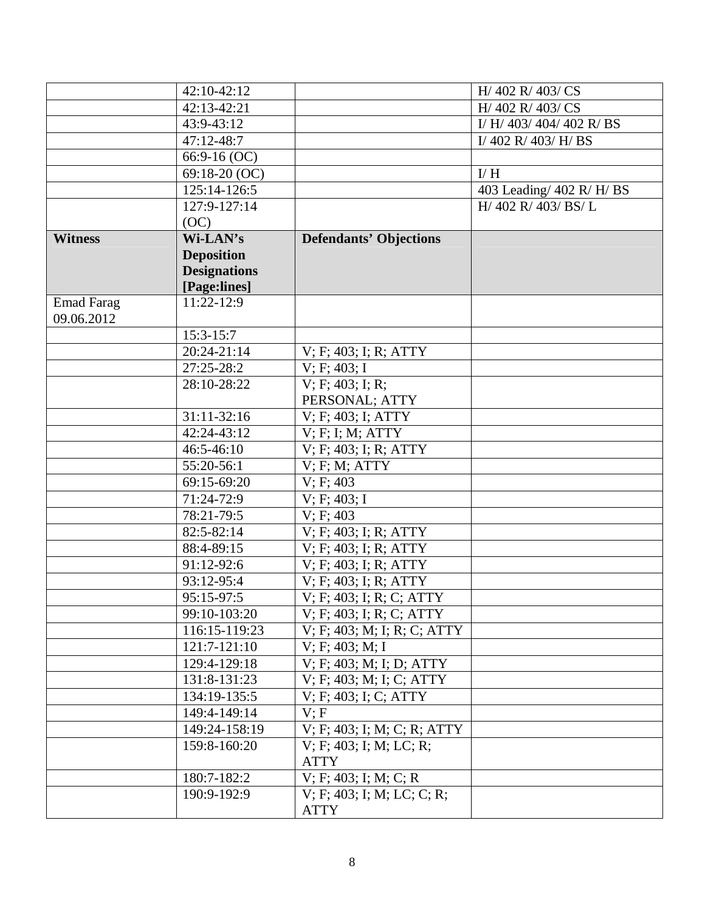| | 42:10-42:12 | | H/ 402 R/ 403/ CS |
|---|---|---|---|
| | 42:13-42:21 | | H/ 402 R/ 403/ CS |
| | 43:9-43:12 | | I/ H/ 403/ 404/ 402 R/ BS |
| | 47:12-48:7 | | I/ 402 R/ 403/ H/ BS |
| | 66:9-16 (OC) | | |
| | 69:18-20 (OC) | | I/ H |
| | 125:14-126:5 | | 403 Leading/ 402 R/ H/ BS |
| | 127:9-127:14 (OC) | | H/ 402 R/ 403/ BS/ L |
| **Witness** | **Wi-LAN's Deposition Designations [Page:lines]** | **Defendants' Objections** | |
| Emad Farag 09.06.2012 | 11:22-12:9 | | |
| | 15:3-15:7 | | |
| | 20:24-21:14 | V; F; 403; I; R; ATTY | |
| | 27:25-28:2 | V; F; 403; I | |
| | 28:10-28:22 | V; F; 403; I; R; PERSONAL; ATTY | |
| | 31:11-32:16 | V; F; 403; I; ATTY | |
| | 42:24-43:12 | V; F; I; M; ATTY | |
| | 46:5-46:10 | V; F; 403; I; R; ATTY | |
| | 55:20-56:1 | V; F; M; ATTY | |
| | 69:15-69:20 | V; F; 403 | |
| | 71:24-72:9 | V; F; 403; I | |
| | 78:21-79:5 | V; F; 403 | |
| | 82:5-82:14 | V; F; 403; I; R; ATTY | |
| | 88:4-89:15 | V; F; 403; I; R; ATTY | |
| | 91:12-92:6 | V; F; 403; I; R; ATTY | |
| | 93:12-95:4 | V; F; 403; I; R; ATTY | |
| | 95:15-97:5 | V; F; 403; I; R; C; ATTY | |
| | 99:10-103:20 | V; F; 403; I; R; C; ATTY | |
| | 116:15-119:23 | V; F; 403; M; I; R; C; ATTY | |
| | 121:7-121:10 | V; F; 403; M; I | |
| | 129:4-129:18 | V; F; 403; M; I; D; ATTY | |
| | 131:8-131:23 | V; F; 403; M; I; C; ATTY | |
| | 134:19-135:5 | V; F; 403; I; C; ATTY | |
| | 149:4-149:14 | V; F | |
| | 149:24-158:19 | V; F; 403; I; M; C; R; ATTY | |
| | 159:8-160:20 | V; F; 403; I; M; LC; R; ATTY | |
| | 180:7-182:2 | V; F; 403; I; M; C; R | |
| | 190:9-192:9 | V; F; 403; I; M; LC; C; R; ATTY | |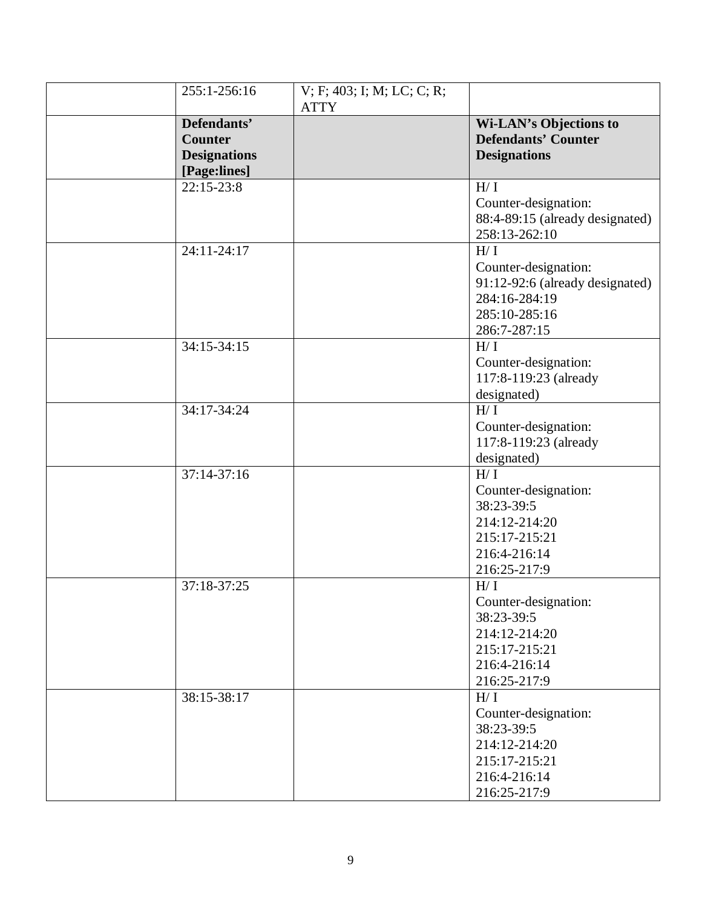| | | | |
|---|---|---|---|
| | 255:1-256:16 | V; F; 403; I; M; LC; C; R; ATTY | |
| | **Defendants' Counter Designations [Page:lines]** | | **Wi-LAN's Objections to Defendants' Counter Designations** |
| | 22:15-23:8 | | H/ I<br>Counter-designation:<br>88:4-89:15 (already designated)<br>258:13-262:10 |
| | 24:11-24:17 | | H/ I<br>Counter-designation:<br>91:12-92:6 (already designated)<br>284:16-284:19<br>285:10-285:16<br>286:7-287:15 |
| | 34:15-34:15 | | H/ I<br>Counter-designation:<br>117:8-119:23 (already designated) |
| | 34:17-34:24 | | H/ I<br>Counter-designation:<br>117:8-119:23 (already designated) |
| | 37:14-37:16 | | H/ I<br>Counter-designation:<br>38:23-39:5<br>214:12-214:20<br>215:17-215:21<br>216:4-216:14<br>216:25-217:9 |
| | 37:18-37:25 | | H/ I<br>Counter-designation:<br>38:23-39:5<br>214:12-214:20<br>215:17-215:21<br>216:4-216:14<br>216:25-217:9 |
| | 38:15-38:17 | | H/ I<br>Counter-designation:<br>38:23-39:5<br>214:12-214:20<br>215:17-215:21<br>216:4-216:14<br>216:25-217:9 |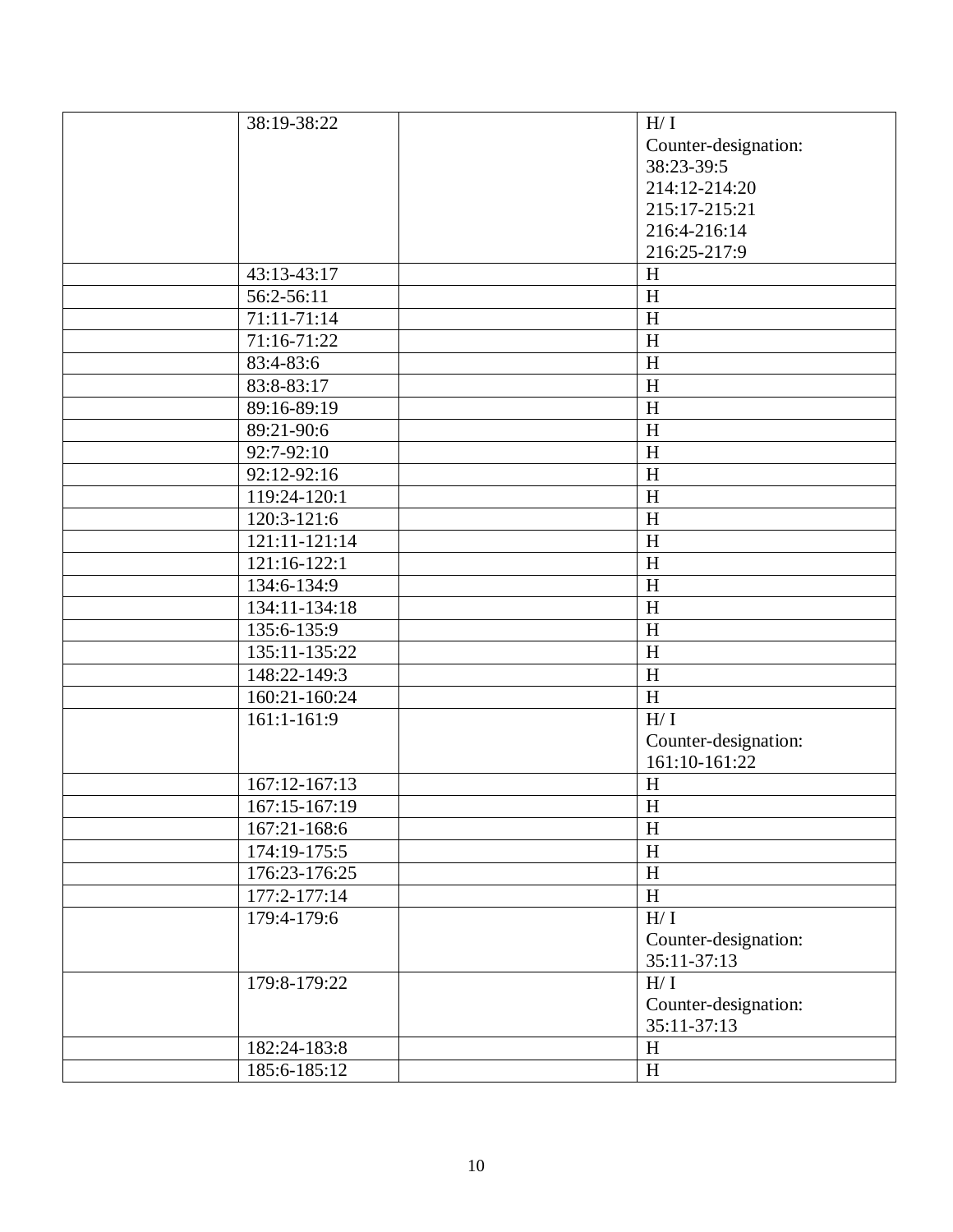| | | | |
|---|---|---|---|
| | 38:19-38:22 | | H/ I<br>Counter-designation:<br>38:23-39:5<br>214:12-214:20<br>215:17-215:21<br>216:4-216:14<br>216:25-217:9 |
| | 43:13-43:17 | | H |
| | 56:2-56:11 | | H |
| | 71:11-71:14 | | H |
| | 71:16-71:22 | | H |
| | 83:4-83:6 | | H |
| | 83:8-83:17 | | H |
| | 89:16-89:19 | | H |
| | 89:21-90:6 | | H |
| | 92:7-92:10 | | H |
| | 92:12-92:16 | | H |
| | 119:24-120:1 | | H |
| | 120:3-121:6 | | H |
| | 121:11-121:14 | | H |
| | 121:16-122:1 | | H |
| | 134:6-134:9 | | H |
| | 134:11-134:18 | | H |
| | 135:6-135:9 | | H |
| | 135:11-135:22 | | H |
| | 148:22-149:3 | | H |
| | 160:21-160:24 | | H |
| | 161:1-161:9 | | H/ I<br>Counter-designation:<br>161:10-161:22 |
| | 167:12-167:13 | | H |
| | 167:15-167:19 | | H |
| | 167:21-168:6 | | H |
| | 174:19-175:5 | | H |
| | 176:23-176:25 | | H |
| | 177:2-177:14 | | H |
| | 179:4-179:6 | | H/ I<br>Counter-designation:<br>35:11-37:13 |
| | 179:8-179:22 | | H/ I<br>Counter-designation:<br>35:11-37:13 |
| | 182:24-183:8 | | H |
| | 185:6-185:12 | | H |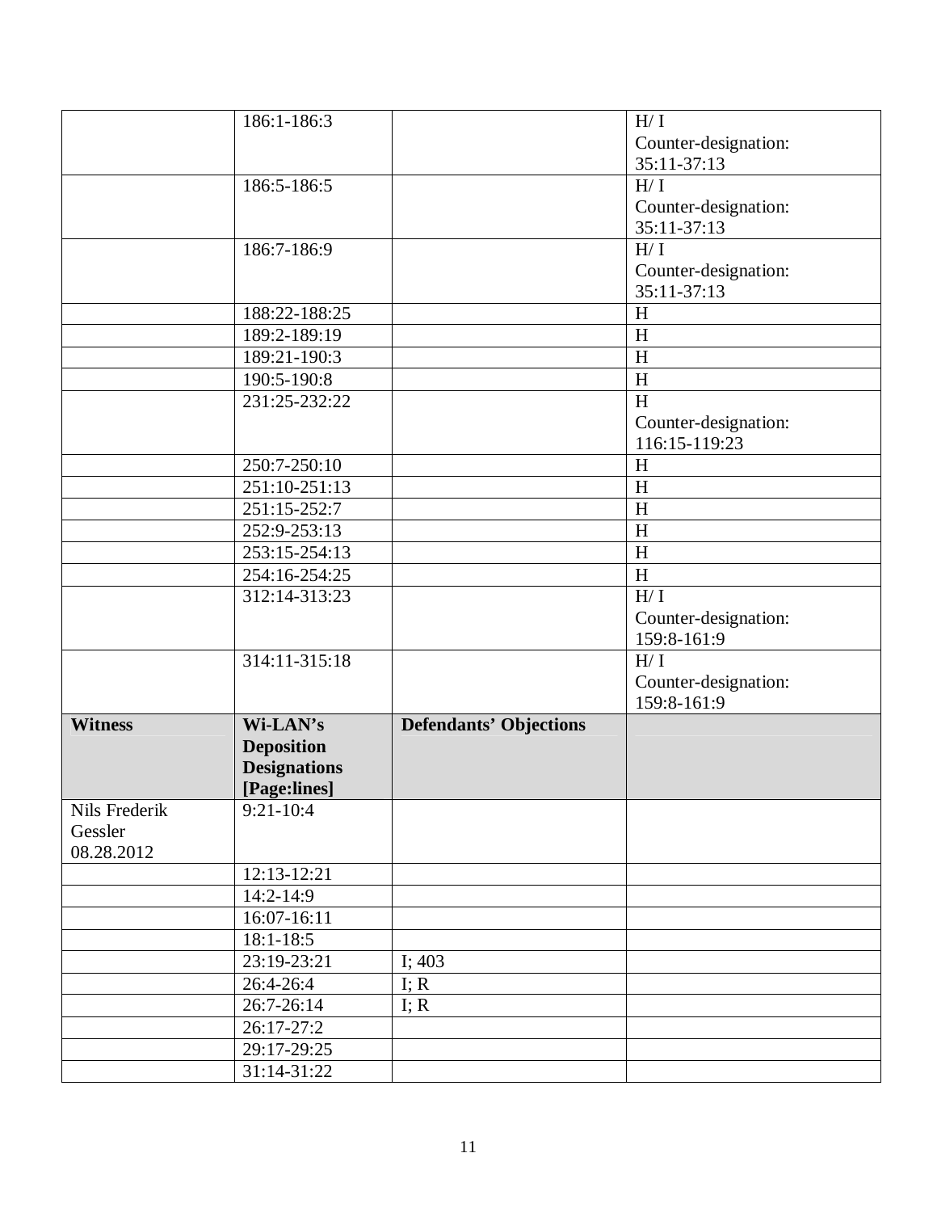| | 186:1-186:3 | | H/ I Counter-designation: 35:11-37:13 |
|---|---|---|---|
| | 186:5-186:5 | | H/ I Counter-designation: 35:11-37:13 |
| | 186:7-186:9 | | H/ I Counter-designation: 35:11-37:13 |
| | 188:22-188:25 | | H |
| | 189:2-189:19 | | H |
| | 189:21-190:3 | | H |
| | 190:5-190:8 | | H |
| | 231:25-232:22 | | H Counter-designation: 116:15-119:23 |
| | 250:7-250:10 | | H |
| | 251:10-251:13 | | H |
| | 251:15-252:7 | | H |
| | 252:9-253:13 | | H |
| | 253:15-254:13 | | H |
| | 254:16-254:25 | | H |
| | 312:14-313:23 | | H/ I Counter-designation: 159:8-161:9 |
| | 314:11-315:18 | | H/ I Counter-designation: 159:8-161:9 |
| **Witness** | **Wi-LAN's Deposition Designations [Page:lines]** | **Defendants' Objections** | |
| Nils Frederik Gessler 08.28.2012 | 9:21-10:4 | | |
| | 12:13-12:21 | | |
| | 14:2-14:9 | | |
| | 16:07-16:11 | | |
| | 18:1-18:5 | | |
| | 23:19-23:21 | I; 403 | |
| | 26:4-26:4 | I; R | |
| | 26:7-26:14 | I; R | |
| | 26:17-27:2 | | |
| | 29:17-29:25 | | |
| | 31:14-31:22 | | |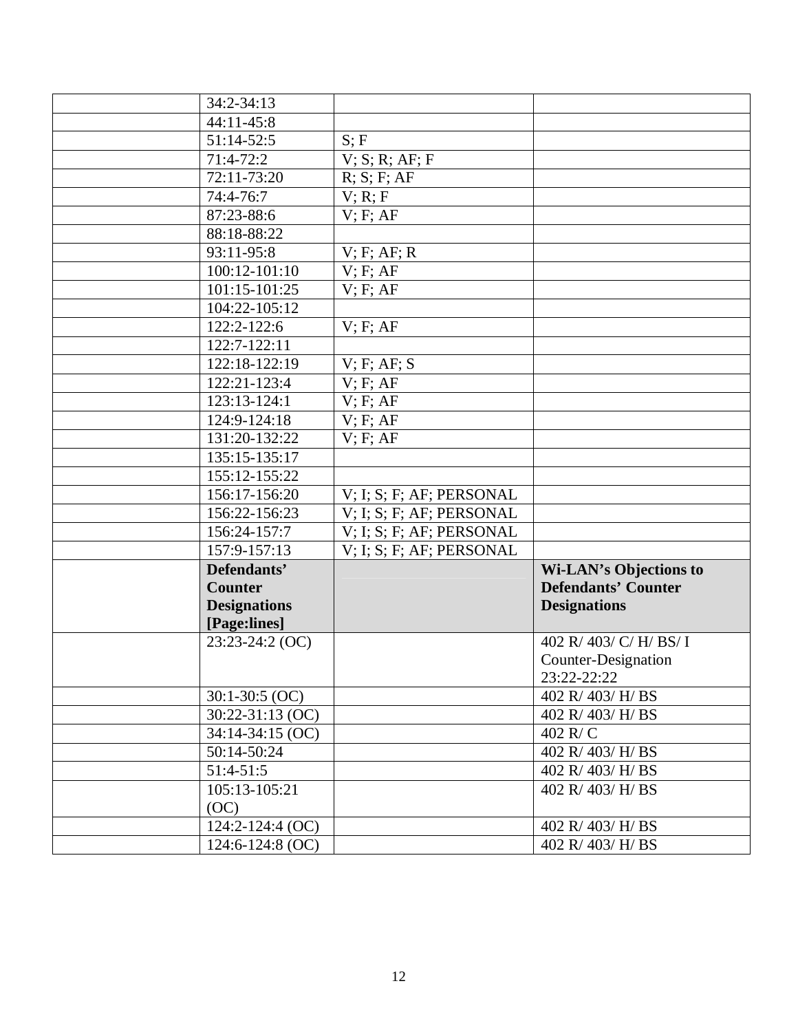| | | | |
|---|---|---|---|
| | 34:2-34:13 | | |
| | 44:11-45:8 | | |
| | 51:14-52:5 | S; F | |
| | 71:4-72:2 | V; S; R; AF; F | |
| | 72:11-73:20 | R; S; F; AF | |
| | 74:4-76:7 | V; R; F | |
| | 87:23-88:6 | V; F; AF | |
| | 88:18-88:22 | | |
| | 93:11-95:8 | V; F; AF; R | |
| | 100:12-101:10 | V; F; AF | |
| | 101:15-101:25 | V; F; AF | |
| | 104:22-105:12 | | |
| | 122:2-122:6 | V; F; AF | |
| | 122:7-122:11 | | |
| | 122:18-122:19 | V; F; AF; S | |
| | 122:21-123:4 | V; F; AF | |
| | 123:13-124:1 | V; F; AF | |
| | 124:9-124:18 | V; F; AF | |
| | 131:20-132:22 | V; F; AF | |
| | 135:15-135:17 | | |
| | 155:12-155:22 | | |
| | 156:17-156:20 | V; I; S; F; AF; PERSONAL | |
| | 156:22-156:23 | V; I; S; F; AF; PERSONAL | |
| | 156:24-157:7 | V; I; S; F; AF; PERSONAL | |
| | 157:9-157:13 | V; I; S; F; AF; PERSONAL | |
| | **Defendants' Counter Designations [Page:lines]** | | **Wi-LAN's Objections to Defendants' Counter Designations** |
| | 23:23-24:2 (OC) | | 402 R/ 403/ C/ H/ BS/ I Counter-Designation 23:22-22:22 |
| | 30:1-30:5 (OC) | | 402 R/ 403/ H/ BS |
| | 30:22-31:13 (OC) | | 402 R/ 403/ H/ BS |
| | 34:14-34:15 (OC) | | 402 R/ C |
| | 50:14-50:24 | | 402 R/ 403/ H/ BS |
| | 51:4-51:5 | | 402 R/ 403/ H/ BS |
| | 105:13-105:21 (OC) | | 402 R/ 403/ H/ BS |
| | 124:2-124:4 (OC) | | 402 R/ 403/ H/ BS |
| | 124:6-124:8 (OC) | | 402 R/ 403/ H/ BS |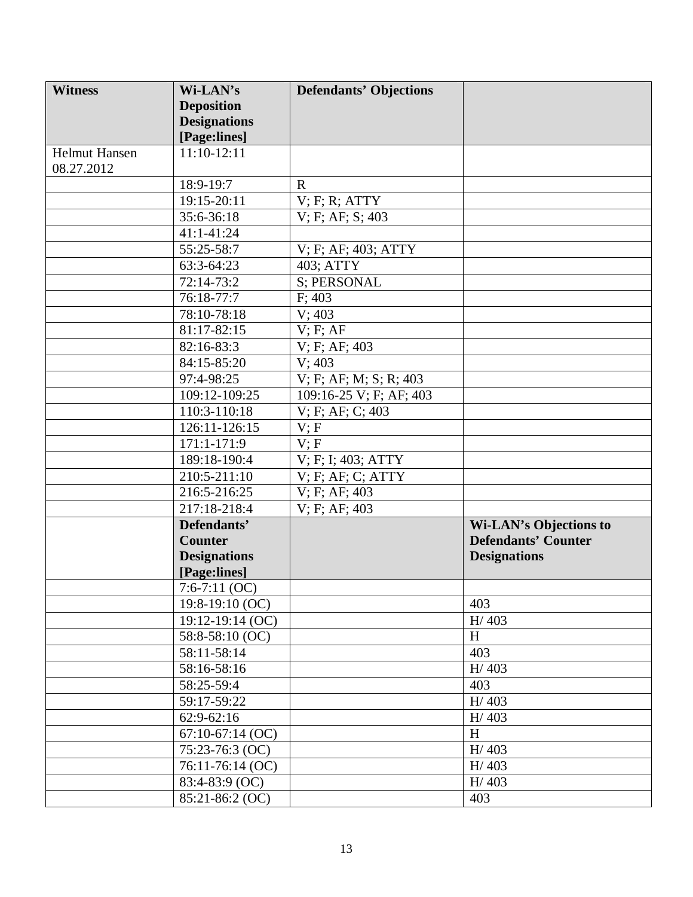| Witness | Wi-LAN's Deposition Designations [Page:lines] | Defendants' Objections | |
|---|---|---|---|
| Helmut Hansen 08.27.2012 | 11:10-12:11 | | |
| | 18:9-19:7 | R | |
| | 19:15-20:11 | V; F; R; ATTY | |
| | 35:6-36:18 | V; F; AF; S; 403 | |
| | 41:1-41:24 | | |
| | 55:25-58:7 | V; F; AF; 403; ATTY | |
| | 63:3-64:23 | 403; ATTY | |
| | 72:14-73:2 | S; PERSONAL | |
| | 76:18-77:7 | F; 403 | |
| | 78:10-78:18 | V; 403 | |
| | 81:17-82:15 | V; F; AF | |
| | 82:16-83:3 | V; F; AF; 403 | |
| | 84:15-85:20 | V; 403 | |
| | 97:4-98:25 | V; F; AF; M; S; R; 403 | |
| | 109:12-109:25 | 109:16-25 V; F; AF; 403 | |
| | 110:3-110:18 | V; F; AF; C; 403 | |
| | 126:11-126:15 | V; F | |
| | 171:1-171:9 | V; F | |
| | 189:18-190:4 | V; F; I; 403; ATTY | |
| | 210:5-211:10 | V; F; AF; C; ATTY | |
| | 216:5-216:25 | V; F; AF; 403 | |
| | 217:18-218:4 | V; F; AF; 403 | |
| | **Defendants' Counter Designations [Page:lines]** | | **Wi-LAN's Objections to Defendants' Counter Designations** |
| | 7:6-7:11 (OC) | | |
| | 19:8-19:10 (OC) | | 403 |
| | 19:12-19:14 (OC) | | H/ 403 |
| | 58:8-58:10 (OC) | | H |
| | 58:11-58:14 | | 403 |
| | 58:16-58:16 | | H/ 403 |
| | 58:25-59:4 | | 403 |
| | 59:17-59:22 | | H/ 403 |
| | 62:9-62:16 | | H/ 403 |
| | 67:10-67:14 (OC) | | H |
| | 75:23-76:3 (OC) | | H/ 403 |
| | 76:11-76:14 (OC) | | H/ 403 |
| | 83:4-83:9 (OC) | | H/ 403 |
| | 85:21-86:2 (OC) | | 403 |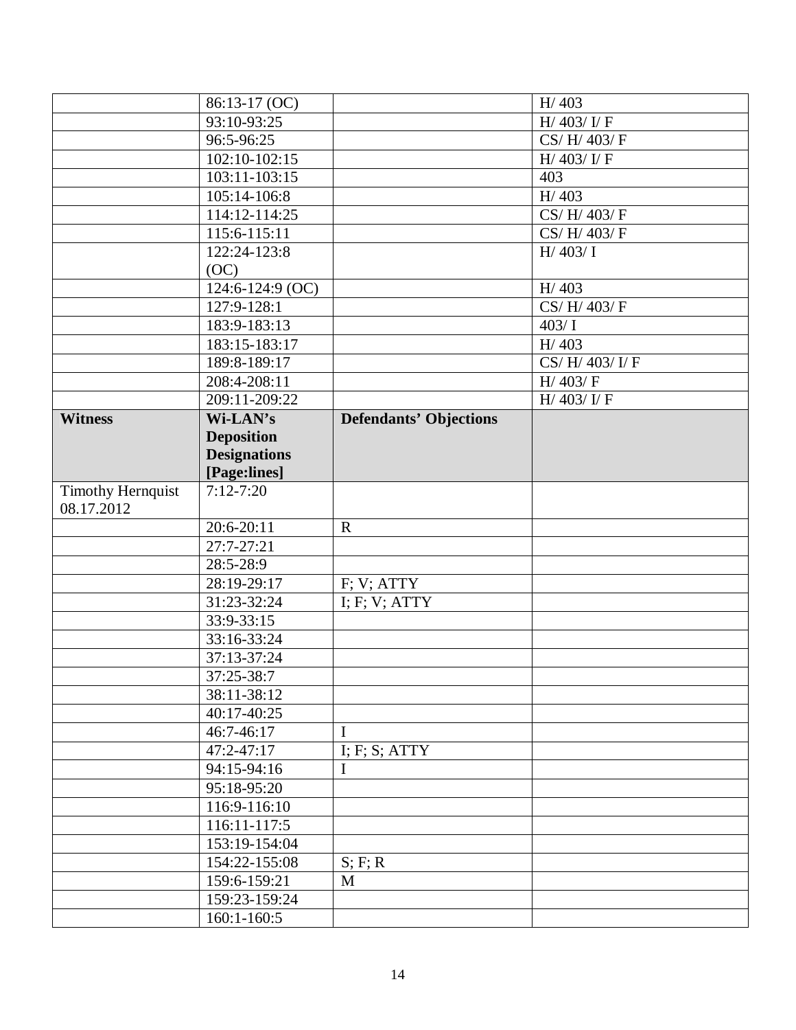| | | | |
|---|---|---|---|
| | 86:13-17 (OC) | | H/ 403 |
| | 93:10-93:25 | | H/ 403/ I/ F |
| | 96:5-96:25 | | CS/ H/ 403/ F |
| | 102:10-102:15 | | H/ 403/ I/ F |
| | 103:11-103:15 | | 403 |
| | 105:14-106:8 | | H/ 403 |
| | 114:12-114:25 | | CS/ H/ 403/ F |
| | 115:6-115:11 | | CS/ H/ 403/ F |
| | 122:24-123:8 (OC) | | H/ 403/ I |
| | 124:6-124:9 (OC) | | H/ 403 |
| | 127:9-128:1 | | CS/ H/ 403/ F |
| | 183:9-183:13 | | 403/ I |
| | 183:15-183:17 | | H/ 403 |
| | 189:8-189:17 | | CS/ H/ 403/ I/ F |
| | 208:4-208:11 | | H/ 403/ F |
| | 209:11-209:22 | | H/ 403/ I/ F |
| **Witness** | **Wi-LAN's Deposition Designations [Page:lines]** | **Defendants' Objections** | |
| Timothy Hernquist 08.17.2012 | 7:12-7:20 | | |
| | 20:6-20:11 | R | |
| | 27:7-27:21 | | |
| | 28:5-28:9 | | |
| | 28:19-29:17 | F; V; ATTY | |
| | 31:23-32:24 | I; F; V; ATTY | |
| | 33:9-33:15 | | |
| | 33:16-33:24 | | |
| | 37:13-37:24 | | |
| | 37:25-38:7 | | |
| | 38:11-38:12 | | |
| | 40:17-40:25 | | |
| | 46:7-46:17 | I | |
| | 47:2-47:17 | I; F; S; ATTY | |
| | 94:15-94:16 | I | |
| | 95:18-95:20 | | |
| | 116:9-116:10 | | |
| | 116:11-117:5 | | |
| | 153:19-154:04 | | |
| | 154:22-155:08 | S; F; R | |
| | 159:6-159:21 | M | |
| | 159:23-159:24 | | |
| | 160:1-160:5 | | |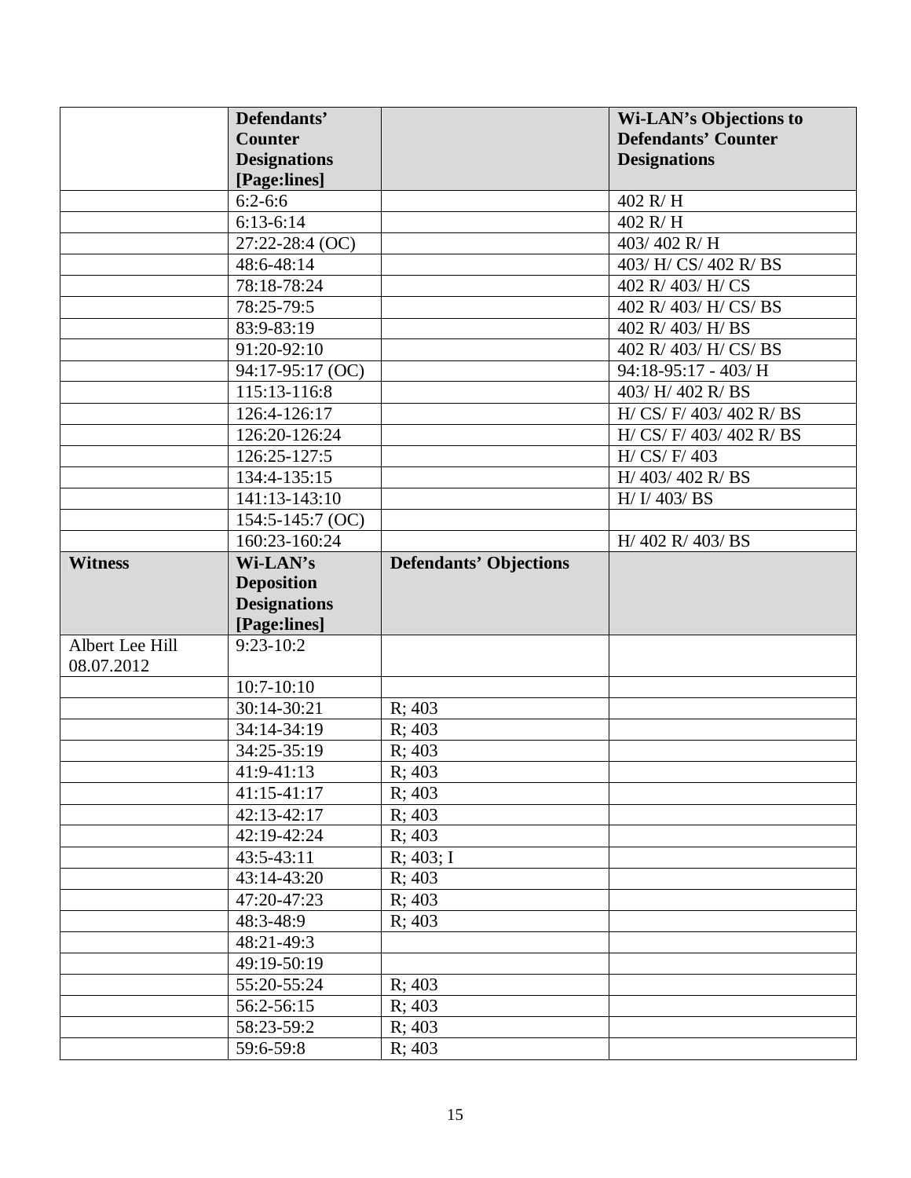|  | Defendants' Counter Designations [Page:lines] |  | Wi-LAN's Objections to Defendants' Counter Designations |
|---|---|---|---|
|  | 6:2-6:6 |  | 402 R/ H |
|  | 6:13-6:14 |  | 402 R/ H |
|  | 27:22-28:4 (OC) |  | 403/ 402 R/ H |
|  | 48:6-48:14 |  | 403/ H/ CS/ 402 R/ BS |
|  | 78:18-78:24 |  | 402 R/ 403/ H/ CS |
|  | 78:25-79:5 |  | 402 R/ 403/ H/ CS/ BS |
|  | 83:9-83:19 |  | 402 R/ 403/ H/ BS |
|  | 91:20-92:10 |  | 402 R/ 403/ H/ CS/ BS |
|  | 94:17-95:17 (OC) |  | 94:18-95:17 - 403/ H |
|  | 115:13-116:8 |  | 403/ H/ 402 R/ BS |
|  | 126:4-126:17 |  | H/ CS/ F/ 403/ 402 R/ BS |
|  | 126:20-126:24 |  | H/ CS/ F/ 403/ 402 R/ BS |
|  | 126:25-127:5 |  | H/ CS/ F/ 403 |
|  | 134:4-135:15 |  | H/ 403/ 402 R/ BS |
|  | 141:13-143:10 |  | H/ I/ 403/ BS |
|  | 154:5-145:7 (OC) |  |  |
|  | 160:23-160:24 |  | H/ 402 R/ 403/ BS |
| **Witness** | **Wi-LAN's Deposition Designations [Page:lines]** | **Defendants' Objections** |  |
| Albert Lee Hill 08.07.2012 | 9:23-10:2 |  |  |
|  | 10:7-10:10 |  |  |
|  | 30:14-30:21 | R; 403 |  |
|  | 34:14-34:19 | R; 403 |  |
|  | 34:25-35:19 | R; 403 |  |
|  | 41:9-41:13 | R; 403 |  |
|  | 41:15-41:17 | R; 403 |  |
|  | 42:13-42:17 | R; 403 |  |
|  | 42:19-42:24 | R; 403 |  |
|  | 43:5-43:11 | R; 403; I |  |
|  | 43:14-43:20 | R; 403 |  |
|  | 47:20-47:23 | R; 403 |  |
|  | 48:3-48:9 | R; 403 |  |
|  | 48:21-49:3 |  |  |
|  | 49:19-50:19 |  |  |
|  | 55:20-55:24 | R; 403 |  |
|  | 56:2-56:15 | R; 403 |  |
|  | 58:23-59:2 | R; 403 |  |
|  | 59:6-59:8 | R; 403 |  |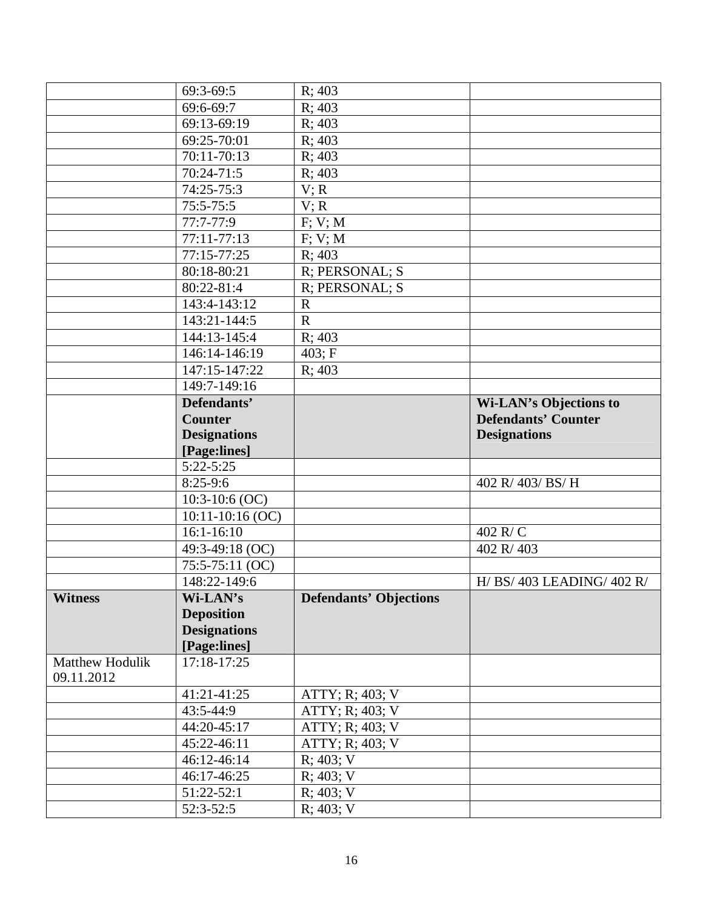| | 69:3-69:5 | R; 403 | |
|---|---|---|---|
| | 69:6-69:7 | R; 403 | |
| | 69:13-69:19 | R; 403 | |
| | 69:25-70:01 | R; 403 | |
| | 70:11-70:13 | R; 403 | |
| | 70:24-71:5 | R; 403 | |
| | 74:25-75:3 | V; R | |
| | 75:5-75:5 | V; R | |
| | 77:7-77:9 | F; V; M | |
| | 77:11-77:13 | F; V; M | |
| | 77:15-77:25 | R; 403 | |
| | 80:18-80:21 | R; PERSONAL; S | |
| | 80:22-81:4 | R; PERSONAL; S | |
| | 143:4-143:12 | R | |
| | 143:21-144:5 | R | |
| | 144:13-145:4 | R; 403 | |
| | 146:14-146:19 | 403; F | |
| | 147:15-147:22 | R; 403 | |
| | 149:7-149:16 | | |
| | **Defendants' Counter Designations [Page:lines]** | | **Wi-LAN's Objections to Defendants' Counter Designations** |
| | 5:22-5:25 | | |
| | 8:25-9:6 | | 402 R/ 403/ BS/ H |
| | 10:3-10:6 (OC) | | |
| | 10:11-10:16 (OC) | | |
| | 16:1-16:10 | | 402 R/ C |
| | 49:3-49:18 (OC) | | 402 R/ 403 |
| | 75:5-75:11 (OC) | | |
| | 148:22-149:6 | | H/ BS/ 403 LEADING/ 402 R/ |
| **Witness** | **Wi-LAN's Deposition Designations [Page:lines]** | **Defendants' Objections** | |
| Matthew Hodulik 09.11.2012 | 17:18-17:25 | | |
| | 41:21-41:25 | ATTY; R; 403; V | |
| | 43:5-44:9 | ATTY; R; 403; V | |
| | 44:20-45:17 | ATTY; R; 403; V | |
| | 45:22-46:11 | ATTY; R; 403; V | |
| | 46:12-46:14 | R; 403; V | |
| | 46:17-46:25 | R; 403; V | |
| | 51:22-52:1 | R; 403; V | |
| | 52:3-52:5 | R; 403; V | |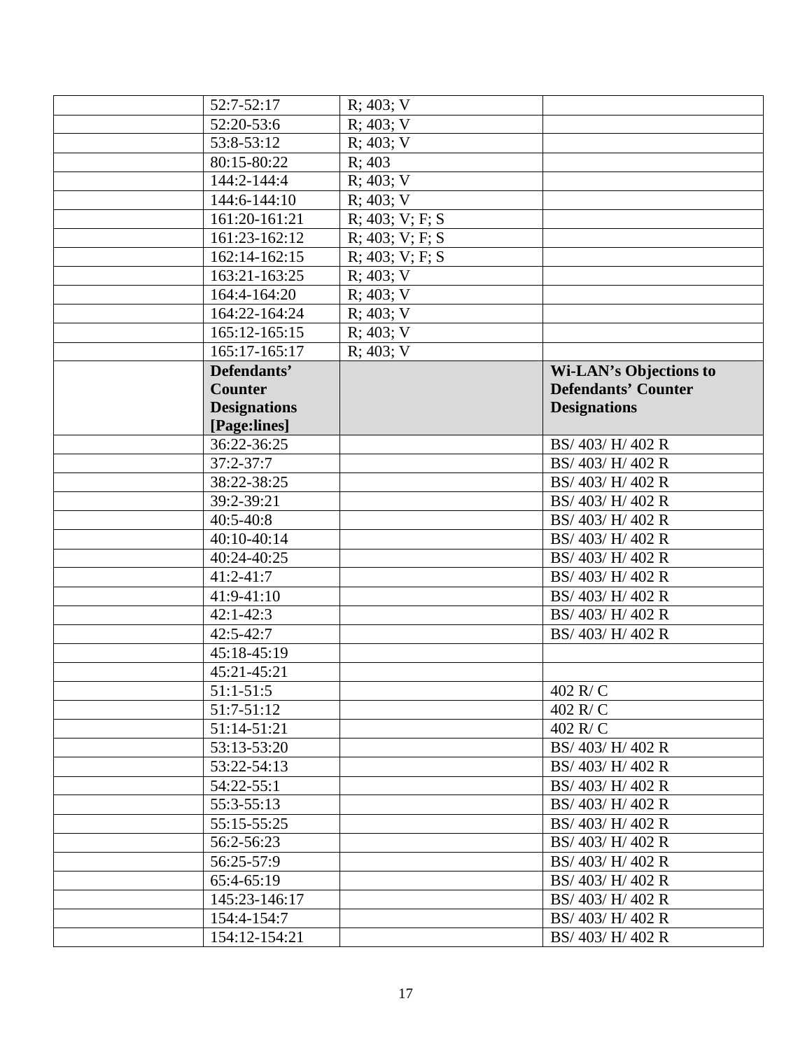| | | | |
|---|---|---|---|
| | 52:7-52:17 | R; 403; V | |
| | 52:20-53:6 | R; 403; V | |
| | 53:8-53:12 | R; 403; V | |
| | 80:15-80:22 | R; 403 | |
| | 144:2-144:4 | R; 403; V | |
| | 144:6-144:10 | R; 403; V | |
| | 161:20-161:21 | R; 403; V; F; S | |
| | 161:23-162:12 | R; 403; V; F; S | |
| | 162:14-162:15 | R; 403; V; F; S | |
| | 163:21-163:25 | R; 403; V | |
| | 164:4-164:20 | R; 403; V | |
| | 164:22-164:24 | R; 403; V | |
| | 165:12-165:15 | R; 403; V | |
| | 165:17-165:17 | R; 403; V | |
| | **Defendants' Counter Designations [Page:lines]** | | **Wi-LAN's Objections to Defendants' Counter Designations** |
| | 36:22-36:25 | | BS/ 403/ H/ 402 R |
| | 37:2-37:7 | | BS/ 403/ H/ 402 R |
| | 38:22-38:25 | | BS/ 403/ H/ 402 R |
| | 39:2-39:21 | | BS/ 403/ H/ 402 R |
| | 40:5-40:8 | | BS/ 403/ H/ 402 R |
| | 40:10-40:14 | | BS/ 403/ H/ 402 R |
| | 40:24-40:25 | | BS/ 403/ H/ 402 R |
| | 41:2-41:7 | | BS/ 403/ H/ 402 R |
| | 41:9-41:10 | | BS/ 403/ H/ 402 R |
| | 42:1-42:3 | | BS/ 403/ H/ 402 R |
| | 42:5-42:7 | | BS/ 403/ H/ 402 R |
| | 45:18-45:19 | | |
| | 45:21-45:21 | | |
| | 51:1-51:5 | | 402 R/ C |
| | 51:7-51:12 | | 402 R/ C |
| | 51:14-51:21 | | 402 R/ C |
| | 53:13-53:20 | | BS/ 403/ H/ 402 R |
| | 53:22-54:13 | | BS/ 403/ H/ 402 R |
| | 54:22-55:1 | | BS/ 403/ H/ 402 R |
| | 55:3-55:13 | | BS/ 403/ H/ 402 R |
| | 55:15-55:25 | | BS/ 403/ H/ 402 R |
| | 56:2-56:23 | | BS/ 403/ H/ 402 R |
| | 56:25-57:9 | | BS/ 403/ H/ 402 R |
| | 65:4-65:19 | | BS/ 403/ H/ 402 R |
| | 145:23-146:17 | | BS/ 403/ H/ 402 R |
| | 154:4-154:7 | | BS/ 403/ H/ 402 R |
| | 154:12-154:21 | | BS/ 403/ H/ 402 R |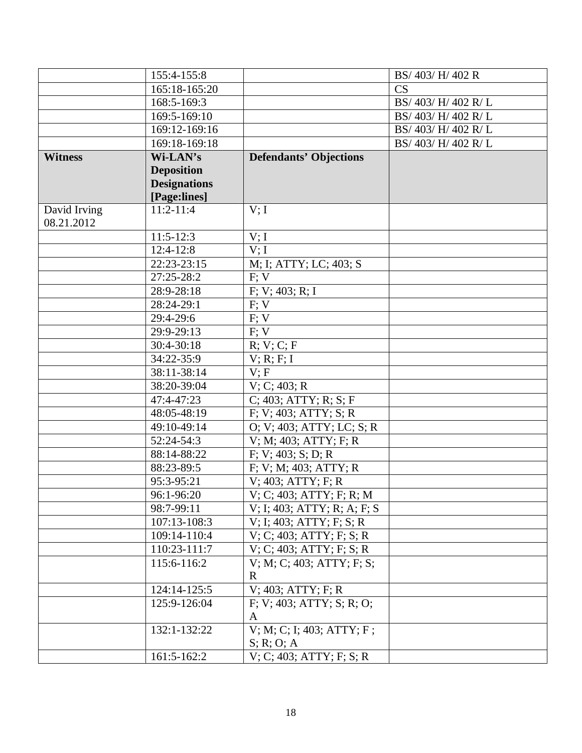|  | 155:4-155:8 |  | BS/ 403/ H/ 402 R |
|---|---|---|---|
|  | 165:18-165:20 |  | CS |
|  | 168:5-169:3 |  | BS/ 403/ H/ 402 R/ L |
|  | 169:5-169:10 |  | BS/ 403/ H/ 402 R/ L |
|  | 169:12-169:16 |  | BS/ 403/ H/ 402 R/ L |
|  | 169:18-169:18 |  | BS/ 403/ H/ 402 R/ L |
| **Witness** | **Wi-LAN's Deposition Designations [Page:lines]** | **Defendants' Objections** |  |
| David Irving 08.21.2012 | 11:2-11:4 | V; I |  |
|  | 11:5-12:3 | V; I |  |
|  | 12:4-12:8 | V; I |  |
|  | 22:23-23:15 | M; I; ATTY; LC; 403; S |  |
|  | 27:25-28:2 | F; V |  |
|  | 28:9-28:18 | F; V; 403; R; I |  |
|  | 28:24-29:1 | F; V |  |
|  | 29:4-29:6 | F; V |  |
|  | 29:9-29:13 | F; V |  |
|  | 30:4-30:18 | R; V; C; F |  |
|  | 34:22-35:9 | V; R; F; I |  |
|  | 38:11-38:14 | V; F |  |
|  | 38:20-39:04 | V; C; 403; R |  |
|  | 47:4-47:23 | C; 403; ATTY; R; S; F |  |
|  | 48:05-48:19 | F; V; 403; ATTY; S; R |  |
|  | 49:10-49:14 | O; V; 403; ATTY; LC; S; R |  |
|  | 52:24-54:3 | V; M; 403; ATTY; F; R |  |
|  | 88:14-88:22 | F; V; 403; S; D; R |  |
|  | 88:23-89:5 | F; V; M; 403; ATTY; R |  |
|  | 95:3-95:21 | V; 403; ATTY; F; R |  |
|  | 96:1-96:20 | V; C; 403; ATTY; F; R; M |  |
|  | 98:7-99:11 | V; I; 403; ATTY; R; A; F; S |  |
|  | 107:13-108:3 | V; I; 403; ATTY; F; S; R |  |
|  | 109:14-110:4 | V; C; 403; ATTY; F; S; R |  |
|  | 110:23-111:7 | V; C; 403; ATTY; F; S; R |  |
|  | 115:6-116:2 | V; M; C; 403; ATTY; F; S; R |  |
|  | 124:14-125:5 | V; 403; ATTY; F; R |  |
|  | 125:9-126:04 | F; V; 403; ATTY; S; R; O; A |  |
|  | 132:1-132:22 | V; M; C; I; 403; ATTY; F ; S; R; O; A |  |
|  | 161:5-162:2 | V; C; 403; ATTY; F; S; R |  |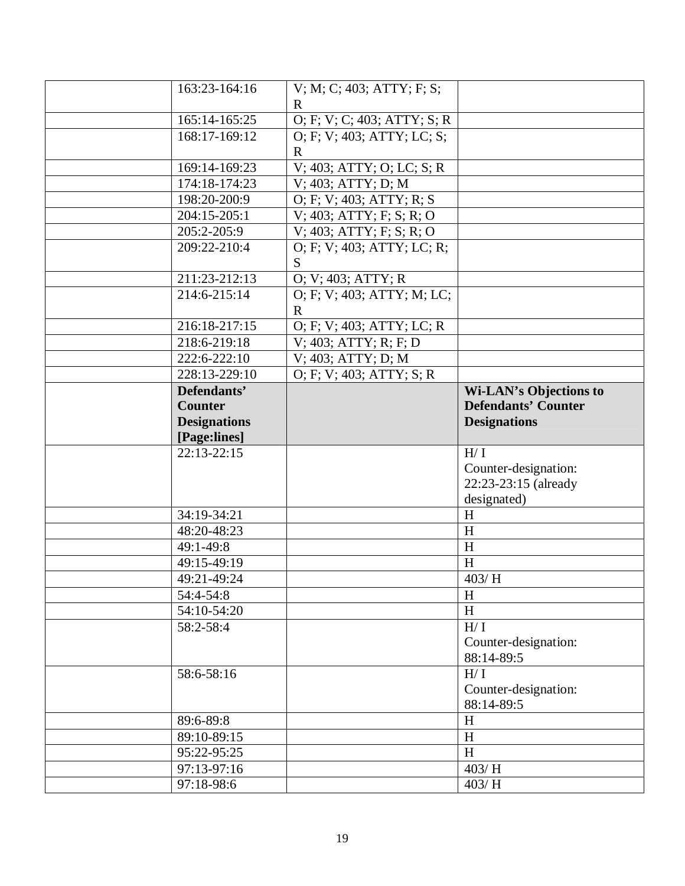| | | | |
|---|---|---|---|
| | 163:23-164:16 | V; M; C; 403; ATTY; F; S; R | |
| | 165:14-165:25 | O; F; V; C; 403; ATTY; S; R | |
| | 168:17-169:12 | O; F; V; 403; ATTY; LC; S; R | |
| | 169:14-169:23 | V; 403; ATTY; O; LC; S; R | |
| | 174:18-174:23 | V; 403; ATTY; D; M | |
| | 198:20-200:9 | O; F; V; 403; ATTY; R; S | |
| | 204:15-205:1 | V; 403; ATTY; F; S; R; O | |
| | 205:2-205:9 | V; 403; ATTY; F; S; R; O | |
| | 209:22-210:4 | O; F; V; 403; ATTY; LC; R; S | |
| | 211:23-212:13 | O; V; 403; ATTY; R | |
| | 214:6-215:14 | O; F; V; 403; ATTY; M; LC; R | |
| | 216:18-217:15 | O; F; V; 403; ATTY; LC; R | |
| | 218:6-219:18 | V; 403; ATTY; R; F; D | |
| | 222:6-222:10 | V; 403; ATTY; D; M | |
| | 228:13-229:10 | O; F; V; 403; ATTY; S; R | |
| | **Defendants' Counter Designations [Page:lines]** | | **Wi-LAN's Objections to Defendants' Counter Designations** |
| | 22:13-22:15 | | H/ I Counter-designation: 22:23-23:15 (already designated) |
| | 34:19-34:21 | | H |
| | 48:20-48:23 | | H |
| | 49:1-49:8 | | H |
| | 49:15-49:19 | | H |
| | 49:21-49:24 | | 403/ H |
| | 54:4-54:8 | | H |
| | 54:10-54:20 | | H |
| | 58:2-58:4 | | H/ I Counter-designation: 88:14-89:5 |
| | 58:6-58:16 | | H/ I Counter-designation: 88:14-89:5 |
| | 89:6-89:8 | | H |
| | 89:10-89:15 | | H |
| | 95:22-95:25 | | H |
| | 97:13-97:16 | | 403/ H |
| | 97:18-98:6 | | 403/ H |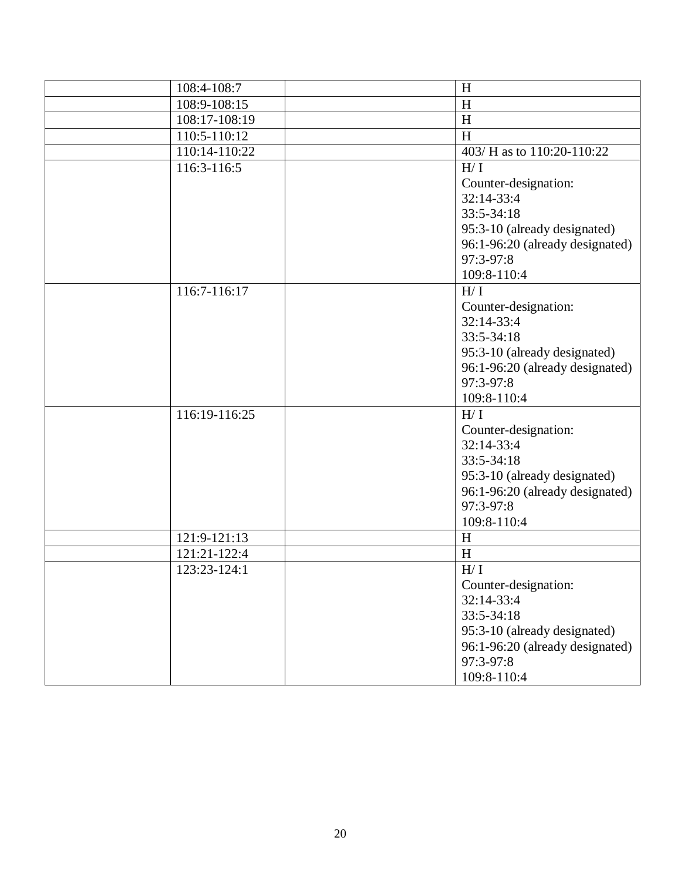|  |  |  |  |
|---|---|---|---|
|  | 108:4-108:7 |  | H |
|  | 108:9-108:15 |  | H |
|  | 108:17-108:19 |  | H |
|  | 110:5-110:12 |  | H |
|  | 110:14-110:22 |  | 403/ H as to 110:20-110:22 |
|  | 116:3-116:5 |  | H/ I<br>Counter-designation:<br>32:14-33:4<br>33:5-34:18<br>95:3-10 (already designated)<br>96:1-96:20 (already designated)<br>97:3-97:8<br>109:8-110:4 |
|  | 116:7-116:17 |  | H/ I<br>Counter-designation:<br>32:14-33:4<br>33:5-34:18<br>95:3-10 (already designated)<br>96:1-96:20 (already designated)<br>97:3-97:8<br>109:8-110:4 |
|  | 116:19-116:25 |  | H/ I<br>Counter-designation:<br>32:14-33:4<br>33:5-34:18<br>95:3-10 (already designated)<br>96:1-96:20 (already designated)<br>97:3-97:8<br>109:8-110:4 |
|  | 121:9-121:13 |  | H |
|  | 121:21-122:4 |  | H |
|  | 123:23-124:1 |  | H/ I<br>Counter-designation:<br>32:14-33:4<br>33:5-34:18<br>95:3-10 (already designated)<br>96:1-96:20 (already designated)<br>97:3-97:8<br>109:8-110:4 |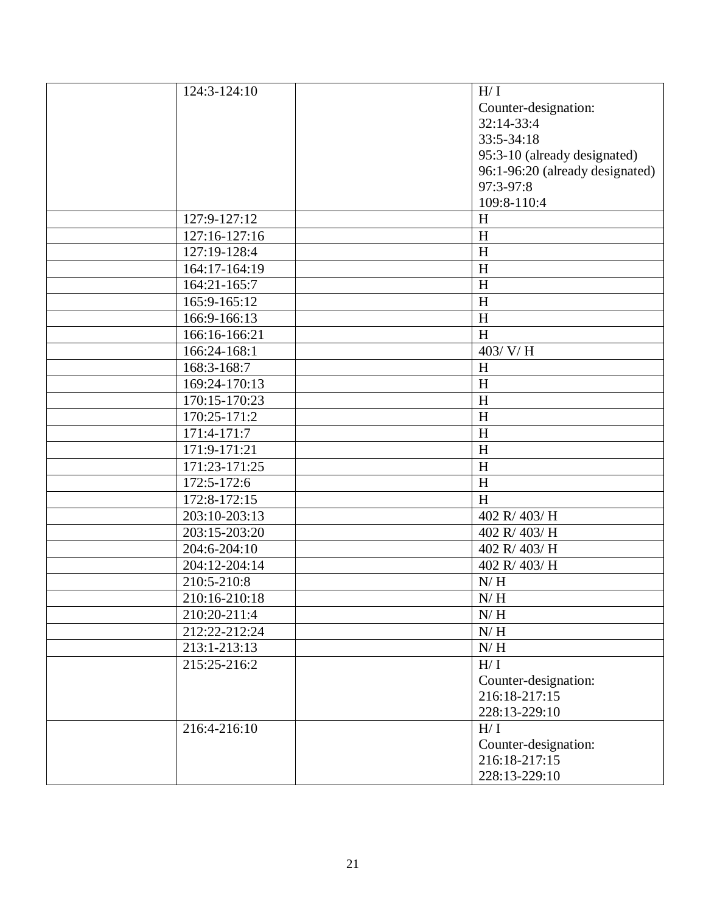| | | | |
|---|---|---|---|
| | 124:3-124:10 | | H/ I<br>Counter-designation:<br>32:14-33:4<br>33:5-34:18<br>95:3-10 (already designated)<br>96:1-96:20 (already designated)<br>97:3-97:8<br>109:8-110:4 |
| | 127:9-127:12 | | H |
| | 127:16-127:16 | | H |
| | 127:19-128:4 | | H |
| | 164:17-164:19 | | H |
| | 164:21-165:7 | | H |
| | 165:9-165:12 | | H |
| | 166:9-166:13 | | H |
| | 166:16-166:21 | | H |
| | 166:24-168:1 | | 403/ V/ H |
| | 168:3-168:7 | | H |
| | 169:24-170:13 | | H |
| | 170:15-170:23 | | H |
| | 170:25-171:2 | | H |
| | 171:4-171:7 | | H |
| | 171:9-171:21 | | H |
| | 171:23-171:25 | | H |
| | 172:5-172:6 | | H |
| | 172:8-172:15 | | H |
| | 203:10-203:13 | | 402 R/ 403/ H |
| | 203:15-203:20 | | 402 R/ 403/ H |
| | 204:6-204:10 | | 402 R/ 403/ H |
| | 204:12-204:14 | | 402 R/ 403/ H |
| | 210:5-210:8 | | N/ H |
| | 210:16-210:18 | | N/ H |
| | 210:20-211:4 | | N/ H |
| | 212:22-212:24 | | N/ H |
| | 213:1-213:13 | | N/ H |
| | 215:25-216:2 | | H/ I<br>Counter-designation:<br>216:18-217:15<br>228:13-229:10 |
| | 216:4-216:10 | | H/ I<br>Counter-designation:<br>216:18-217:15<br>228:13-229:10 |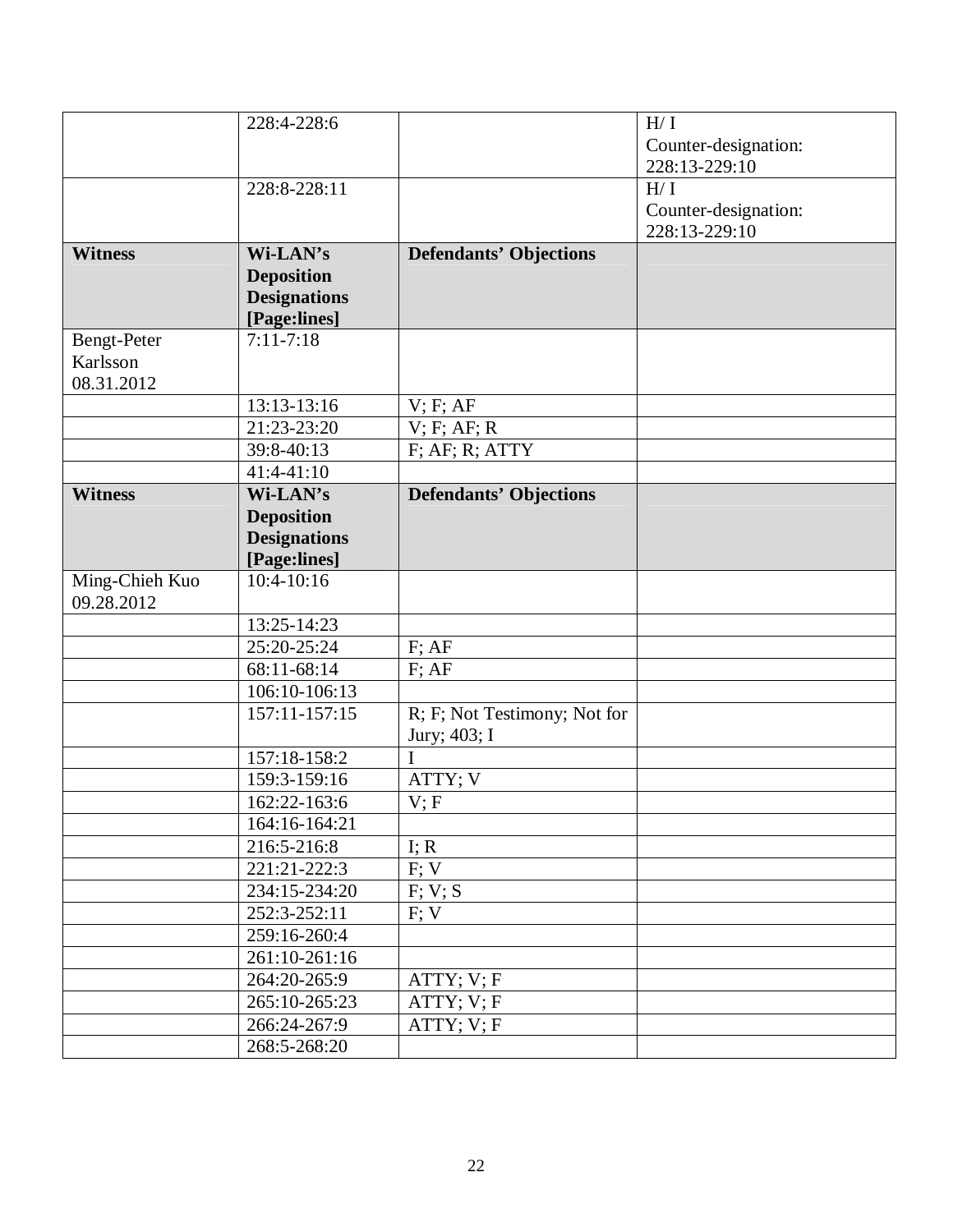| | | | |
|---|---|---|---|
| | 228:4-228:6 | | H/ I Counter-designation: 228:13-229:10 |
| | 228:8-228:11 | | H/ I Counter-designation: 228:13-229:10 |
| **Witness** | **Wi-LAN's Deposition Designations [Page:lines]** | **Defendants' Objections** | |
| Bengt-Peter Karlsson 08.31.2012 | 7:11-7:18 | | |
| | 13:13-13:16 | V; F; AF | |
| | 21:23-23:20 | V; F; AF; R | |
| | 39:8-40:13 | F; AF; R; ATTY | |
| | 41:4-41:10 | | |
| **Witness** | **Wi-LAN's Deposition Designations [Page:lines]** | **Defendants' Objections** | |
| Ming-Chieh Kuo 09.28.2012 | 10:4-10:16 | | |
| | 13:25-14:23 | | |
| | 25:20-25:24 | F; AF | |
| | 68:11-68:14 | F; AF | |
| | 106:10-106:13 | | |
| | 157:11-157:15 | R; F; Not Testimony; Not for Jury; 403; I | |
| | 157:18-158:2 | I | |
| | 159:3-159:16 | ATTY; V | |
| | 162:22-163:6 | V; F | |
| | 164:16-164:21 | | |
| | 216:5-216:8 | I; R | |
| | 221:21-222:3 | F; V | |
| | 234:15-234:20 | F; V; S | |
| | 252:3-252:11 | F; V | |
| | 259:16-260:4 | | |
| | 261:10-261:16 | | |
| | 264:20-265:9 | ATTY; V; F | |
| | 265:10-265:23 | ATTY; V; F | |
| | 266:24-267:9 | ATTY; V; F | |
| | 268:5-268:20 | | |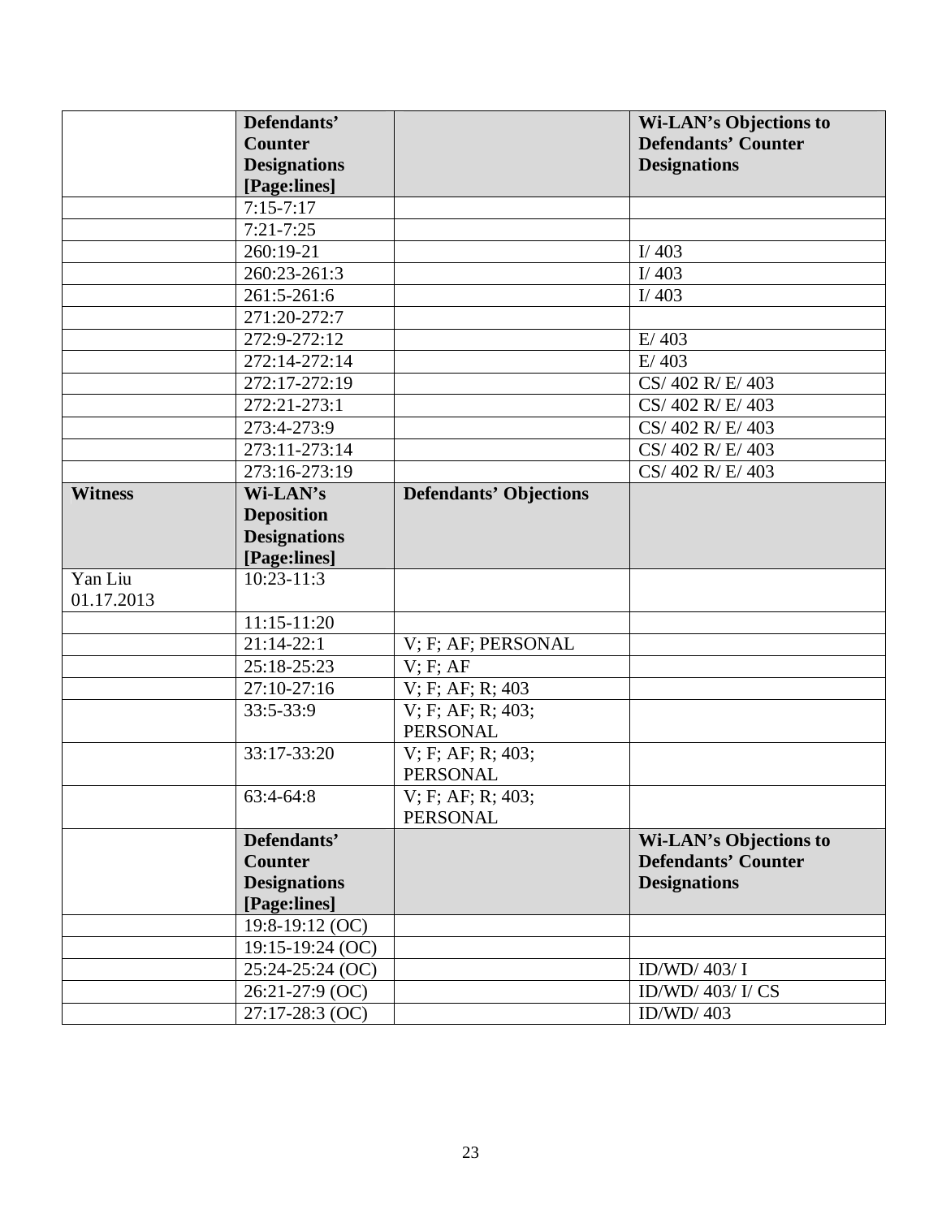| | Defendants' Counter Designations [Page:lines] | | Wi-LAN's Objections to Defendants' Counter Designations |
|---|---|---|---|
| | 7:15-7:17 | | |
| | 7:21-7:25 | | |
| | 260:19-21 | | I/ 403 |
| | 260:23-261:3 | | I/ 403 |
| | 261:5-261:6 | | I/ 403 |
| | 271:20-272:7 | | |
| | 272:9-272:12 | | E/ 403 |
| | 272:14-272:14 | | E/ 403 |
| | 272:17-272:19 | | CS/ 402 R/ E/ 403 |
| | 272:21-273:1 | | CS/ 402 R/ E/ 403 |
| | 273:4-273:9 | | CS/ 402 R/ E/ 403 |
| | 273:11-273:14 | | CS/ 402 R/ E/ 403 |
| | 273:16-273:19 | | CS/ 402 R/ E/ 403 |
| **Witness** | **Wi-LAN's Deposition Designations [Page:lines]** | **Defendants' Objections** | |
| Yan Liu 01.17.2013 | 10:23-11:3 | | |
| | 11:15-11:20 | | |
| | 21:14-22:1 | V; F; AF; PERSONAL | |
| | 25:18-25:23 | V; F; AF | |
| | 27:10-27:16 | V; F; AF; R; 403 | |
| | 33:5-33:9 | V; F; AF; R; 403; PERSONAL | |
| | 33:17-33:20 | V; F; AF; R; 403; PERSONAL | |
| | 63:4-64:8 | V; F; AF; R; 403; PERSONAL | |
| | **Defendants' Counter Designations [Page:lines]** | | **Wi-LAN's Objections to Defendants' Counter Designations** |
| | 19:8-19:12 (OC) | | |
| | 19:15-19:24 (OC) | | |
| | 25:24-25:24 (OC) | | ID/WD/ 403/ I |
| | 26:21-27:9 (OC) | | ID/WD/ 403/ I/ CS |
| | 27:17-28:3 (OC) | | ID/WD/ 403 |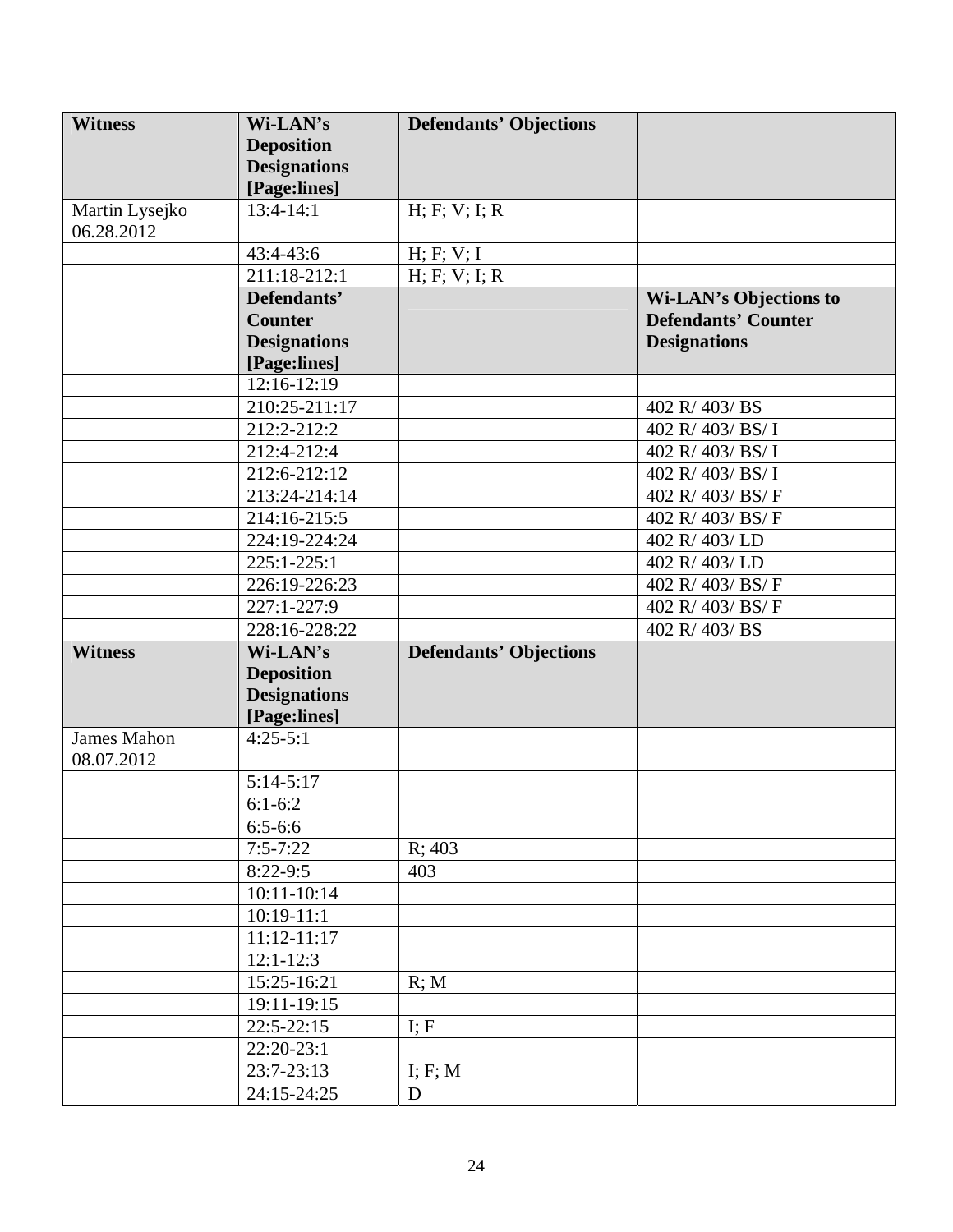| Witness | Wi-LAN's Deposition Designations [Page:lines] | Defendants' Objections | |
|---|---|---|---|
| Martin Lysejko 06.28.2012 | 13:4-14:1 | H; F; V; I; R | |
| | 43:4-43:6 | H; F; V; I | |
| | 211:18-212:1 | H; F; V; I; R | |
| | **Defendants' Counter Designations [Page:lines]** | | **Wi-LAN's Objections to Defendants' Counter Designations** |
| | 12:16-12:19 | | |
| | 210:25-211:17 | | 402 R/ 403/ BS |
| | 212:2-212:2 | | 402 R/ 403/ BS/ I |
| | 212:4-212:4 | | 402 R/ 403/ BS/ I |
| | 212:6-212:12 | | 402 R/ 403/ BS/ I |
| | 213:24-214:14 | | 402 R/ 403/ BS/ F |
| | 214:16-215:5 | | 402 R/ 403/ BS/ F |
| | 224:19-224:24 | | 402 R/ 403/ LD |
| | 225:1-225:1 | | 402 R/ 403/ LD |
| | 226:19-226:23 | | 402 R/ 403/ BS/ F |
| | 227:1-227:9 | | 402 R/ 403/ BS/ F |
| | 228:16-228:22 | | 402 R/ 403/ BS |
| **Witness** | **Wi-LAN's Deposition Designations [Page:lines]** | **Defendants' Objections** | |
| James Mahon 08.07.2012 | 4:25-5:1 | | |
| | 5:14-5:17 | | |
| | 6:1-6:2 | | |
| | 6:5-6:6 | | |
| | 7:5-7:22 | R; 403 | |
| | 8:22-9:5 | 403 | |
| | 10:11-10:14 | | |
| | 10:19-11:1 | | |
| | 11:12-11:17 | | |
| | 12:1-12:3 | | |
| | 15:25-16:21 | R; M | |
| | 19:11-19:15 | | |
| | 22:5-22:15 | I; F | |
| | 22:20-23:1 | | |
| | 23:7-23:13 | I; F; M | |
| | 24:15-24:25 | D | |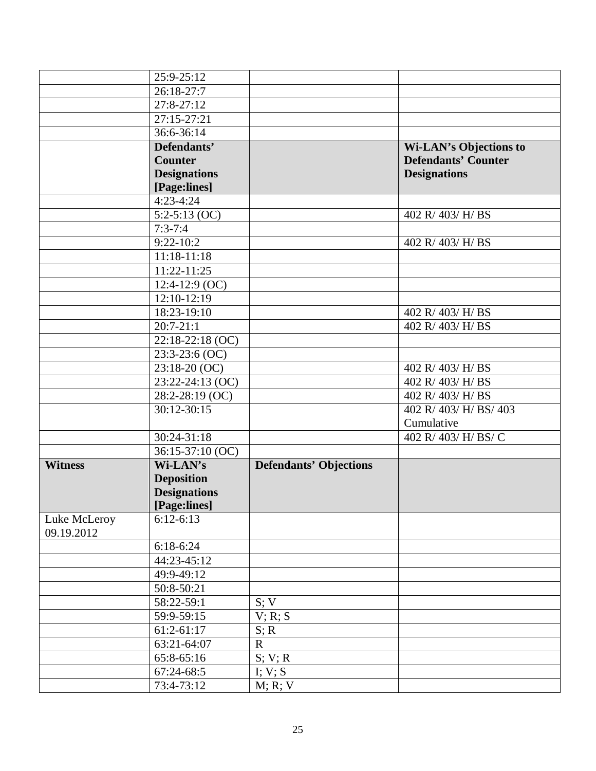| | | | |
|---|---|---|---|
| | 25:9-25:12 | | |
| | 26:18-27:7 | | |
| | 27:8-27:12 | | |
| | 27:15-27:21 | | |
| | 36:6-36:14 | | |
| | **Defendants' Counter Designations [Page:lines]** | | **Wi-LAN's Objections to Defendants' Counter Designations** |
| | 4:23-4:24 | | |
| | 5:2-5:13 (OC) | | 402 R/ 403/ H/ BS |
| | 7:3-7:4 | | |
| | 9:22-10:2 | | 402 R/ 403/ H/ BS |
| | 11:18-11:18 | | |
| | 11:22-11:25 | | |
| | 12:4-12:9 (OC) | | |
| | 12:10-12:19 | | |
| | 18:23-19:10 | | 402 R/ 403/ H/ BS |
| | 20:7-21:1 | | 402 R/ 403/ H/ BS |
| | 22:18-22:18 (OC) | | |
| | 23:3-23:6 (OC) | | |
| | 23:18-20 (OC) | | 402 R/ 403/ H/ BS |
| | 23:22-24:13 (OC) | | 402 R/ 403/ H/ BS |
| | 28:2-28:19 (OC) | | 402 R/ 403/ H/ BS |
| | 30:12-30:15 | | 402 R/ 403/ H/ BS/ 403 Cumulative |
| | 30:24-31:18 | | 402 R/ 403/ H/ BS/ C |
| | 36:15-37:10 (OC) | | |
| **Witness** | **Wi-LAN's Deposition Designations [Page:lines]** | **Defendants' Objections** | |
| Luke McLeroy 09.19.2012 | 6:12-6:13 | | |
| | 6:18-6:24 | | |
| | 44:23-45:12 | | |
| | 49:9-49:12 | | |
| | 50:8-50:21 | | |
| | 58:22-59:1 | S; V | |
| | 59:9-59:15 | V; R; S | |
| | 61:2-61:17 | S; R | |
| | 63:21-64:07 | R | |
| | 65:8-65:16 | S; V; R | |
| | 67:24-68:5 | I; V; S | |
| | 73:4-73:12 | M; R; V | |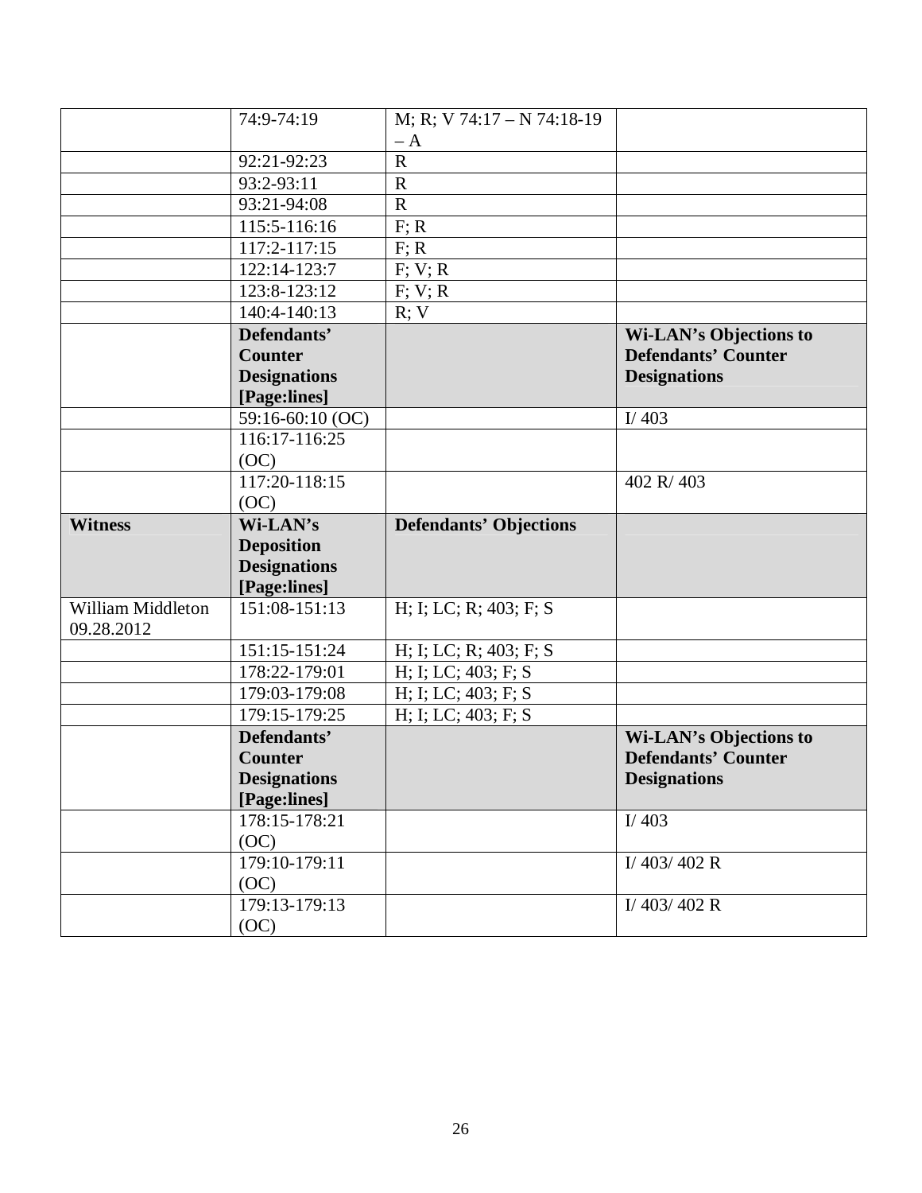| | | | |
|---|---|---|---|
| | 74:9-74:19 | M; R; V 74:17 – N 74:18-19 – A | |
| | 92:21-92:23 | R | |
| | 93:2-93:11 | R | |
| | 93:21-94:08 | R | |
| | 115:5-116:16 | F; R | |
| | 117:2-117:15 | F; R | |
| | 122:14-123:7 | F; V; R | |
| | 123:8-123:12 | F; V; R | |
| | 140:4-140:13 | R; V | |
| | **Defendants' Counter Designations [Page:lines]** | | **Wi-LAN's Objections to Defendants' Counter Designations** |
| | 59:16-60:10 (OC) | | I/ 403 |
| | 116:17-116:25 (OC) | | |
| | 117:20-118:15 (OC) | | 402 R/ 403 |
| **Witness** | **Wi-LAN's Deposition Designations [Page:lines]** | **Defendants' Objections** | |
| William Middleton 09.28.2012 | 151:08-151:13 | H; I; LC; R; 403; F; S | |
| | 151:15-151:24 | H; I; LC; R; 403; F; S | |
| | 178:22-179:01 | H; I; LC; 403; F; S | |
| | 179:03-179:08 | H; I; LC; 403; F; S | |
| | 179:15-179:25 | H; I; LC; 403; F; S | |
| | **Defendants' Counter Designations [Page:lines]** | | **Wi-LAN's Objections to Defendants' Counter Designations** |
| | 178:15-178:21 (OC) | | I/ 403 |
| | 179:10-179:11 (OC) | | I/ 403/ 402 R |
| | 179:13-179:13 (OC) | | I/ 403/ 402 R |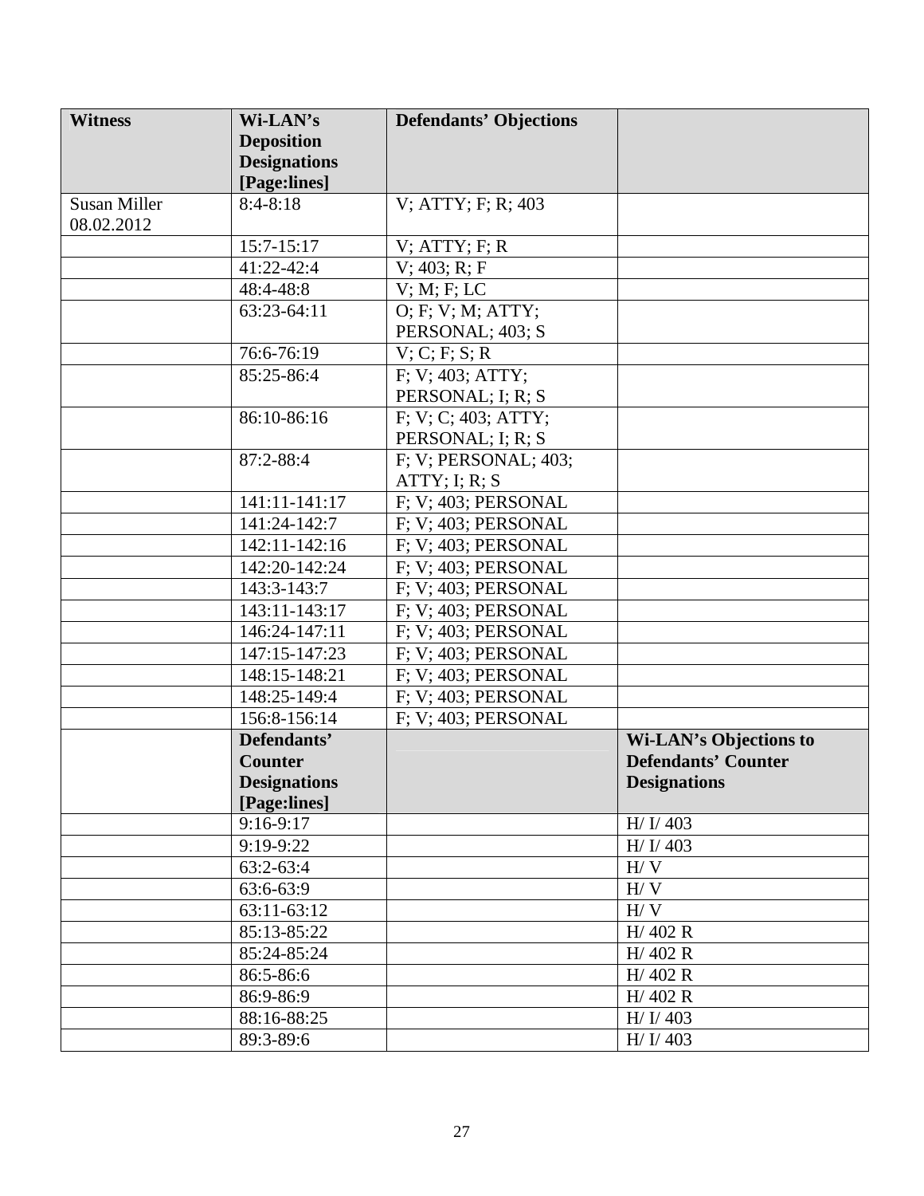| Witness | Wi-LAN's Deposition Designations [Page:lines] | Defendants' Objections | |
|---|---|---|---|
| Susan Miller 08.02.2012 | 8:4-8:18 | V; ATTY; F; R; 403 | |
| | 15:7-15:17 | V; ATTY; F; R | |
| | 41:22-42:4 | V; 403; R; F | |
| | 48:4-48:8 | V; M; F; LC | |
| | 63:23-64:11 | O; F; V; M; ATTY; PERSONAL; 403; S | |
| | 76:6-76:19 | V; C; F; S; R | |
| | 85:25-86:4 | F; V; 403; ATTY; PERSONAL; I; R; S | |
| | 86:10-86:16 | F; V; C; 403; ATTY; PERSONAL; I; R; S | |
| | 87:2-88:4 | F; V; PERSONAL; 403; ATTY; I; R; S | |
| | 141:11-141:17 | F; V; 403; PERSONAL | |
| | 141:24-142:7 | F; V; 403; PERSONAL | |
| | 142:11-142:16 | F; V; 403; PERSONAL | |
| | 142:20-142:24 | F; V; 403; PERSONAL | |
| | 143:3-143:7 | F; V; 403; PERSONAL | |
| | 143:11-143:17 | F; V; 403; PERSONAL | |
| | 146:24-147:11 | F; V; 403; PERSONAL | |
| | 147:15-147:23 | F; V; 403; PERSONAL | |
| | 148:15-148:21 | F; V; 403; PERSONAL | |
| | 148:25-149:4 | F; V; 403; PERSONAL | |
| | 156:8-156:14 | F; V; 403; PERSONAL | |
| | **Defendants' Counter Designations [Page:lines]** | | **Wi-LAN's Objections to Defendants' Counter Designations** |
| | 9:16-9:17 | | H/ I/ 403 |
| | 9:19-9:22 | | H/ I/ 403 |
| | 63:2-63:4 | | H/ V |
| | 63:6-63:9 | | H/ V |
| | 63:11-63:12 | | H/ V |
| | 85:13-85:22 | | H/ 402 R |
| | 85:24-85:24 | | H/ 402 R |
| | 86:5-86:6 | | H/ 402 R |
| | 86:9-86:9 | | H/ 402 R |
| | 88:16-88:25 | | H/ I/ 403 |
| | 89:3-89:6 | | H/ I/ 403 |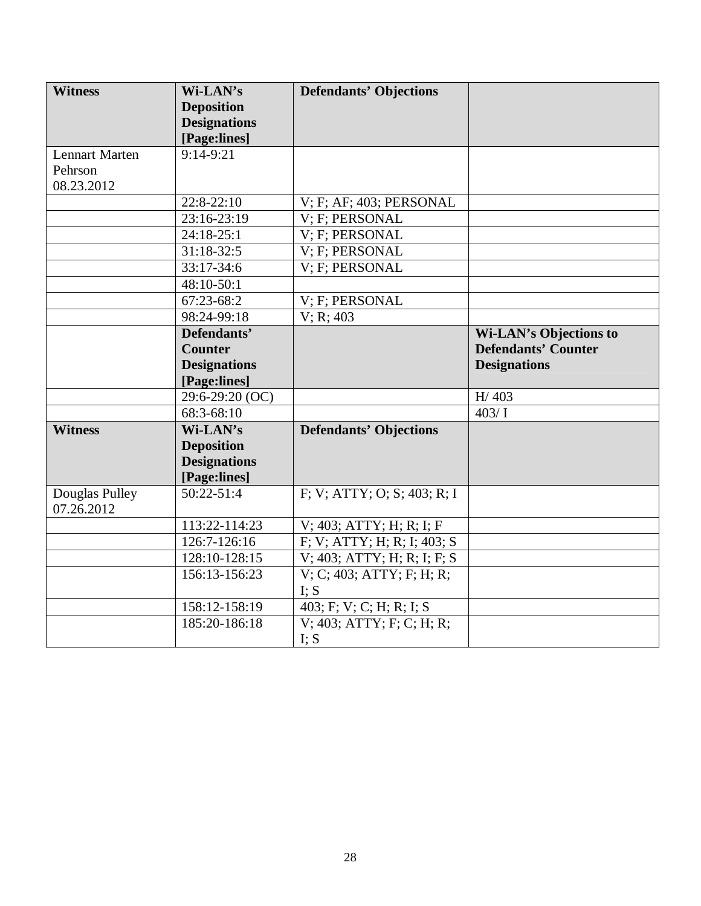| Witness | Wi-LAN's Deposition Designations [Page:lines] | Defendants' Objections | |
|---|---|---|---|
| Lennart Marten Pehrson 08.23.2012 | 9:14-9:21 | | |
| | 22:8-22:10 | V; F; AF; 403; PERSONAL | |
| | 23:16-23:19 | V; F; PERSONAL | |
| | 24:18-25:1 | V; F; PERSONAL | |
| | 31:18-32:5 | V; F; PERSONAL | |
| | 33:17-34:6 | V; F; PERSONAL | |
| | 48:10-50:1 | | |
| | 67:23-68:2 | V; F; PERSONAL | |
| | 98:24-99:18 | V; R; 403 | |
| | **Defendants' Counter Designations [Page:lines]** | | **Wi-LAN's Objections to Defendants' Counter Designations** |
| | 29:6-29:20 (OC) | | H/ 403 |
| | 68:3-68:10 | | 403/ I |
| **Witness** | **Wi-LAN's Deposition Designations [Page:lines]** | **Defendants' Objections** | |
| Douglas Pulley 07.26.2012 | 50:22-51:4 | F; V; ATTY; O; S; 403; R; I | |
| | 113:22-114:23 | V; 403; ATTY; H; R; I; F | |
| | 126:7-126:16 | F; V; ATTY; H; R; I; 403; S | |
| | 128:10-128:15 | V; 403; ATTY; H; R; I; F; S | |
| | 156:13-156:23 | V; C; 403; ATTY; F; H; R; I; S | |
| | 158:12-158:19 | 403; F; V; C; H; R; I; S | |
| | 185:20-186:18 | V; 403; ATTY; F; C; H; R; I; S | |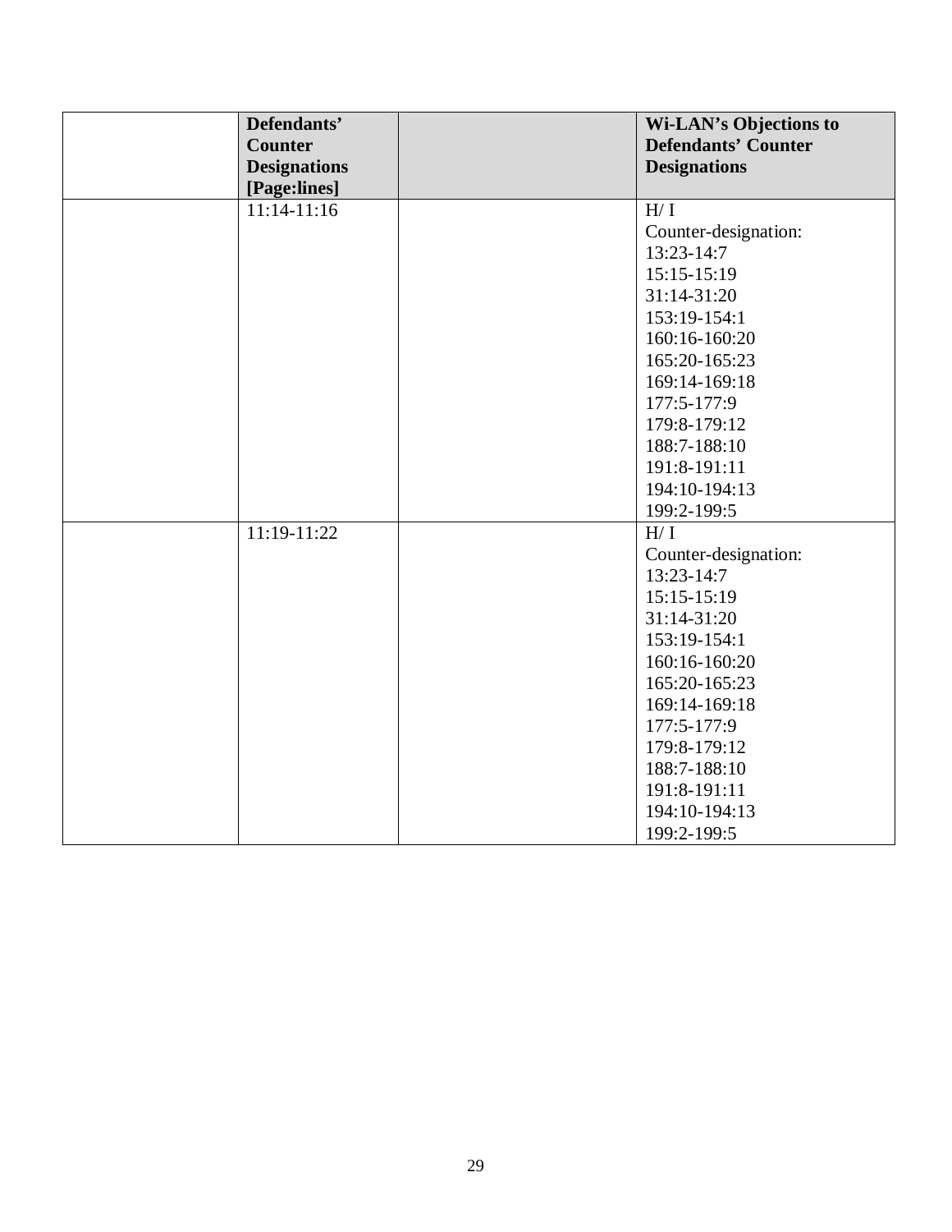| | Defendants' Counter Designations [Page:lines] | | Wi-LAN's Objections to Defendants' Counter Designations |
|---|---|---|---|
| | 11:14-11:16 | | H/ I<br>Counter-designation:<br>13:23-14:7<br>15:15-15:19<br>31:14-31:20<br>153:19-154:1<br>160:16-160:20<br>165:20-165:23<br>169:14-169:18<br>177:5-177:9<br>179:8-179:12<br>188:7-188:10<br>191:8-191:11<br>194:10-194:13<br>199:2-199:5 |
| | 11:19-11:22 | | H/ I<br>Counter-designation:<br>13:23-14:7<br>15:15-15:19<br>31:14-31:20<br>153:19-154:1<br>160:16-160:20<br>165:20-165:23<br>169:14-169:18<br>177:5-177:9<br>179:8-179:12<br>188:7-188:10<br>191:8-191:11<br>194:10-194:13<br>199:2-199:5 |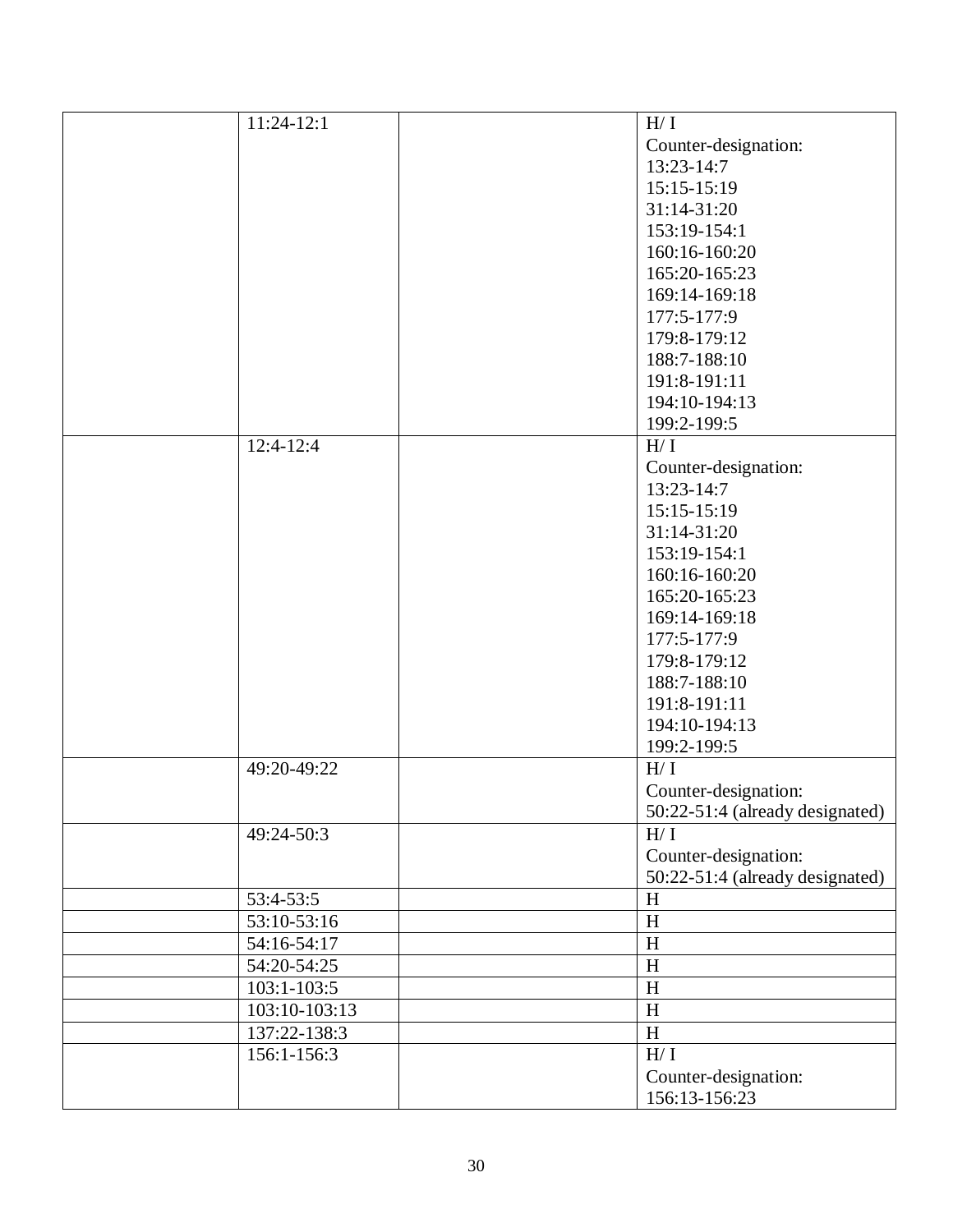| | | | |
|---|---|---|---|
| | 11:24-12:1 | | H/ I<br>Counter-designation:<br>13:23-14:7<br>15:15-15:19<br>31:14-31:20<br>153:19-154:1<br>160:16-160:20<br>165:20-165:23<br>169:14-169:18<br>177:5-177:9<br>179:8-179:12<br>188:7-188:10<br>191:8-191:11<br>194:10-194:13<br>199:2-199:5 |
| | 12:4-12:4 | | H/ I<br>Counter-designation:<br>13:23-14:7<br>15:15-15:19<br>31:14-31:20<br>153:19-154:1<br>160:16-160:20<br>165:20-165:23<br>169:14-169:18<br>177:5-177:9<br>179:8-179:12<br>188:7-188:10<br>191:8-191:11<br>194:10-194:13<br>199:2-199:5 |
| | 49:20-49:22 | | H/ I<br>Counter-designation:<br>50:22-51:4 (already designated) |
| | 49:24-50:3 | | H/ I<br>Counter-designation:<br>50:22-51:4 (already designated) |
| | 53:4-53:5 | | H |
| | 53:10-53:16 | | H |
| | 54:16-54:17 | | H |
| | 54:20-54:25 | | H |
| | 103:1-103:5 | | H |
| | 103:10-103:13 | | H |
| | 137:22-138:3 | | H |
| | 156:1-156:3 | | H/ I<br>Counter-designation:<br>156:13-156:23 |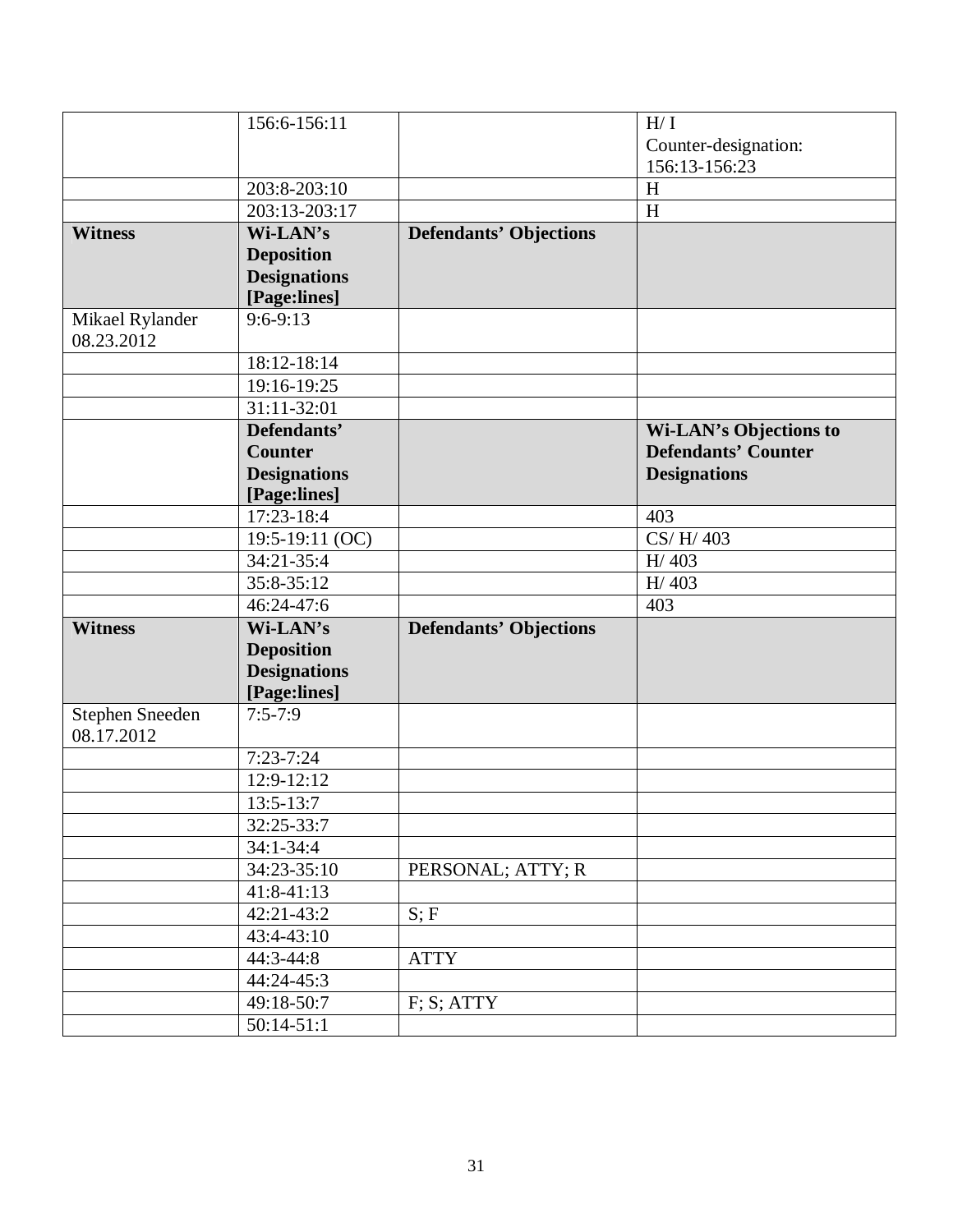| | 156:6-156:11 | | H/ I<br>Counter-designation: 156:13-156:23 |
|---|---|---|---|
| | 203:8-203:10 | | H |
| | 203:13-203:17 | | H |
| **Witness** | **Wi-LAN's Deposition Designations [Page:lines]** | **Defendants' Objections** | |
| Mikael Rylander 08.23.2012 | 9:6-9:13 | | |
| | 18:12-18:14 | | |
| | 19:16-19:25 | | |
| | 31:11-32:01 | | |
| | **Defendants' Counter Designations [Page:lines]** | | **Wi-LAN's Objections to Defendants' Counter Designations** |
| | 17:23-18:4 | | 403 |
| | 19:5-19:11 (OC) | | CS/ H/ 403 |
| | 34:21-35:4 | | H/ 403 |
| | 35:8-35:12 | | H/ 403 |
| | 46:24-47:6 | | 403 |
| **Witness** | **Wi-LAN's Deposition Designations [Page:lines]** | **Defendants' Objections** | |
| Stephen Sneeden 08.17.2012 | 7:5-7:9 | | |
| | 7:23-7:24 | | |
| | 12:9-12:12 | | |
| | 13:5-13:7 | | |
| | 32:25-33:7 | | |
| | 34:1-34:4 | | |
| | 34:23-35:10 | PERSONAL; ATTY; R | |
| | 41:8-41:13 | | |
| | 42:21-43:2 | S; F | |
| | 43:4-43:10 | | |
| | 44:3-44:8 | ATTY | |
| | 44:24-45:3 | | |
| | 49:18-50:7 | F; S; ATTY | |
| | 50:14-51:1 | | |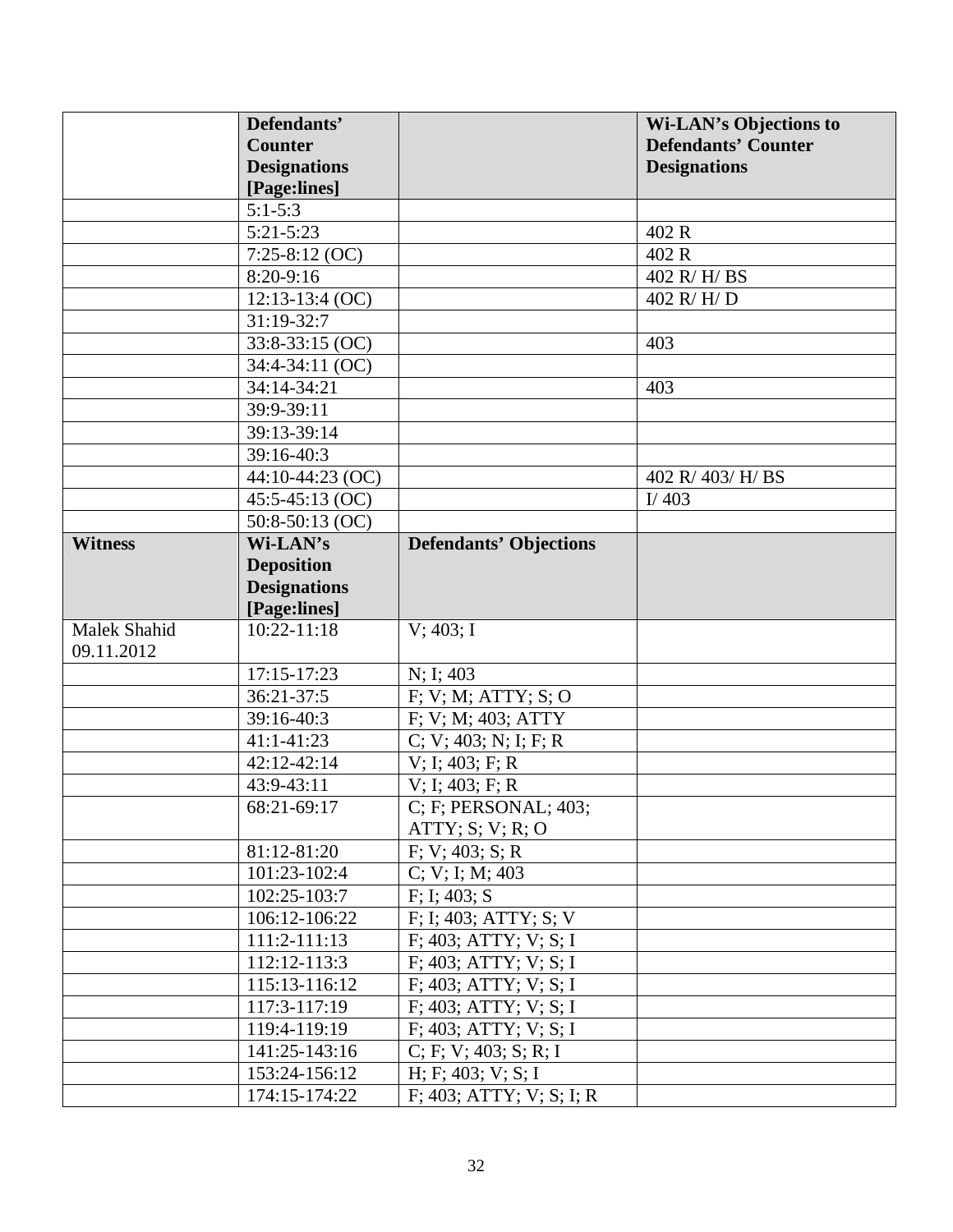| | Defendants' Counter Designations [Page:lines] | | Wi-LAN's Objections to Defendants' Counter Designations |
|---|---|---|---|
| | 5:1-5:3 | | |
| | 5:21-5:23 | | 402 R |
| | 7:25-8:12 (OC) | | 402 R |
| | 8:20-9:16 | | 402 R/ H/ BS |
| | 12:13-13:4 (OC) | | 402 R/ H/ D |
| | 31:19-32:7 | | |
| | 33:8-33:15 (OC) | | 403 |
| | 34:4-34:11 (OC) | | |
| | 34:14-34:21 | | 403 |
| | 39:9-39:11 | | |
| | 39:13-39:14 | | |
| | 39:16-40:3 | | |
| | 44:10-44:23 (OC) | | 402 R/ 403/ H/ BS |
| | 45:5-45:13 (OC) | | I/ 403 |
| | 50:8-50:13 (OC) | | |
| **Witness** | **Wi-LAN's Deposition Designations [Page:lines]** | **Defendants' Objections** | |
| Malek Shahid 09.11.2012 | 10:22-11:18 | V; 403; I | |
| | 17:15-17:23 | N; I; 403 | |
| | 36:21-37:5 | F; V; M; ATTY; S; O | |
| | 39:16-40:3 | F; V; M; 403; ATTY | |
| | 41:1-41:23 | C; V; 403; N; I; F; R | |
| | 42:12-42:14 | V; I; 403; F; R | |
| | 43:9-43:11 | V; I; 403; F; R | |
| | 68:21-69:17 | C; F; PERSONAL; 403; ATTY; S; V; R; O | |
| | 81:12-81:20 | F; V; 403; S; R | |
| | 101:23-102:4 | C; V; I; M; 403 | |
| | 102:25-103:7 | F; I; 403; S | |
| | 106:12-106:22 | F; I; 403; ATTY; S; V | |
| | 111:2-111:13 | F; 403; ATTY; V; S; I | |
| | 112:12-113:3 | F; 403; ATTY; V; S; I | |
| | 115:13-116:12 | F; 403; ATTY; V; S; I | |
| | 117:3-117:19 | F; 403; ATTY; V; S; I | |
| | 119:4-119:19 | F; 403; ATTY; V; S; I | |
| | 141:25-143:16 | C; F; V; 403; S; R; I | |
| | 153:24-156:12 | H; F; 403; V; S; I | |
| | 174:15-174:22 | F; 403; ATTY; V; S; I; R | |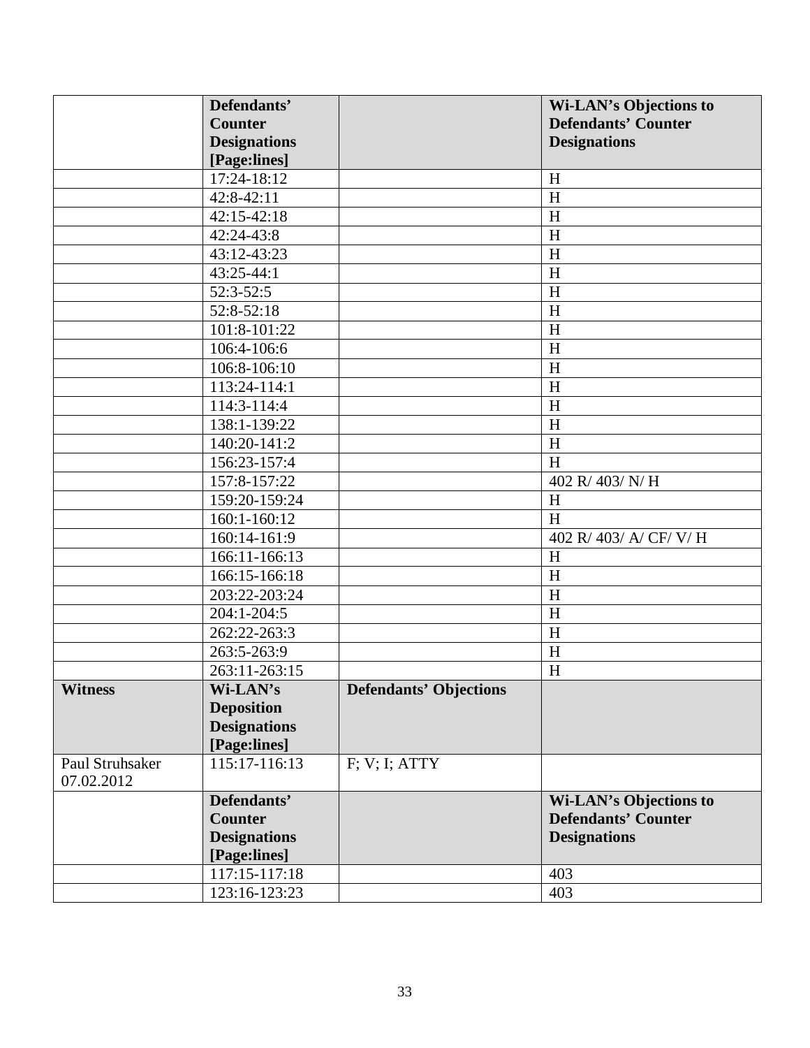| | Defendants' Counter Designations [Page:lines] | | Wi-LAN's Objections to Defendants' Counter Designations |
|---|---|---|---|
| | 17:24-18:12 | | H |
| | 42:8-42:11 | | H |
| | 42:15-42:18 | | H |
| | 42:24-43:8 | | H |
| | 43:12-43:23 | | H |
| | 43:25-44:1 | | H |
| | 52:3-52:5 | | H |
| | 52:8-52:18 | | H |
| | 101:8-101:22 | | H |
| | 106:4-106:6 | | H |
| | 106:8-106:10 | | H |
| | 113:24-114:1 | | H |
| | 114:3-114:4 | | H |
| | 138:1-139:22 | | H |
| | 140:20-141:2 | | H |
| | 156:23-157:4 | | H |
| | 157:8-157:22 | | 402 R/ 403/ N/ H |
| | 159:20-159:24 | | H |
| | 160:1-160:12 | | H |
| | 160:14-161:9 | | 402 R/ 403/ A/ CF/ V/ H |
| | 166:11-166:13 | | H |
| | 166:15-166:18 | | H |
| | 203:22-203:24 | | H |
| | 204:1-204:5 | | H |
| | 262:22-263:3 | | H |
| | 263:5-263:9 | | H |
| | 263:11-263:15 | | H |
| **Witness** | **Wi-LAN's Deposition Designations [Page:lines]** | **Defendants' Objections** | |
| Paul Struhsaker 07.02.2012 | 115:17-116:13 | F; V; I; ATTY | |
| | **Defendants' Counter Designations [Page:lines]** | | **Wi-LAN's Objections to Defendants' Counter Designations** |
| | 117:15-117:18 | | 403 |
| | 123:16-123:23 | | 403 |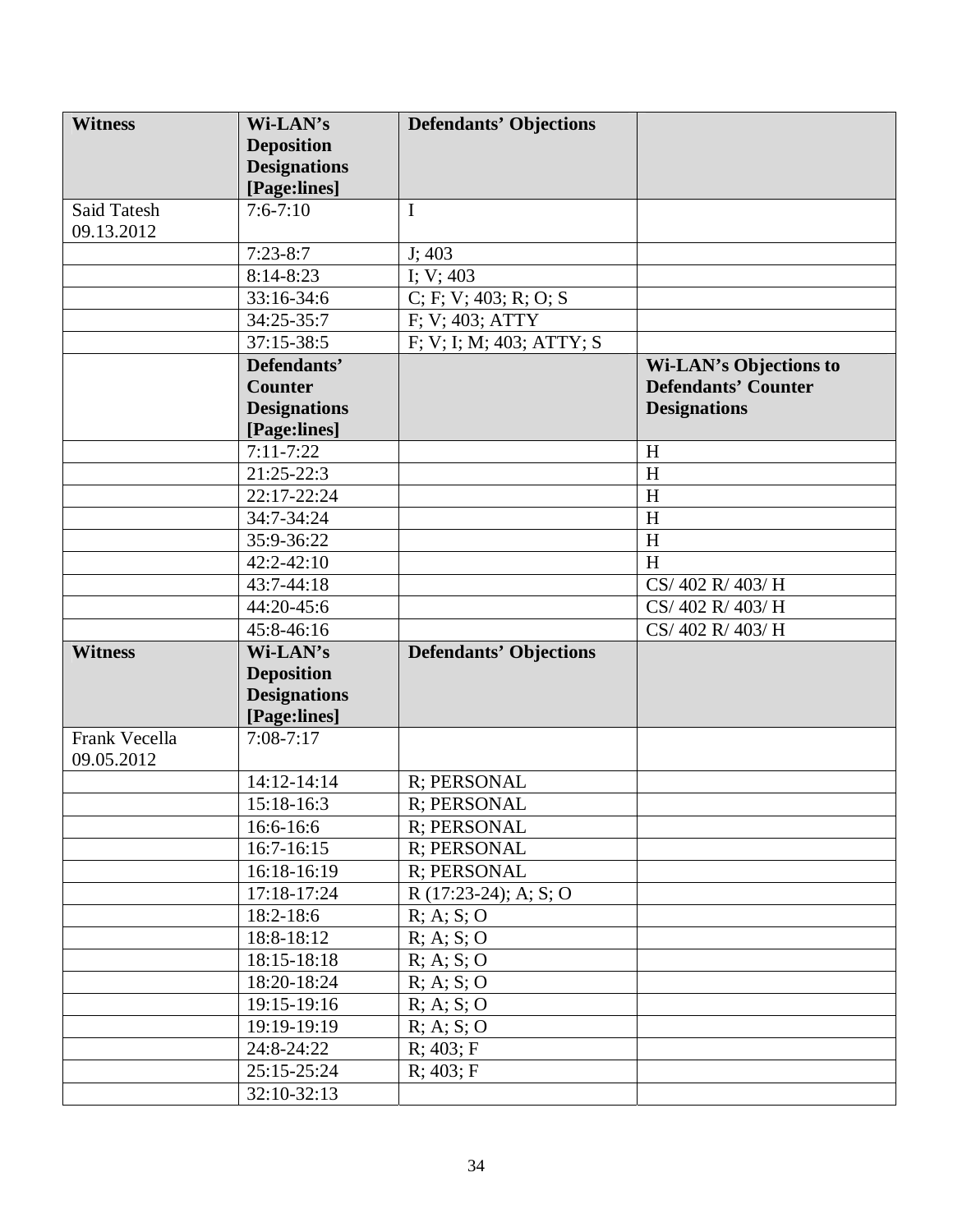| Witness | Wi-LAN's Deposition Designations [Page:lines] | Defendants' Objections | |
|---|---|---|---|
| Said Tatesh 09.13.2012 | 7:6-7:10 | I | |
| | 7:23-8:7 | J; 403 | |
| | 8:14-8:23 | I; V; 403 | |
| | 33:16-34:6 | C; F; V; 403; R; O; S | |
| | 34:25-35:7 | F; V; 403; ATTY | |
| | 37:15-38:5 | F; V; I; M; 403; ATTY; S | |
| | **Defendants' Counter Designations [Page:lines]** | | **Wi-LAN's Objections to Defendants' Counter Designations** |
| | 7:11-7:22 | | H |
| | 21:25-22:3 | | H |
| | 22:17-22:24 | | H |
| | 34:7-34:24 | | H |
| | 35:9-36:22 | | H |
| | 42:2-42:10 | | H |
| | 43:7-44:18 | | CS/ 402 R/ 403/ H |
| | 44:20-45:6 | | CS/ 402 R/ 403/ H |
| | 45:8-46:16 | | CS/ 402 R/ 403/ H |
| **Witness** | **Wi-LAN's Deposition Designations [Page:lines]** | **Defendants' Objections** | |
| Frank Vecella 09.05.2012 | 7:08-7:17 | | |
| | 14:12-14:14 | R; PERSONAL | |
| | 15:18-16:3 | R; PERSONAL | |
| | 16:6-16:6 | R; PERSONAL | |
| | 16:7-16:15 | R; PERSONAL | |
| | 16:18-16:19 | R; PERSONAL | |
| | 17:18-17:24 | R (17:23-24); A; S; O | |
| | 18:2-18:6 | R; A; S; O | |
| | 18:8-18:12 | R; A; S; O | |
| | 18:15-18:18 | R; A; S; O | |
| | 18:20-18:24 | R; A; S; O | |
| | 19:15-19:16 | R; A; S; O | |
| | 19:19-19:19 | R; A; S; O | |
| | 24:8-24:22 | R; 403; F | |
| | 25:15-25:24 | R; 403; F | |
| | 32:10-32:13 | | |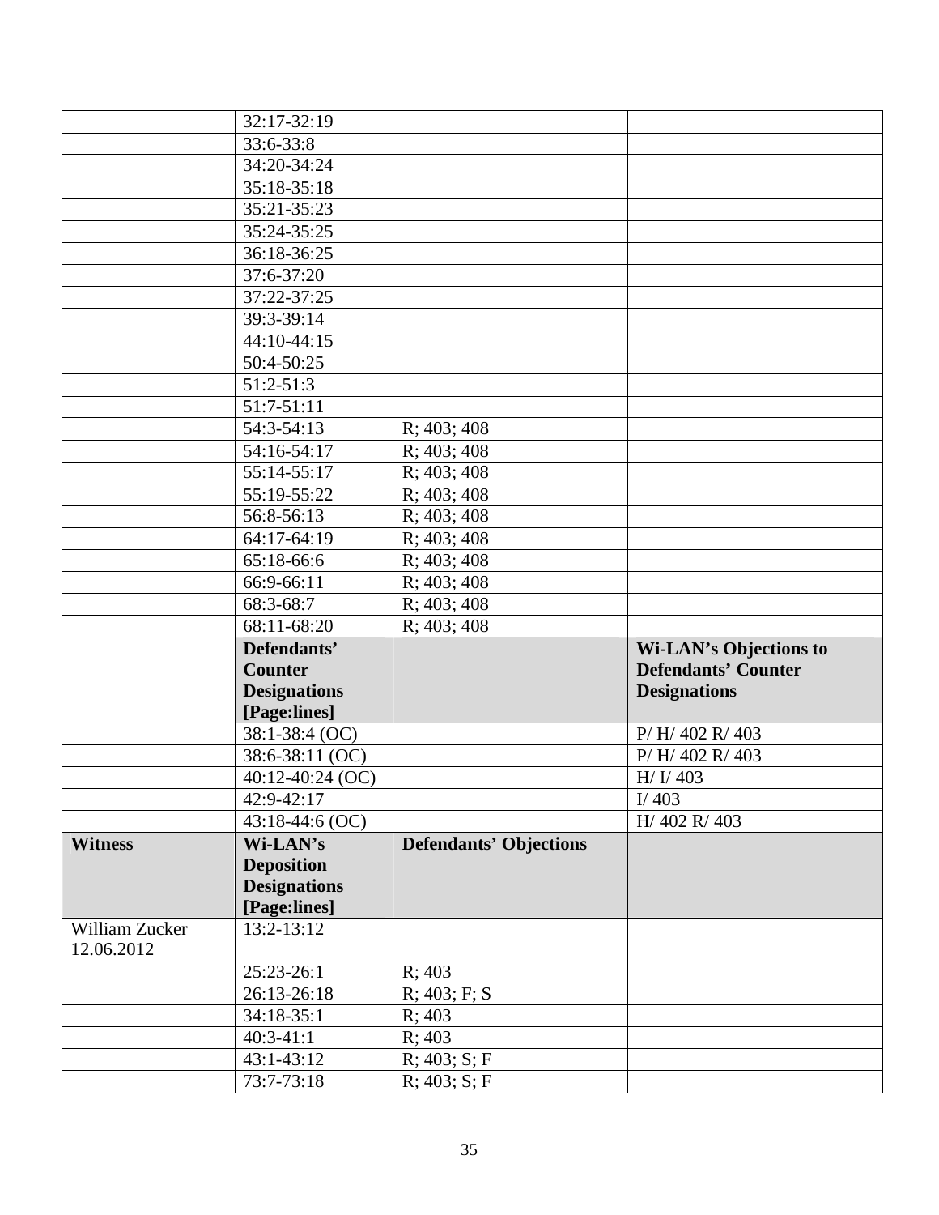| | | | |
|---|---|---|---|
| | 32:17-32:19 | | |
| | 33:6-33:8 | | |
| | 34:20-34:24 | | |
| | 35:18-35:18 | | |
| | 35:21-35:23 | | |
| | 35:24-35:25 | | |
| | 36:18-36:25 | | |
| | 37:6-37:20 | | |
| | 37:22-37:25 | | |
| | 39:3-39:14 | | |
| | 44:10-44:15 | | |
| | 50:4-50:25 | | |
| | 51:2-51:3 | | |
| | 51:7-51:11 | | |
| | 54:3-54:13 | R; 403; 408 | |
| | 54:16-54:17 | R; 403; 408 | |
| | 55:14-55:17 | R; 403; 408 | |
| | 55:19-55:22 | R; 403; 408 | |
| | 56:8-56:13 | R; 403; 408 | |
| | 64:17-64:19 | R; 403; 408 | |
| | 65:18-66:6 | R; 403; 408 | |
| | 66:9-66:11 | R; 403; 408 | |
| | 68:3-68:7 | R; 403; 408 | |
| | 68:11-68:20 | R; 403; 408 | |
| | **Defendants' Counter Designations [Page:lines]** | | **Wi-LAN's Objections to Defendants' Counter Designations** |
| | 38:1-38:4 (OC) | | P/ H/ 402 R/ 403 |
| | 38:6-38:11 (OC) | | P/ H/ 402 R/ 403 |
| | 40:12-40:24 (OC) | | H/ I/ 403 |
| | 42:9-42:17 | | I/ 403 |
| | 43:18-44:6 (OC) | | H/ 402 R/ 403 |
| **Witness** | **Wi-LAN's Deposition Designations [Page:lines]** | **Defendants' Objections** | |
| William Zucker 12.06.2012 | 13:2-13:12 | | |
| | 25:23-26:1 | R; 403 | |
| | 26:13-26:18 | R; 403; F; S | |
| | 34:18-35:1 | R; 403 | |
| | 40:3-41:1 | R; 403 | |
| | 43:1-43:12 | R; 403; S; F | |
| | 73:7-73:18 | R; 403; S; F | |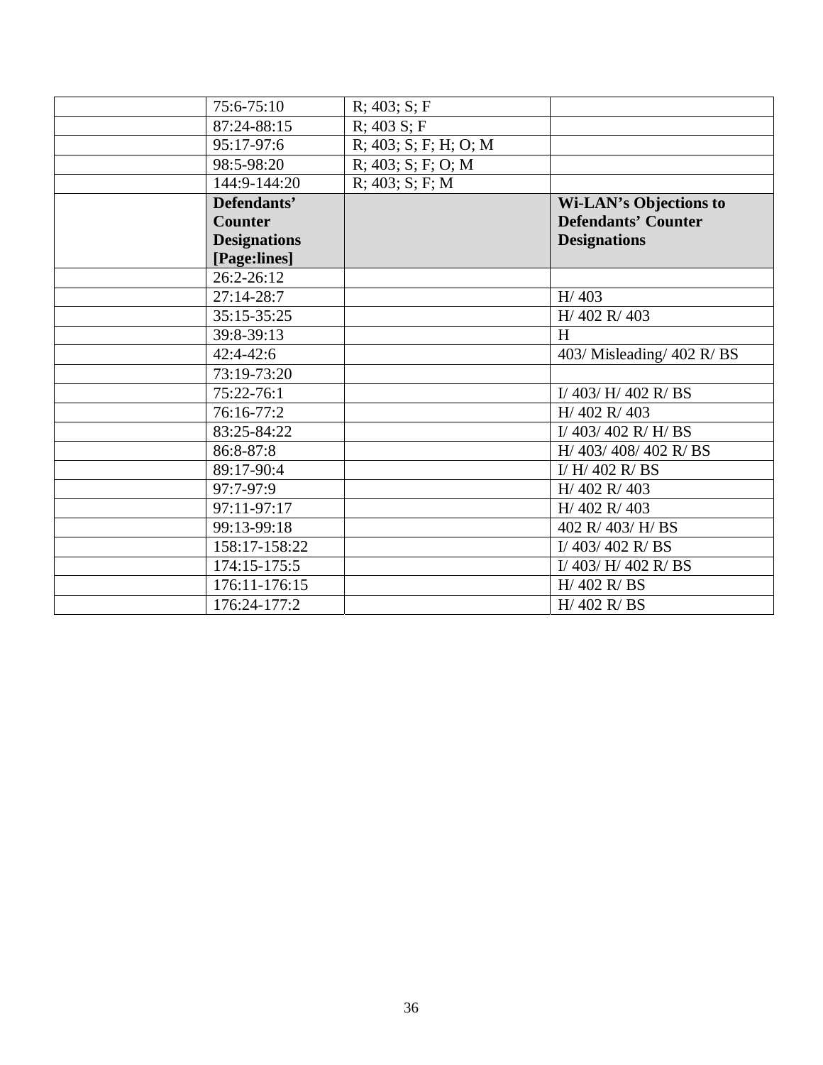| | | | |
|---|---|---|---|
| | 75:6-75:10 | R; 403; S; F | |
| | 87:24-88:15 | R; 403 S; F | |
| | 95:17-97:6 | R; 403; S; F; H; O; M | |
| | 98:5-98:20 | R; 403; S; F; O; M | |
| | 144:9-144:20 | R; 403; S; F; M | |
| | **Defendants' Counter Designations [Page:lines]** | | **Wi-LAN's Objections to Defendants' Counter Designations** |
| | 26:2-26:12 | | |
| | 27:14-28:7 | | H/ 403 |
| | 35:15-35:25 | | H/ 402 R/ 403 |
| | 39:8-39:13 | | H |
| | 42:4-42:6 | | 403/ Misleading/ 402 R/ BS |
| | 73:19-73:20 | | |
| | 75:22-76:1 | | I/ 403/ H/ 402 R/ BS |
| | 76:16-77:2 | | H/ 402 R/ 403 |
| | 83:25-84:22 | | I/ 403/ 402 R/ H/ BS |
| | 86:8-87:8 | | H/ 403/ 408/ 402 R/ BS |
| | 89:17-90:4 | | I/ H/ 402 R/ BS |
| | 97:7-97:9 | | H/ 402 R/ 403 |
| | 97:11-97:17 | | H/ 402 R/ 403 |
| | 99:13-99:18 | | 402 R/ 403/ H/ BS |
| | 158:17-158:22 | | I/ 403/ 402 R/ BS |
| | 174:15-175:5 | | I/ 403/ H/ 402 R/ BS |
| | 176:11-176:15 | | H/ 402 R/ BS |
| | 176:24-177:2 | | H/ 402 R/ BS |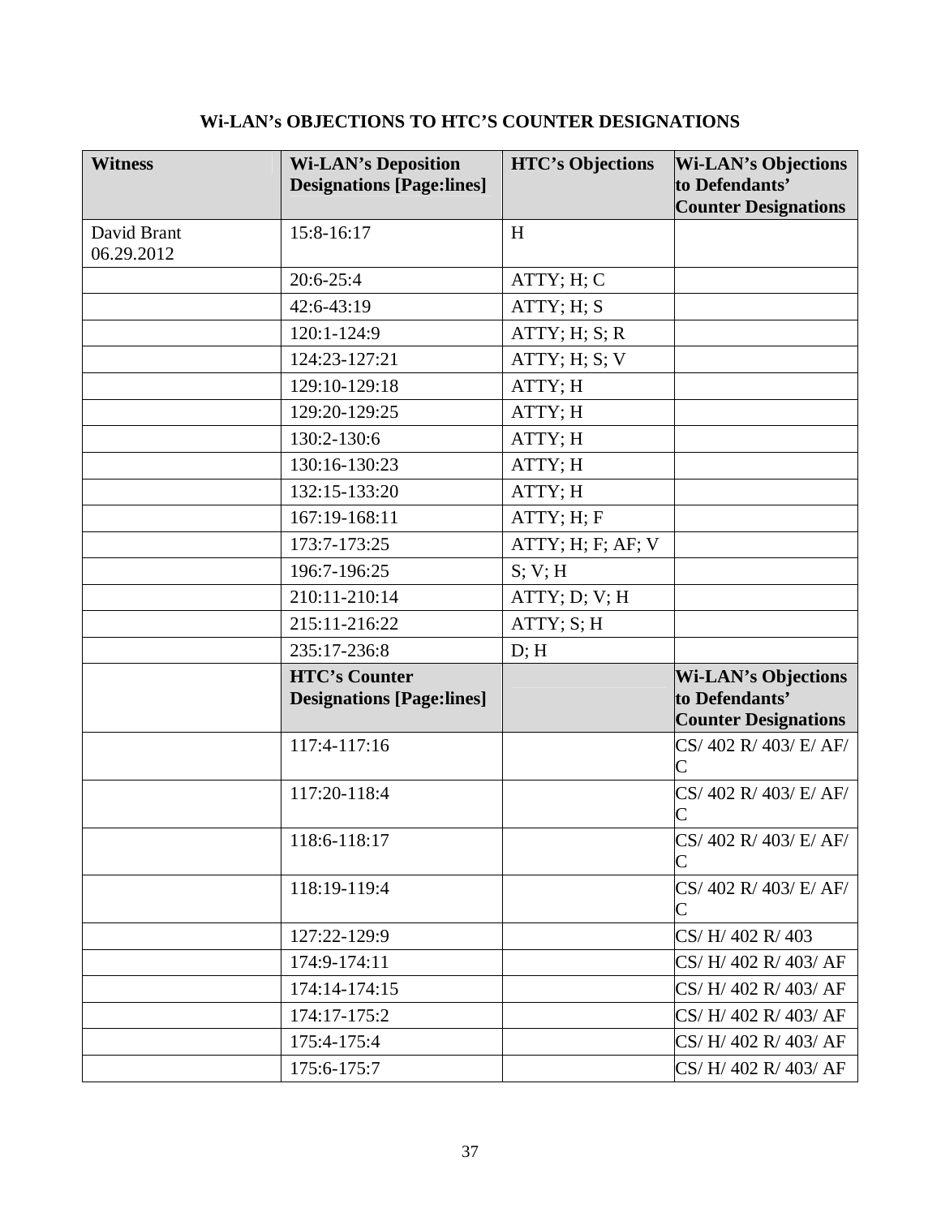## Wi-LAN's OBJECTIONS TO HTC'S COUNTER DESIGNATIONS

| **Witness** | **Wi-LAN's Deposition Designations [Page:lines]** | **HTC's Objections** | **Wi-LAN's Objections to Defendants' Counter Designations** |
|---|---|---|---|
| David Brant 06.29.2012 | 15:8-16:17 | H | |
| | 20:6-25:4 | ATTY; H; C | |
| | 42:6-43:19 | ATTY; H; S | |
| | 120:1-124:9 | ATTY; H; S; R | |
| | 124:23-127:21 | ATTY; H; S; V | |
| | 129:10-129:18 | ATTY; H | |
| | 129:20-129:25 | ATTY; H | |
| | 130:2-130:6 | ATTY; H | |
| | 130:16-130:23 | ATTY; H | |
| | 132:15-133:20 | ATTY; H | |
| | 167:19-168:11 | ATTY; H; F | |
| | 173:7-173:25 | ATTY; H; F; AF; V | |
| | 196:7-196:25 | S; V; H | |
| | 210:11-210:14 | ATTY; D; V; H | |
| | 215:11-216:22 | ATTY; S; H | |
| | 235:17-236:8 | D; H | |
| | **HTC's Counter Designations [Page:lines]** | | **Wi-LAN's Objections to Defendants' Counter Designations** |
| | 117:4-117:16 | | CS/ 402 R/ 403/ E/ AF/ C |
| | 117:20-118:4 | | CS/ 402 R/ 403/ E/ AF/ C |
| | 118:6-118:17 | | CS/ 402 R/ 403/ E/ AF/ C |
| | 118:19-119:4 | | CS/ 402 R/ 403/ E/ AF/ C |
| | 127:22-129:9 | | CS/ H/ 402 R/ 403 |
| | 174:9-174:11 | | CS/ H/ 402 R/ 403/ AF |
| | 174:14-174:15 | | CS/ H/ 402 R/ 403/ AF |
| | 174:17-175:2 | | CS/ H/ 402 R/ 403/ AF |
| | 175:4-175:4 | | CS/ H/ 402 R/ 403/ AF |
| | 175:6-175:7 | | CS/ H/ 402 R/ 403/ AF |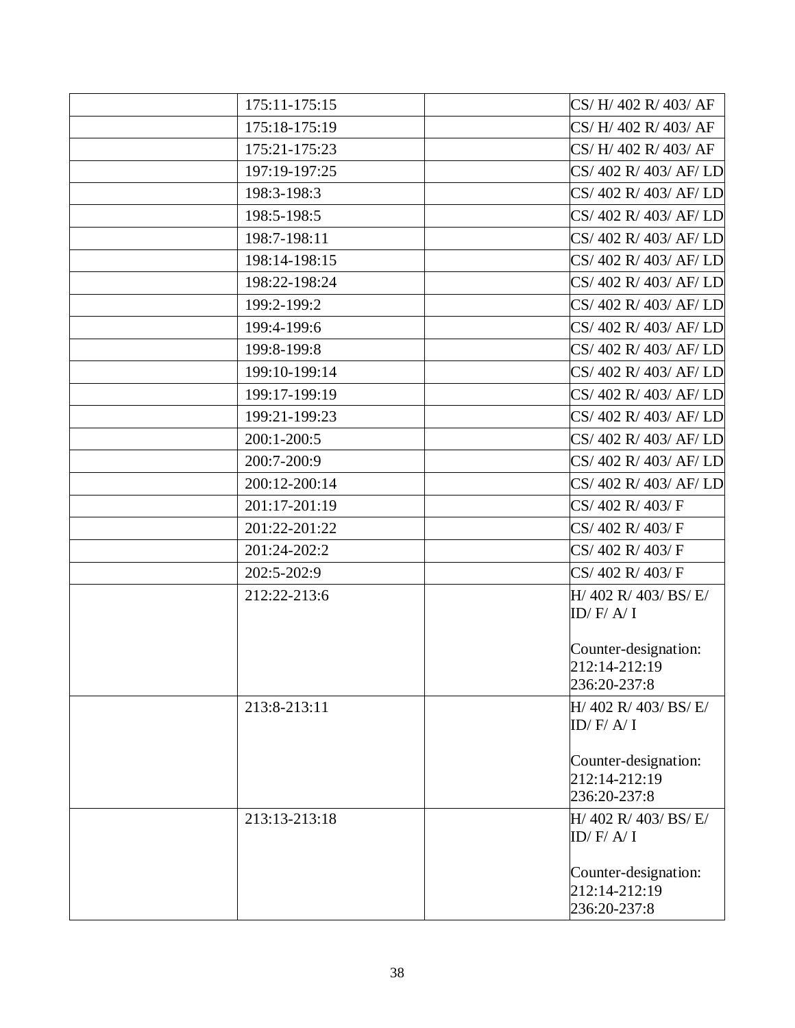| | | | |
|---|---|---|---|
| | 175:11-175:15 | | CS/ H/ 402 R/ 403/ AF |
| | 175:18-175:19 | | CS/ H/ 402 R/ 403/ AF |
| | 175:21-175:23 | | CS/ H/ 402 R/ 403/ AF |
| | 197:19-197:25 | | CS/ 402 R/ 403/ AF/ LD |
| | 198:3-198:3 | | CS/ 402 R/ 403/ AF/ LD |
| | 198:5-198:5 | | CS/ 402 R/ 403/ AF/ LD |
| | 198:7-198:11 | | CS/ 402 R/ 403/ AF/ LD |
| | 198:14-198:15 | | CS/ 402 R/ 403/ AF/ LD |
| | 198:22-198:24 | | CS/ 402 R/ 403/ AF/ LD |
| | 199:2-199:2 | | CS/ 402 R/ 403/ AF/ LD |
| | 199:4-199:6 | | CS/ 402 R/ 403/ AF/ LD |
| | 199:8-199:8 | | CS/ 402 R/ 403/ AF/ LD |
| | 199:10-199:14 | | CS/ 402 R/ 403/ AF/ LD |
| | 199:17-199:19 | | CS/ 402 R/ 403/ AF/ LD |
| | 199:21-199:23 | | CS/ 402 R/ 403/ AF/ LD |
| | 200:1-200:5 | | CS/ 402 R/ 403/ AF/ LD |
| | 200:7-200:9 | | CS/ 402 R/ 403/ AF/ LD |
| | 200:12-200:14 | | CS/ 402 R/ 403/ AF/ LD |
| | 201:17-201:19 | | CS/ 402 R/ 403/ F |
| | 201:22-201:22 | | CS/ 402 R/ 403/ F |
| | 201:24-202:2 | | CS/ 402 R/ 403/ F |
| | 202:5-202:9 | | CS/ 402 R/ 403/ F |
| | 212:22-213:6 | | H/ 402 R/ 403/ BS/ E/ ID/ F/ A/ I<br><br>Counter-designation:<br>212:14-212:19<br>236:20-237:8 |
| | 213:8-213:11 | | H/ 402 R/ 403/ BS/ E/ ID/ F/ A/ I<br><br>Counter-designation:<br>212:14-212:19<br>236:20-237:8 |
| | 213:13-213:18 | | H/ 402 R/ 403/ BS/ E/ ID/ F/ A/ I<br><br>Counter-designation:<br>212:14-212:19<br>236:20-237:8 |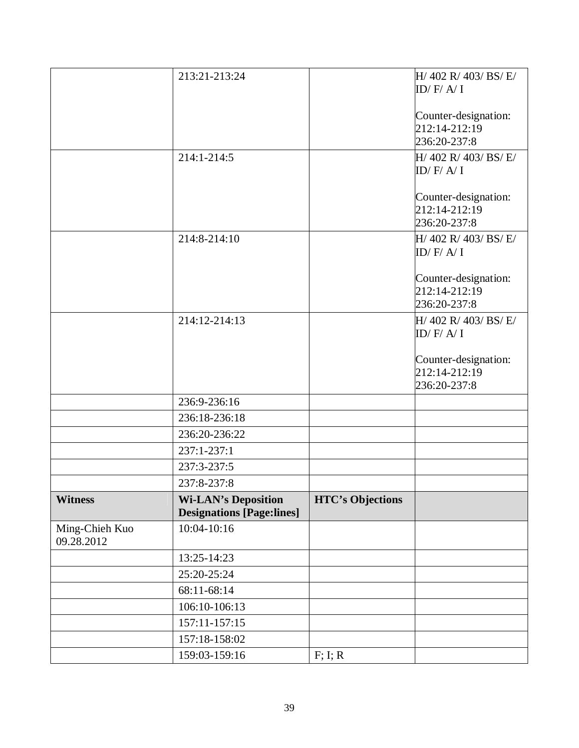| | | | |
|---|---|---|---|
| | 213:21-213:24 | | H/ 402 R/ 403/ BS/ E/ ID/ F/ A/ I<br><br>Counter-designation:<br>212:14-212:19<br>236:20-237:8 |
| | 214:1-214:5 | | H/ 402 R/ 403/ BS/ E/ ID/ F/ A/ I<br><br>Counter-designation:<br>212:14-212:19<br>236:20-237:8 |
| | 214:8-214:10 | | H/ 402 R/ 403/ BS/ E/ ID/ F/ A/ I<br><br>Counter-designation:<br>212:14-212:19<br>236:20-237:8 |
| | 214:12-214:13 | | H/ 402 R/ 403/ BS/ E/ ID/ F/ A/ I<br><br>Counter-designation:<br>212:14-212:19<br>236:20-237:8 |
| | 236:9-236:16 | | |
| | 236:18-236:18 | | |
| | 236:20-236:22 | | |
| | 237:1-237:1 | | |
| | 237:3-237:5 | | |
| | 237:8-237:8 | | |
| **Witness** | **Wi-LAN's Deposition Designations [Page:lines]** | **HTC's Objections** | |
| Ming-Chieh Kuo 09.28.2012 | 10:04-10:16 | | |
| | 13:25-14:23 | | |
| | 25:20-25:24 | | |
| | 68:11-68:14 | | |
| | 106:10-106:13 | | |
| | 157:11-157:15 | | |
| | 157:18-158:02 | | |
| | 159:03-159:16 | F; I; R | |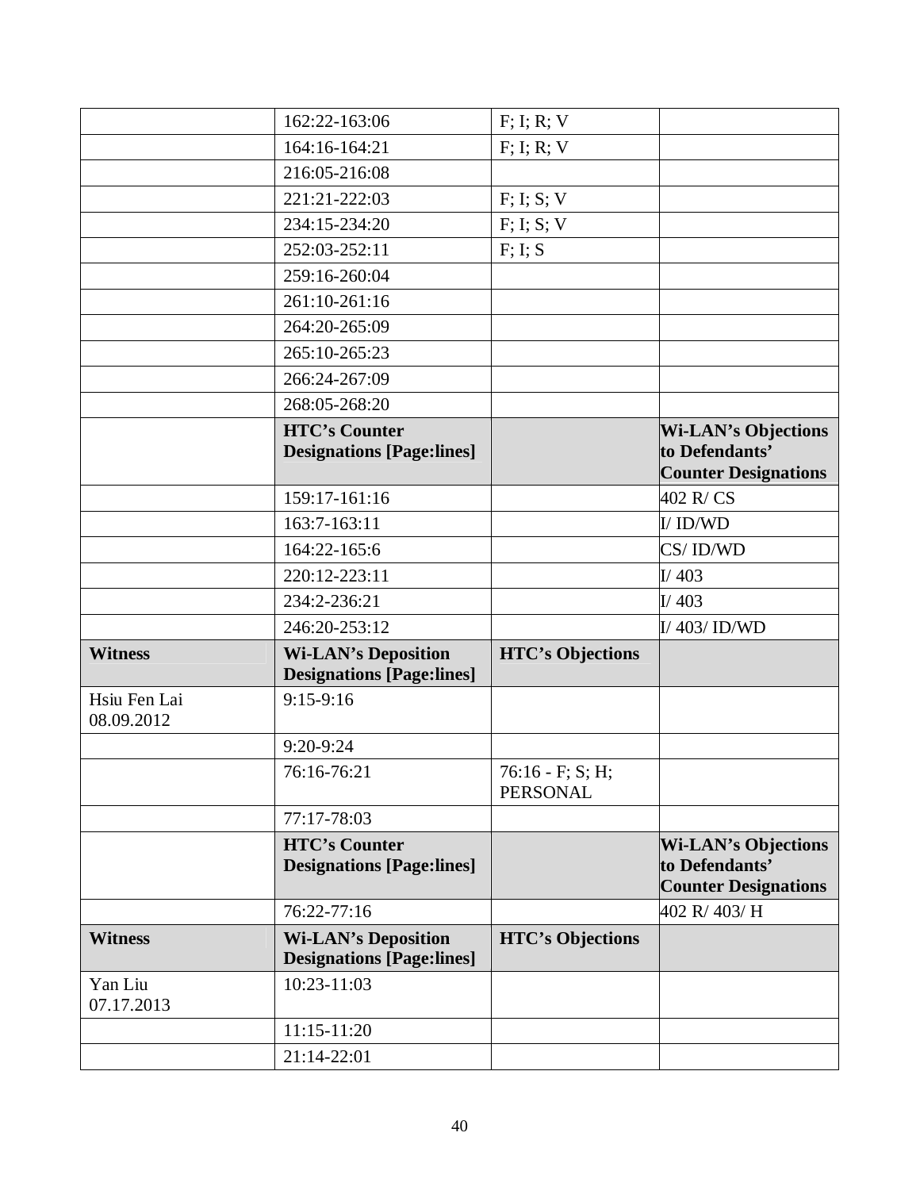| | | | |
|---|---|---|---|
| | 162:22-163:06 | F; I; R; V | |
| | 164:16-164:21 | F; I; R; V | |
| | 216:05-216:08 | | |
| | 221:21-222:03 | F; I; S; V | |
| | 234:15-234:20 | F; I; S; V | |
| | 252:03-252:11 | F; I; S | |
| | 259:16-260:04 | | |
| | 261:10-261:16 | | |
| | 264:20-265:09 | | |
| | 265:10-265:23 | | |
| | 266:24-267:09 | | |
| | 268:05-268:20 | | |
| | **HTC's Counter Designations [Page:lines]** | | **Wi-LAN's Objections to Defendants' Counter Designations** |
| | 159:17-161:16 | | 402 R/ CS |
| | 163:7-163:11 | | I/ ID/WD |
| | 164:22-165:6 | | CS/ ID/WD |
| | 220:12-223:11 | | I/ 403 |
| | 234:2-236:21 | | I/ 403 |
| | 246:20-253:12 | | I/ 403/ ID/WD |
| **Witness** | **Wi-LAN's Deposition Designations [Page:lines]** | **HTC's Objections** | |
| Hsiu Fen Lai 08.09.2012 | 9:15-9:16 | | |
| | 9:20-9:24 | | |
| | 76:16-76:21 | 76:16 - F; S; H; PERSONAL | |
| | 77:17-78:03 | | |
| | **HTC's Counter Designations [Page:lines]** | | **Wi-LAN's Objections to Defendants' Counter Designations** |
| | 76:22-77:16 | | 402 R/ 403/ H |
| **Witness** | **Wi-LAN's Deposition Designations [Page:lines]** | **HTC's Objections** | |
| Yan Liu 07.17.2013 | 10:23-11:03 | | |
| | 11:15-11:20 | | |
| | 21:14-22:01 | | |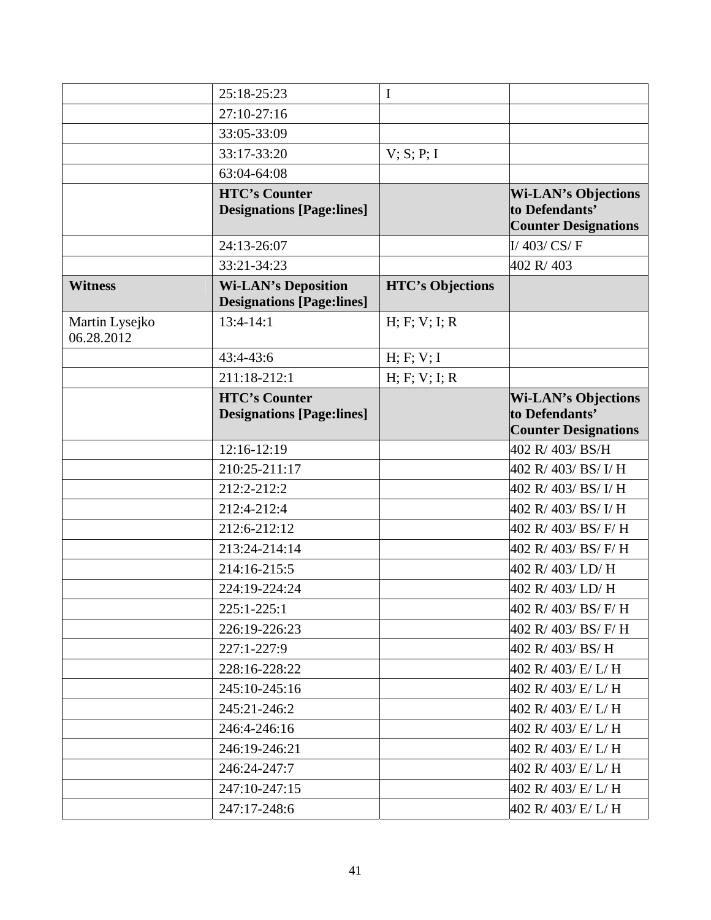| | | | |
|---|---|---|---|
| | 25:18-25:23 | I | |
| | 27:10-27:16 | | |
| | 33:05-33:09 | | |
| | 33:17-33:20 | V; S; P; I | |
| | 63:04-64:08 | | |
| | **HTC's Counter Designations [Page:lines]** | | **Wi-LAN's Objections to Defendants' Counter Designations** |
| | 24:13-26:07 | | I/ 403/ CS/ F |
| | 33:21-34:23 | | 402 R/ 403 |
| **Witness** | **Wi-LAN's Deposition Designations [Page:lines]** | **HTC's Objections** | |
| Martin Lysejko 06.28.2012 | 13:4-14:1 | H; F; V; I; R | |
| | 43:4-43:6 | H; F; V; I | |
| | 211:18-212:1 | H; F; V; I; R | |
| | **HTC's Counter Designations [Page:lines]** | | **Wi-LAN's Objections to Defendants' Counter Designations** |
| | 12:16-12:19 | | 402 R/ 403/ BS/H |
| | 210:25-211:17 | | 402 R/ 403/ BS/ I/ H |
| | 212:2-212:2 | | 402 R/ 403/ BS/ I/ H |
| | 212:4-212:4 | | 402 R/ 403/ BS/ I/ H |
| | 212:6-212:12 | | 402 R/ 403/ BS/ F/ H |
| | 213:24-214:14 | | 402 R/ 403/ BS/ F/ H |
| | 214:16-215:5 | | 402 R/ 403/ LD/ H |
| | 224:19-224:24 | | 402 R/ 403/ LD/ H |
| | 225:1-225:1 | | 402 R/ 403/ BS/ F/ H |
| | 226:19-226:23 | | 402 R/ 403/ BS/ F/ H |
| | 227:1-227:9 | | 402 R/ 403/ BS/ H |
| | 228:16-228:22 | | 402 R/ 403/ E/ L/ H |
| | 245:10-245:16 | | 402 R/ 403/ E/ L/ H |
| | 245:21-246:2 | | 402 R/ 403/ E/ L/ H |
| | 246:4-246:16 | | 402 R/ 403/ E/ L/ H |
| | 246:19-246:21 | | 402 R/ 403/ E/ L/ H |
| | 246:24-247:7 | | 402 R/ 403/ E/ L/ H |
| | 247:10-247:15 | | 402 R/ 403/ E/ L/ H |
| | 247:17-248:6 | | 402 R/ 403/ E/ L/ H |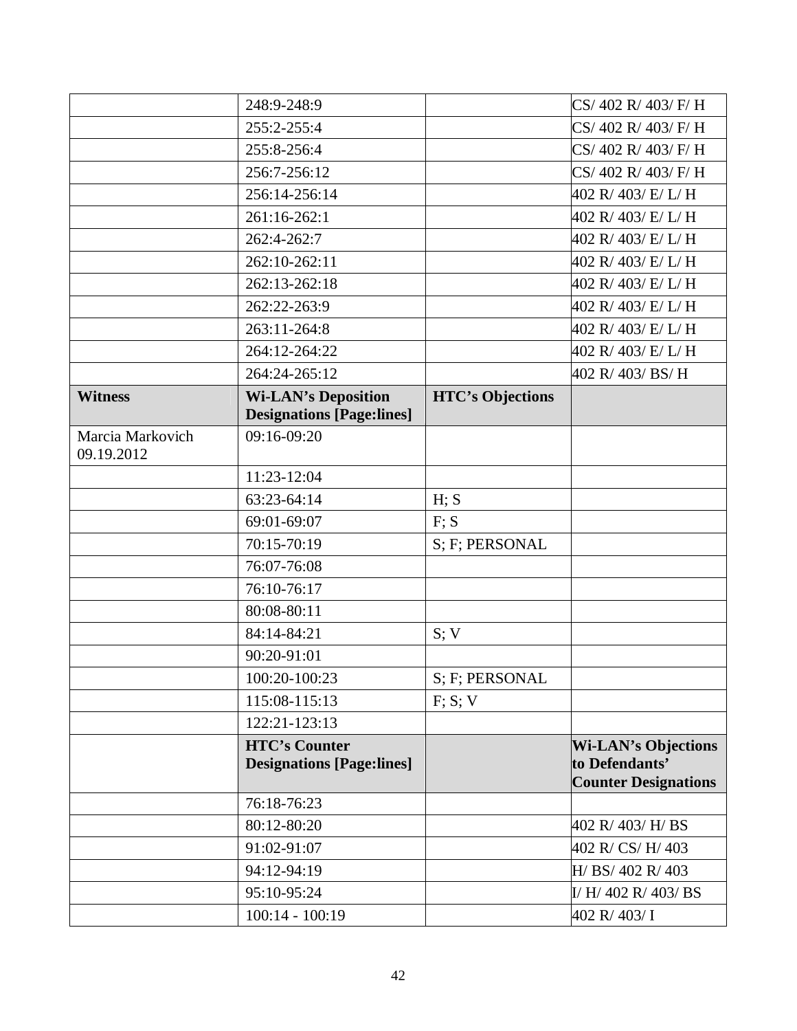| | | | |
|---|---|---|---|
| | 248:9-248:9 | | CS/ 402 R/ 403/ F/ H |
| | 255:2-255:4 | | CS/ 402 R/ 403/ F/ H |
| | 255:8-256:4 | | CS/ 402 R/ 403/ F/ H |
| | 256:7-256:12 | | CS/ 402 R/ 403/ F/ H |
| | 256:14-256:14 | | 402 R/ 403/ E/ L/ H |
| | 261:16-262:1 | | 402 R/ 403/ E/ L/ H |
| | 262:4-262:7 | | 402 R/ 403/ E/ L/ H |
| | 262:10-262:11 | | 402 R/ 403/ E/ L/ H |
| | 262:13-262:18 | | 402 R/ 403/ E/ L/ H |
| | 262:22-263:9 | | 402 R/ 403/ E/ L/ H |
| | 263:11-264:8 | | 402 R/ 403/ E/ L/ H |
| | 264:12-264:22 | | 402 R/ 403/ E/ L/ H |
| | 264:24-265:12 | | 402 R/ 403/ BS/ H |
| **Witness** | **Wi-LAN's Deposition Designations [Page:lines]** | **HTC's Objections** | |
| Marcia Markovich 09.19.2012 | 09:16-09:20 | | |
| | 11:23-12:04 | | |
| | 63:23-64:14 | H; S | |
| | 69:01-69:07 | F; S | |
| | 70:15-70:19 | S; F; PERSONAL | |
| | 76:07-76:08 | | |
| | 76:10-76:17 | | |
| | 80:08-80:11 | | |
| | 84:14-84:21 | S; V | |
| | 90:20-91:01 | | |
| | 100:20-100:23 | S; F; PERSONAL | |
| | 115:08-115:13 | F; S; V | |
| | 122:21-123:13 | | |
| | **HTC's Counter Designations [Page:lines]** | | **Wi-LAN's Objections to Defendants' Counter Designations** |
| | 76:18-76:23 | | |
| | 80:12-80:20 | | 402 R/ 403/ H/ BS |
| | 91:02-91:07 | | 402 R/ CS/ H/ 403 |
| | 94:12-94:19 | | H/ BS/ 402 R/ 403 |
| | 95:10-95:24 | | I/ H/ 402 R/ 403/ BS |
| | 100:14 - 100:19 | | 402 R/ 403/ I |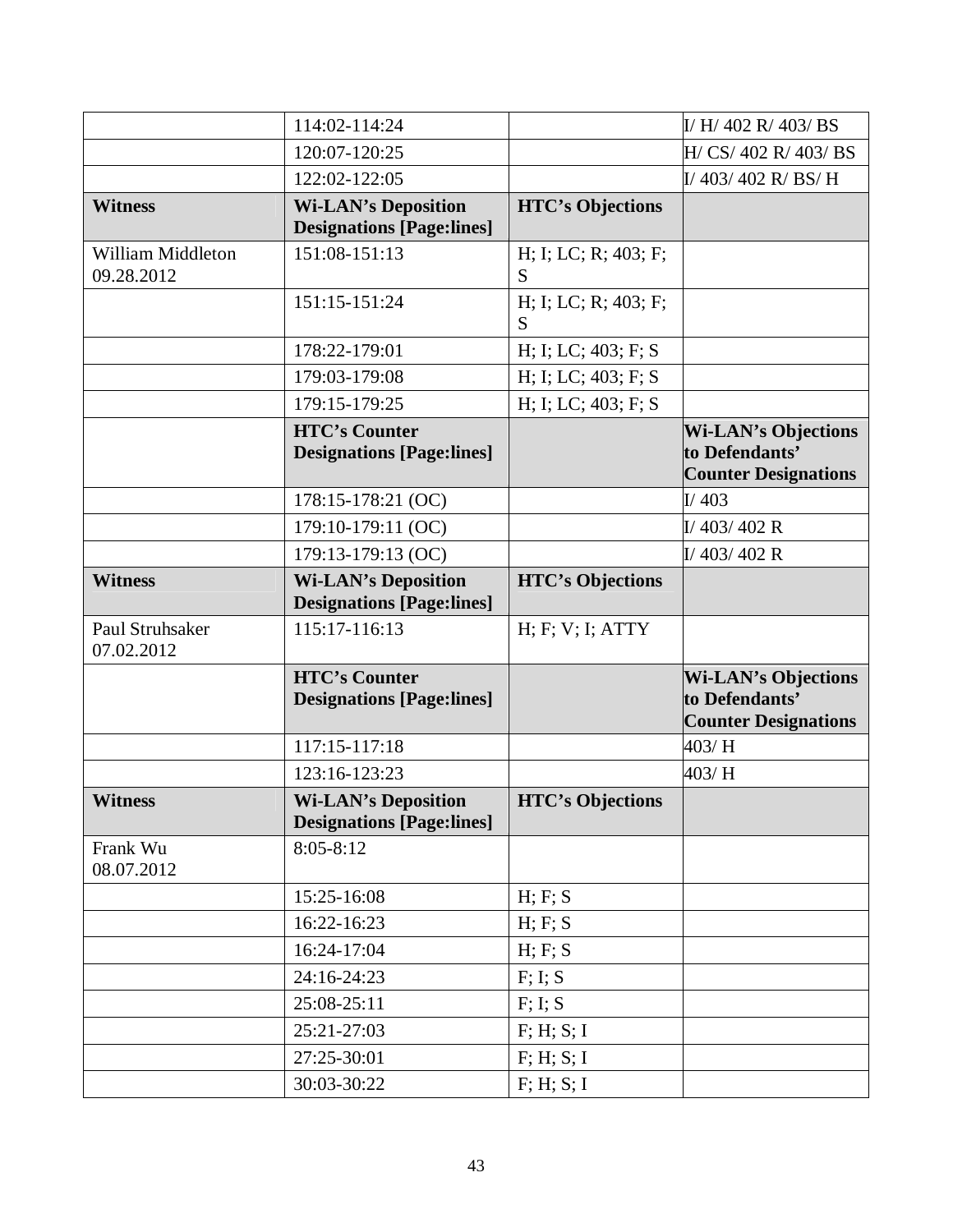| | | | |
|---|---|---|---|
| | 114:02-114:24 | | I/ H/ 402 R/ 403/ BS |
| | 120:07-120:25 | | H/ CS/ 402 R/ 403/ BS |
| | 122:02-122:05 | | I/ 403/ 402 R/ BS/ H |
| **Witness** | **Wi-LAN's Deposition Designations [Page:lines]** | **HTC's Objections** | |
| William Middleton 09.28.2012 | 151:08-151:13 | H; I; LC; R; 403; F; S | |
| | 151:15-151:24 | H; I; LC; R; 403; F; S | |
| | 178:22-179:01 | H; I; LC; 403; F; S | |
| | 179:03-179:08 | H; I; LC; 403; F; S | |
| | 179:15-179:25 | H; I; LC; 403; F; S | |
| | **HTC's Counter Designations [Page:lines]** | | **Wi-LAN's Objections to Defendants' Counter Designations** |
| | 178:15-178:21 (OC) | | I/ 403 |
| | 179:10-179:11 (OC) | | I/ 403/ 402 R |
| | 179:13-179:13 (OC) | | I/ 403/ 402 R |
| **Witness** | **Wi-LAN's Deposition Designations [Page:lines]** | **HTC's Objections** | |
| Paul Struhsaker 07.02.2012 | 115:17-116:13 | H; F; V; I; ATTY | |
| | **HTC's Counter Designations [Page:lines]** | | **Wi-LAN's Objections to Defendants' Counter Designations** |
| | 117:15-117:18 | | 403/ H |
| | 123:16-123:23 | | 403/ H |
| **Witness** | **Wi-LAN's Deposition Designations [Page:lines]** | **HTC's Objections** | |
| Frank Wu 08.07.2012 | 8:05-8:12 | | |
| | 15:25-16:08 | H; F; S | |
| | 16:22-16:23 | H; F; S | |
| | 16:24-17:04 | H; F; S | |
| | 24:16-24:23 | F; I; S | |
| | 25:08-25:11 | F; I; S | |
| | 25:21-27:03 | F; H; S; I | |
| | 27:25-30:01 | F; H; S; I | |
| | 30:03-30:22 | F; H; S; I | |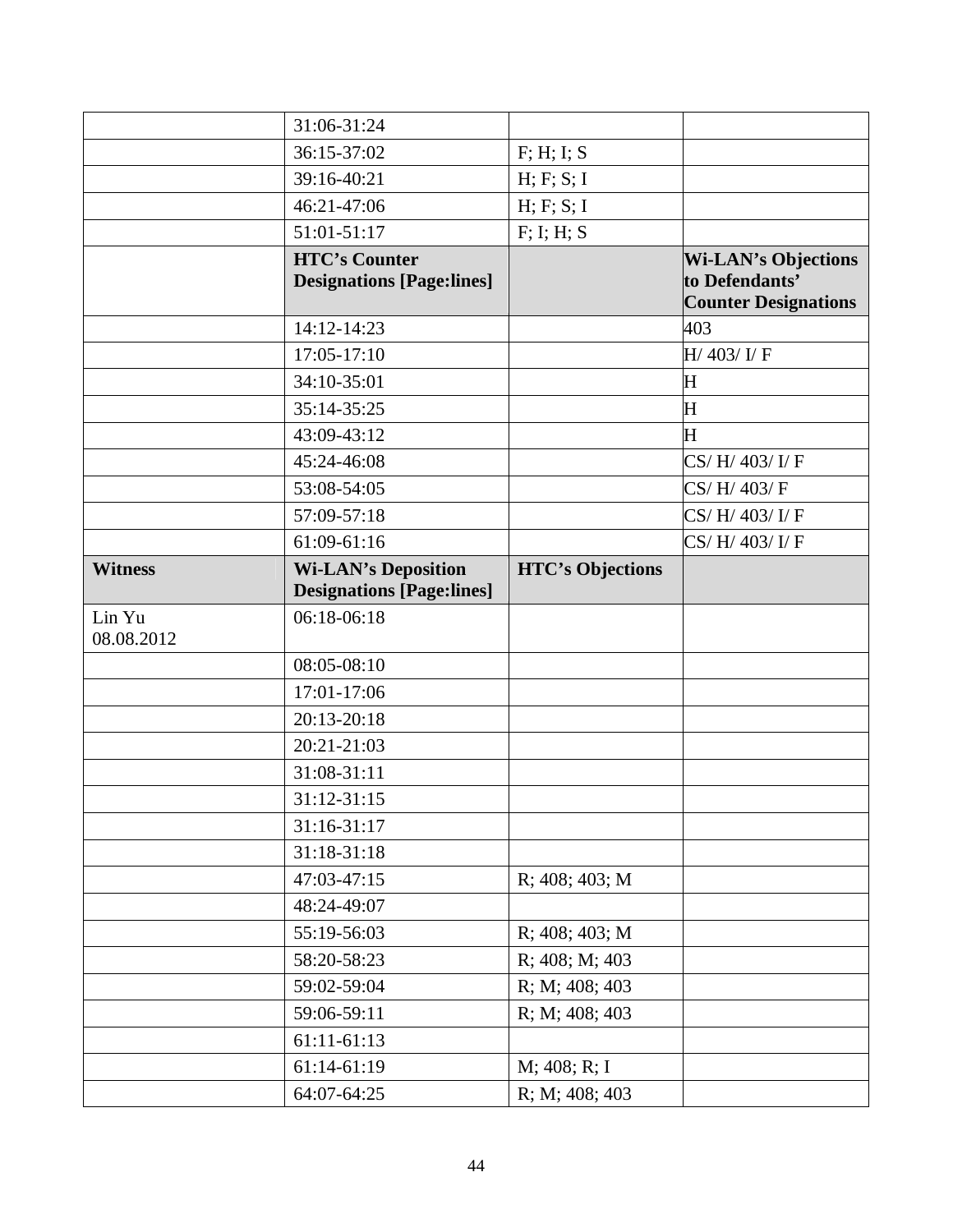| | | | |
|---|---|---|---|
| | 31:06-31:24 | | |
| | 36:15-37:02 | F; H; I; S | |
| | 39:16-40:21 | H; F; S; I | |
| | 46:21-47:06 | H; F; S; I | |
| | 51:01-51:17 | F; I; H; S | |
| | **HTC's Counter Designations [Page:lines]** | | **Wi-LAN's Objections to Defendants' Counter Designations** |
| | 14:12-14:23 | | 403 |
| | 17:05-17:10 | | H/ 403/ I/ F |
| | 34:10-35:01 | | H |
| | 35:14-35:25 | | H |
| | 43:09-43:12 | | H |
| | 45:24-46:08 | | CS/ H/ 403/ I/ F |
| | 53:08-54:05 | | CS/ H/ 403/ F |
| | 57:09-57:18 | | CS/ H/ 403/ I/ F |
| | 61:09-61:16 | | CS/ H/ 403/ I/ F |
| **Witness** | **Wi-LAN's Deposition Designations [Page:lines]** | **HTC's Objections** | |
| Lin Yu 08.08.2012 | 06:18-06:18 | | |
| | 08:05-08:10 | | |
| | 17:01-17:06 | | |
| | 20:13-20:18 | | |
| | 20:21-21:03 | | |
| | 31:08-31:11 | | |
| | 31:12-31:15 | | |
| | 31:16-31:17 | | |
| | 31:18-31:18 | | |
| | 47:03-47:15 | R; 408; 403; M | |
| | 48:24-49:07 | | |
| | 55:19-56:03 | R; 408; 403; M | |
| | 58:20-58:23 | R; 408; M; 403 | |
| | 59:02-59:04 | R; M; 408; 403 | |
| | 59:06-59:11 | R; M; 408; 403 | |
| | 61:11-61:13 | | |
| | 61:14-61:19 | M; 408; R; I | |
| | 64:07-64:25 | R; M; 408; 403 | |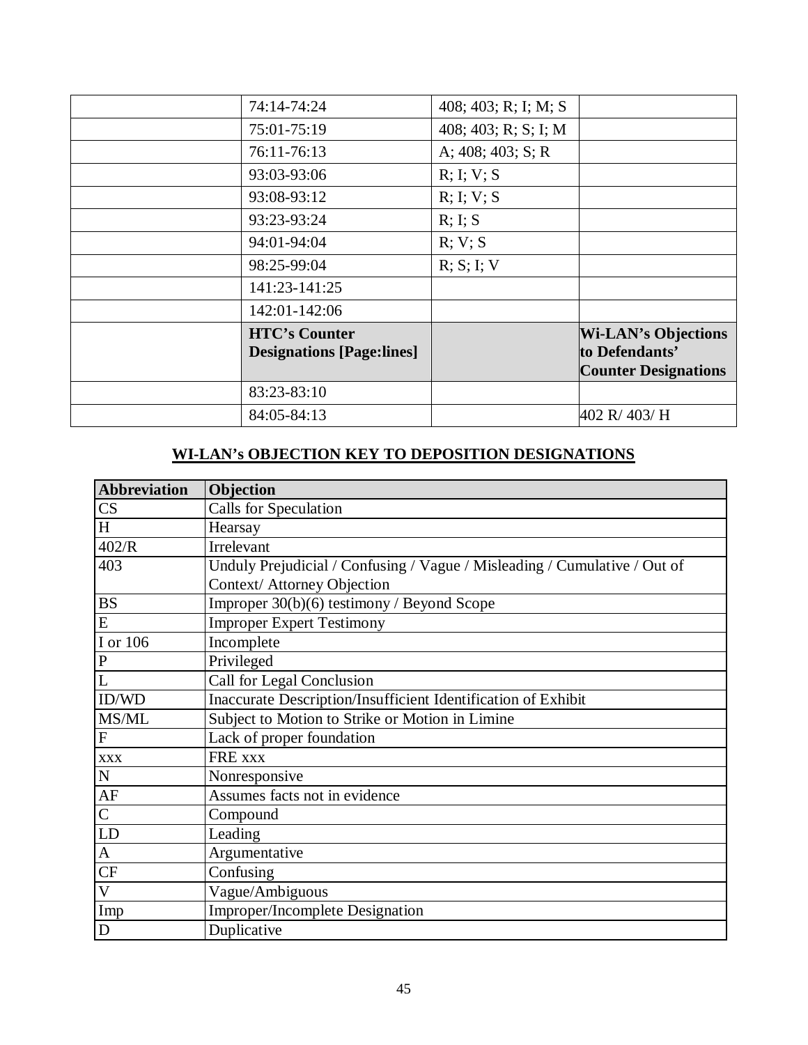| | | | |
|---|---|---|---|
| | 74:14-74:24 | 408; 403; R; I; M; S | |
| | 75:01-75:19 | 408; 403; R; S; I; M | |
| | 76:11-76:13 | A; 408; 403; S; R | |
| | 93:03-93:06 | R; I; V; S | |
| | 93:08-93:12 | R; I; V; S | |
| | 93:23-93:24 | R; I; S | |
| | 94:01-94:04 | R; V; S | |
| | 98:25-99:04 | R; S; I; V | |
| | 141:23-141:25 | | |
| | 142:01-142:06 | | |
| | **HTC's Counter Designations [Page:lines]** | | **Wi-LAN's Objections to Defendants' Counter Designations** |
| | 83:23-83:10 | | |
| | 84:05-84:13 | | 402 R/ 403/ H |

## WI-LAN's OBJECTION KEY TO DEPOSITION DESIGNATIONS

| Abbreviation | Objection |
|---|---|
| CS | Calls for Speculation |
| H | Hearsay |
| 402/R | Irrelevant |
| 403 | Unduly Prejudicial / Confusing / Vague / Misleading / Cumulative / Out of Context/ Attorney Objection |
| BS | Improper 30(b)(6) testimony / Beyond Scope |
| E | Improper Expert Testimony |
| I or 106 | Incomplete |
| P | Privileged |
| L | Call for Legal Conclusion |
| ID/WD | Inaccurate Description/Insufficient Identification of Exhibit |
| MS/ML | Subject to Motion to Strike or Motion in Limine |
| F | Lack of proper foundation |
| xxx | FRE xxx |
| N | Nonresponsive |
| AF | Assumes facts not in evidence |
| C | Compound |
| LD | Leading |
| A | Argumentative |
| CF | Confusing |
| V | Vague/Ambiguous |
| Imp | Improper/Incomplete Designation |
| D | Duplicative |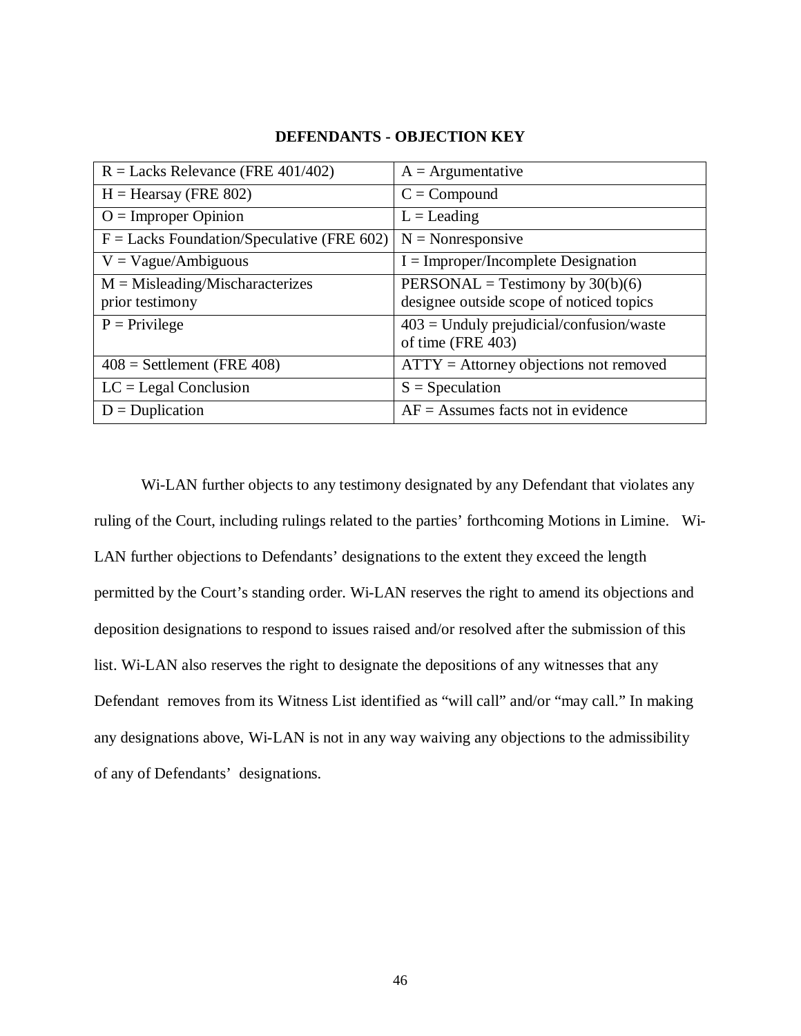**DEFENDANTS - OBJECTION KEY**

| | |
|---|---|
| R = Lacks Relevance (FRE 401/402) | A = Argumentative |
| H = Hearsay (FRE 802) | C = Compound |
| O = Improper Opinion | L = Leading |
| F = Lacks Foundation/Speculative (FRE 602) | N = Nonresponsive |
| V = Vague/Ambiguous | I = Improper/Incomplete Designation |
| M = Misleading/Mischaracterizes prior testimony | PERSONAL = Testimony by 30(b)(6) designee outside scope of noticed topics |
| P = Privilege | 403 = Unduly prejudicial/confusion/waste of time (FRE 403) |
| 408 = Settlement (FRE 408) | ATTY = Attorney objections not removed |
| LC = Legal Conclusion | S = Speculation |
| D = Duplication | AF = Assumes facts not in evidence |

Wi-LAN further objects to any testimony designated by any Defendant that violates any ruling of the Court, including rulings related to the parties' forthcoming Motions in Limine. Wi-LAN further objections to Defendants' designations to the extent they exceed the length permitted by the Court's standing order. Wi-LAN reserves the right to amend its objections and deposition designations to respond to issues raised and/or resolved after the submission of this list. Wi-LAN also reserves the right to designate the depositions of any witnesses that any Defendant removes from its Witness List identified as "will call" and/or "may call." In making any designations above, Wi-LAN is not in any way waiving any objections to the admissibility of any of Defendants' designations.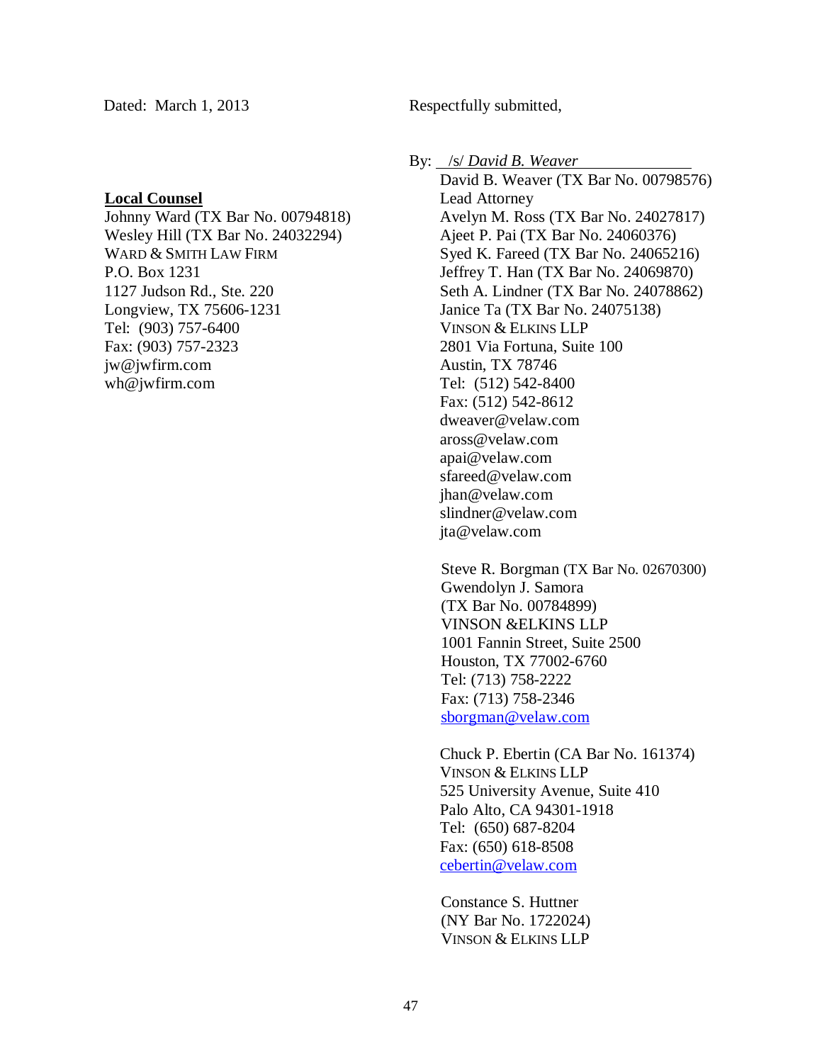Dated: March 1, 2013

Respectfully submitted,

By: /s/ *David B. Weaver*

David B. Weaver (TX Bar No. 00798576)
Lead Attorney
Avelyn M. Ross (TX Bar No. 24027817)
Ajeet P. Pai (TX Bar No. 24060376)
Syed K. Fareed (TX Bar No. 24065216)
Jeffrey T. Han (TX Bar No. 24069870)
Seth A. Lindner (TX Bar No. 24078862)
Janice Ta (TX Bar No. 24075138)
VINSON & ELKINS LLP
2801 Via Fortuna, Suite 100
Austin, TX 78746
Tel: (512) 542-8400
Fax: (512) 542-8612
dweaver@velaw.com
aross@velaw.com
apai@velaw.com
sfareed@velaw.com
jhan@velaw.com
slindner@velaw.com
jta@velaw.com

Steve R. Borgman (TX Bar No. 02670300)
Gwendolyn J. Samora
(TX Bar No. 00784899)
VINSON &ELKINS LLP
1001 Fannin Street, Suite 2500
Houston, TX 77002-6760
Tel: (713) 758-2222
Fax: (713) 758-2346
sborgman@velaw.com

Chuck P. Ebertin (CA Bar No. 161374)
VINSON & ELKINS LLP
525 University Avenue, Suite 410
Palo Alto, CA 94301-1918
Tel: (650) 687-8204
Fax: (650) 618-8508
cebertin@velaw.com

Constance S. Huttner
(NY Bar No. 1722024)
VINSON & ELKINS LLP

**Local Counsel**

Johnny Ward (TX Bar No. 00794818)
Wesley Hill (TX Bar No. 24032294)
WARD & SMITH LAW FIRM
P.O. Box 1231
1127 Judson Rd., Ste. 220
Longview, TX 75606-1231
Tel: (903) 757-6400
Fax: (903) 757-2323
jw@jwfirm.com
wh@jwfirm.com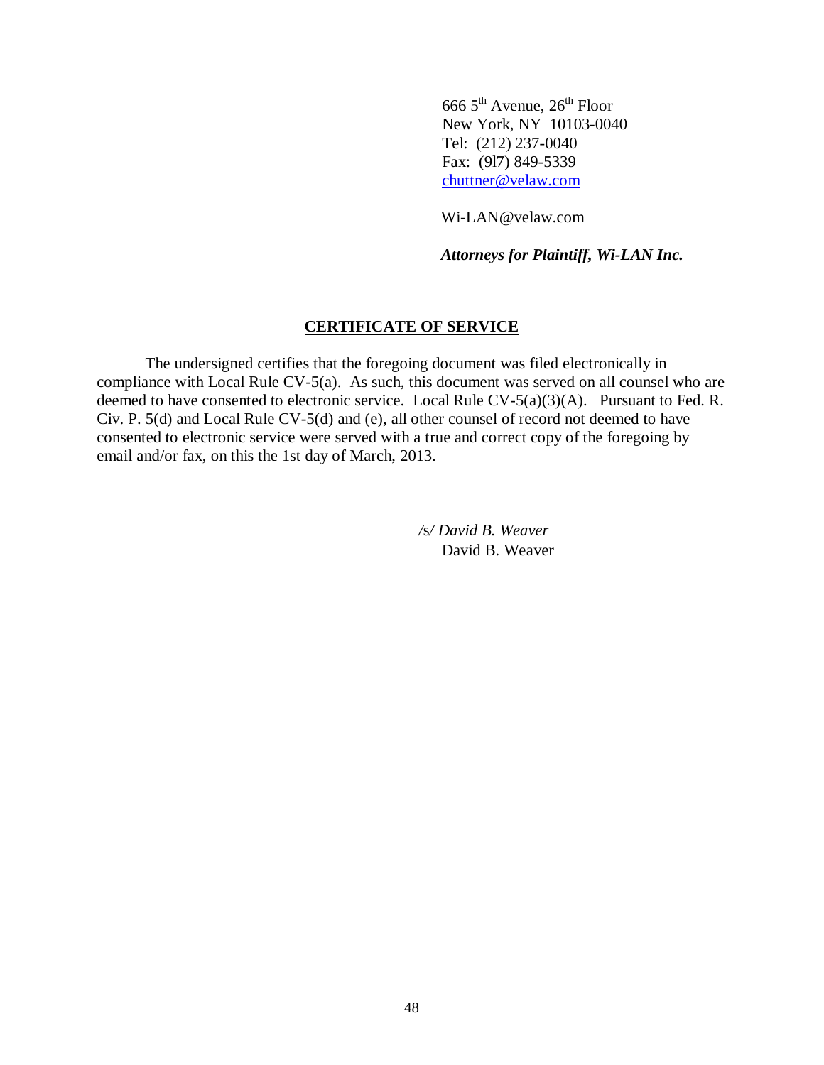666 5th Avenue, 26th Floor
New York, NY 10103-0040
Tel: (212) 237-0040
Fax: (9l7) 849-5339
chuttner@velaw.com

Wi-LAN@velaw.com

***Attorneys for Plaintiff, Wi-LAN Inc.***

## CERTIFICATE OF SERVICE

The undersigned certifies that the foregoing document was filed electronically in compliance with Local Rule CV-5(a). As such, this document was served on all counsel who are deemed to have consented to electronic service. Local Rule CV-5(a)(3)(A). Pursuant to Fed. R. Civ. P. 5(d) and Local Rule CV-5(d) and (e), all other counsel of record not deemed to have consented to electronic service were served with a true and correct copy of the foregoing by email and/or fax, on this the 1st day of March, 2013.

*/s/ David B. Weaver*
David B. Weaver